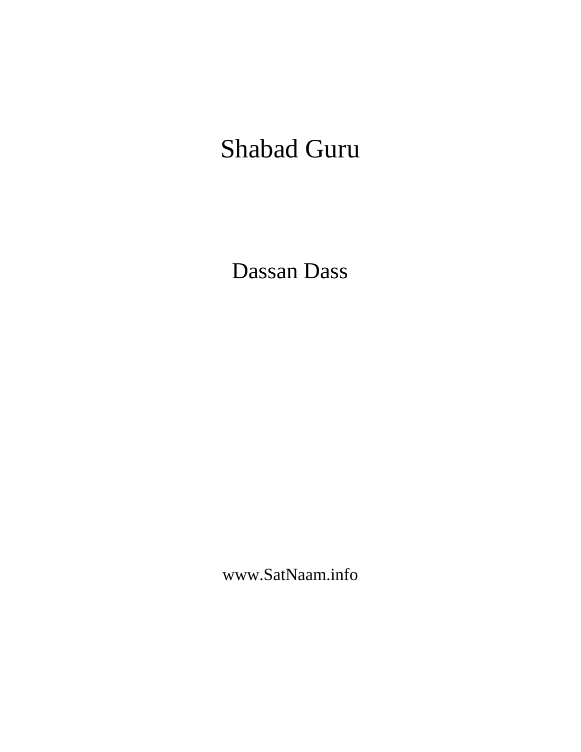# Shabad Guru

Dassan Dass

www.SatNaam.info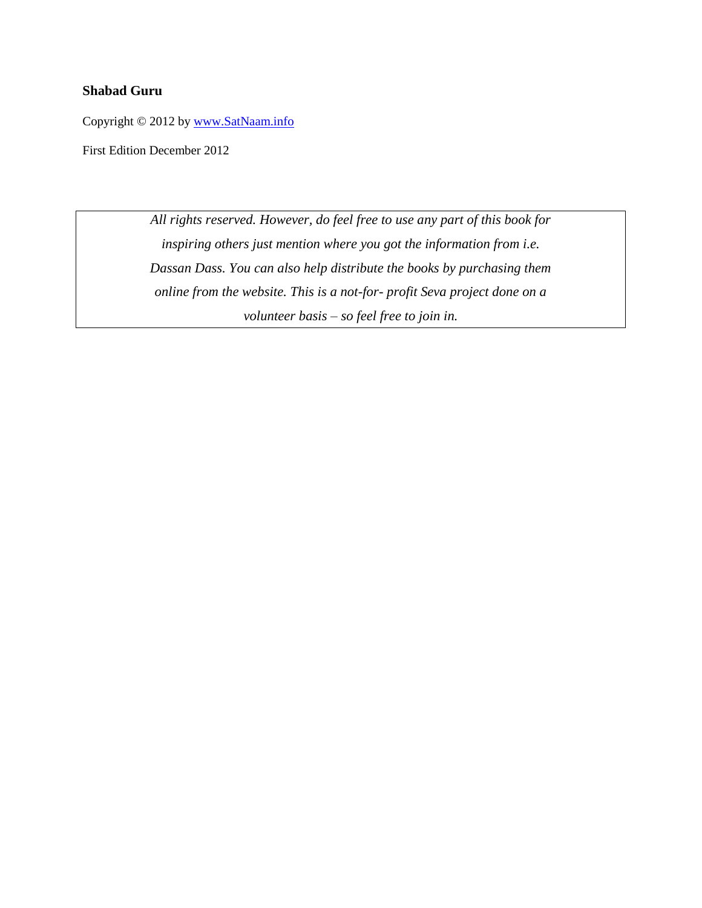**Shabad Guru**

Copyright © 2012 by [www.SatNaam.info](http://www.SatNaam.info)

First Edition December 2012

*All rights reserved. However, do feel free to use any part of this book for inspiring others just mention where you got the information from i.e. Dassan Dass. You can also help distribute the books by purchasing them online from the website. This is a not-for- profit Seva project done on a volunteer basis – so feel free to join in.*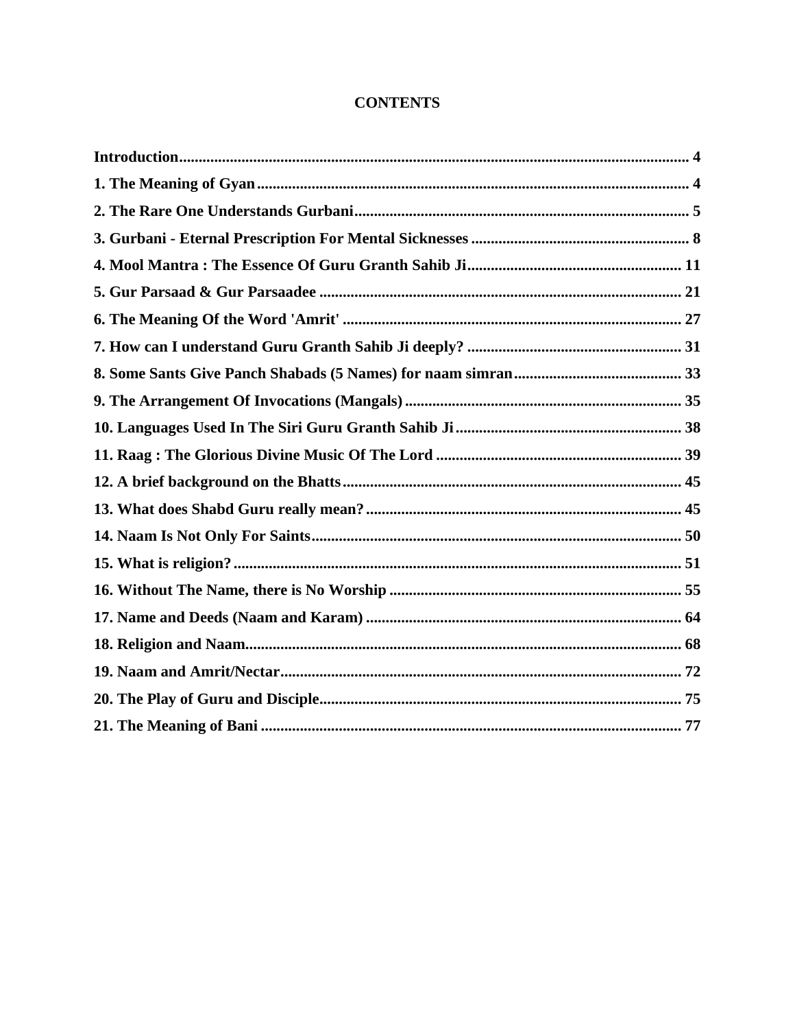# CONTENTS

**Introduction................................................................................................................................ 4**

**1. The Meaning of Gyan.............................................................................................................. 4**

**2. The Rare One Understands Gurbani...................................................................................... 5**

**3. Gurbani - Eternal Prescription For Mental Sicknesses ........................................................ 8**

**4. Mool Mantra : The Essence Of Guru Granth Sahib Ji....................................................... 11**

**5. Gur Parsaad & Gur Parsaadee ............................................................................................ 21**

**6. The Meaning Of the Word 'Amrit' ...................................................................................... 27**

**7. How can I understand Guru Granth Sahib Ji deeply? ....................................................... 31**

**8. Some Sants Give Panch Shabads (5 Names) for naam simran........................................... 33**

**9. The Arrangement Of Invocations (Mangals) ...................................................................... 35**

**10. Languages Used In The Siri Guru Granth Sahib Ji.......................................................... 38**

**11. Raag : The Glorious Divine Music Of The Lord ............................................................... 39**

**12. A brief background on the Bhatts...................................................................................... 45**

**13. What does Shabd Guru really mean?................................................................................ 45**

**14. Naam Is Not Only For Saints.............................................................................................. 50**

**15. What is religion?................................................................................................................. 51**

**16. Without The Name, there is No Worship .......................................................................... 55**

**17. Name and Deeds (Naam and Karam) ................................................................................ 64**

**18. Religion and Naam.............................................................................................................. 68**

**19. Naam and Amrit/Nectar..................................................................................................... 72**

**20. The Play of Guru and Disciple............................................................................................ 75**

**21. The Meaning of Bani .......................................................................................................... 77**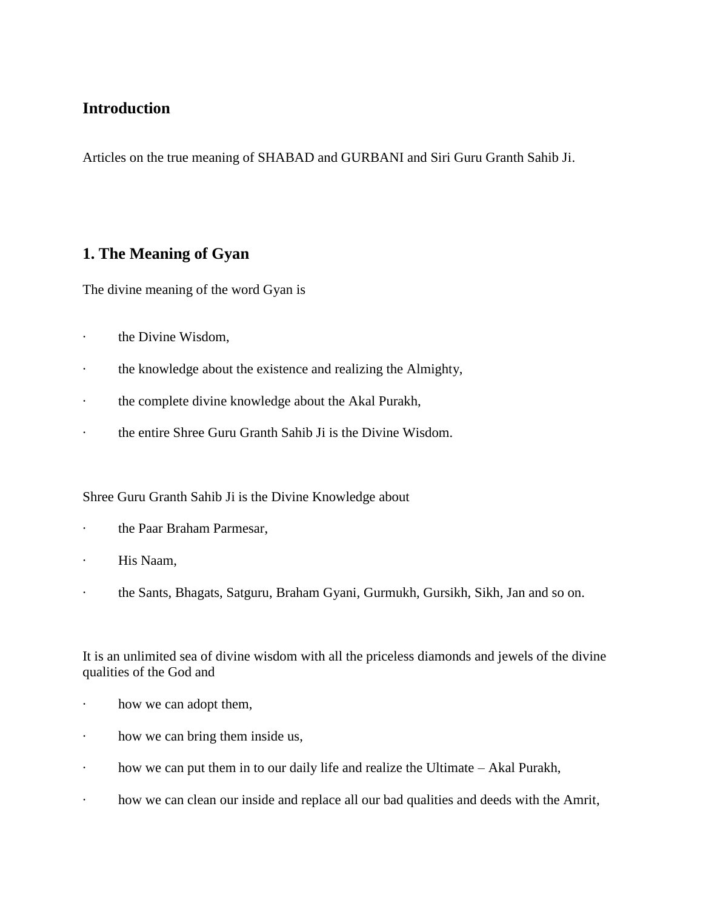## Introduction

Articles on the true meaning of SHABAD and GURBANI and Siri Guru Granth Sahib Ji.

## 1. The Meaning of Gyan

The divine meaning of the word Gyan is

- the Divine Wisdom,
- the knowledge about the existence and realizing the Almighty,
- the complete divine knowledge about the Akal Purakh,
- the entire Shree Guru Granth Sahib Ji is the Divine Wisdom.

Shree Guru Granth Sahib Ji is the Divine Knowledge about

- the Paar Braham Parmesar,
- His Naam,
- the Sants, Bhagats, Satguru, Braham Gyani, Gurmukh, Gursikh, Sikh, Jan and so on.

It is an unlimited sea of divine wisdom with all the priceless diamonds and jewels of the divine qualities of the God and

- how we can adopt them,
- how we can bring them inside us,
- how we can put them in to our daily life and realize the Ultimate – Akal Purakh,
- how we can clean our inside and replace all our bad qualities and deeds with the Amrit,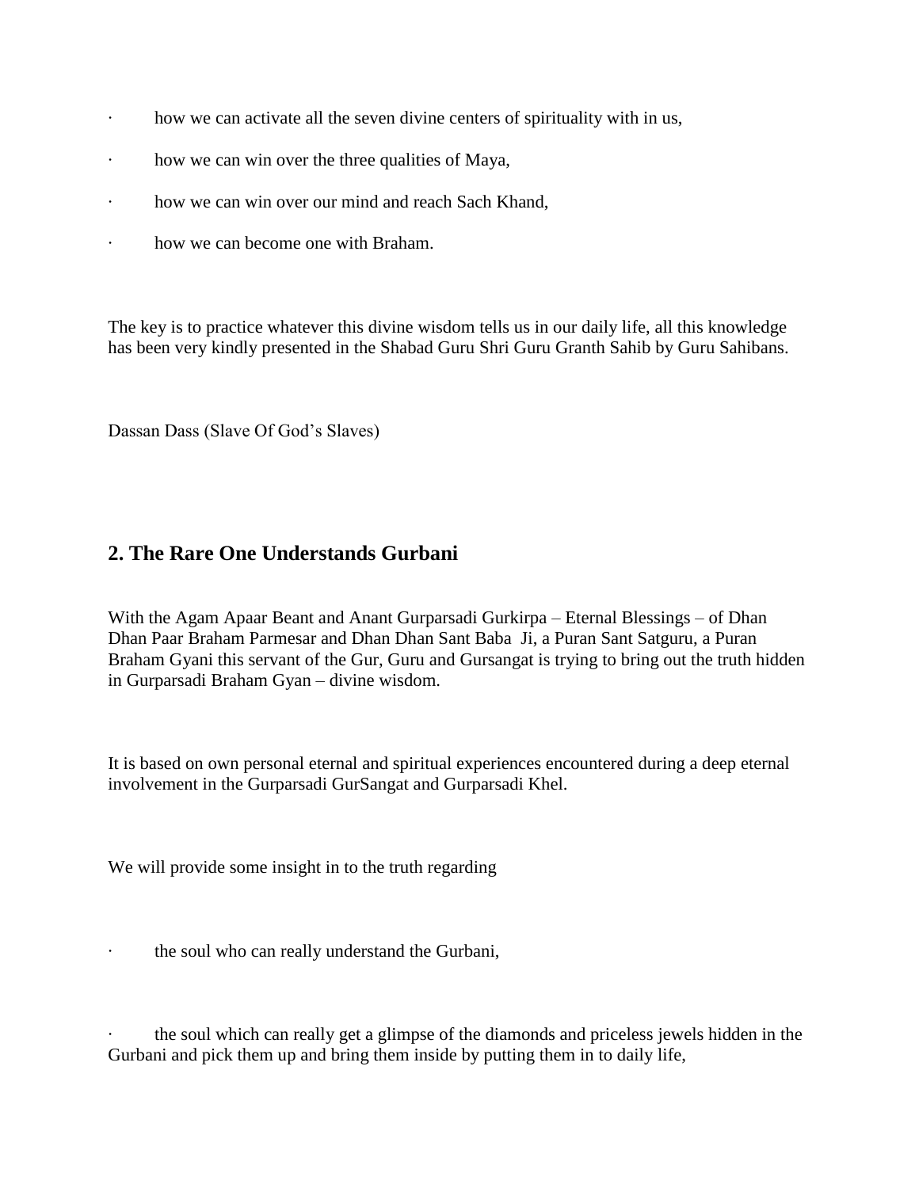- how we can activate all the seven divine centers of spirituality with in us,
- how we can win over the three qualities of Maya,
- how we can win over our mind and reach Sach Khand,
- how we can become one with Braham.

The key is to practice whatever this divine wisdom tells us in our daily life, all this knowledge has been very kindly presented in the Shabad Guru Shri Guru Granth Sahib by Guru Sahibans.

Dassan Dass (Slave Of God's Slaves)

## 2. The Rare One Understands Gurbani

With the Agam Apaar Beant and Anant Gurparsadi Gurkirpa – Eternal Blessings – of Dhan Dhan Paar Braham Parmesar and Dhan Dhan Sant Baba Ji, a Puran Sant Satguru, a Puran Braham Gyani this servant of the Gur, Guru and Gursangat is trying to bring out the truth hidden in Gurparsadi Braham Gyan – divine wisdom.

It is based on own personal eternal and spiritual experiences encountered during a deep eternal involvement in the Gurparsadi GurSangat and Gurparsadi Khel.

We will provide some insight in to the truth regarding

- the soul who can really understand the Gurbani,
- the soul which can really get a glimpse of the diamonds and priceless jewels hidden in the Gurbani and pick them up and bring them inside by putting them in to daily life,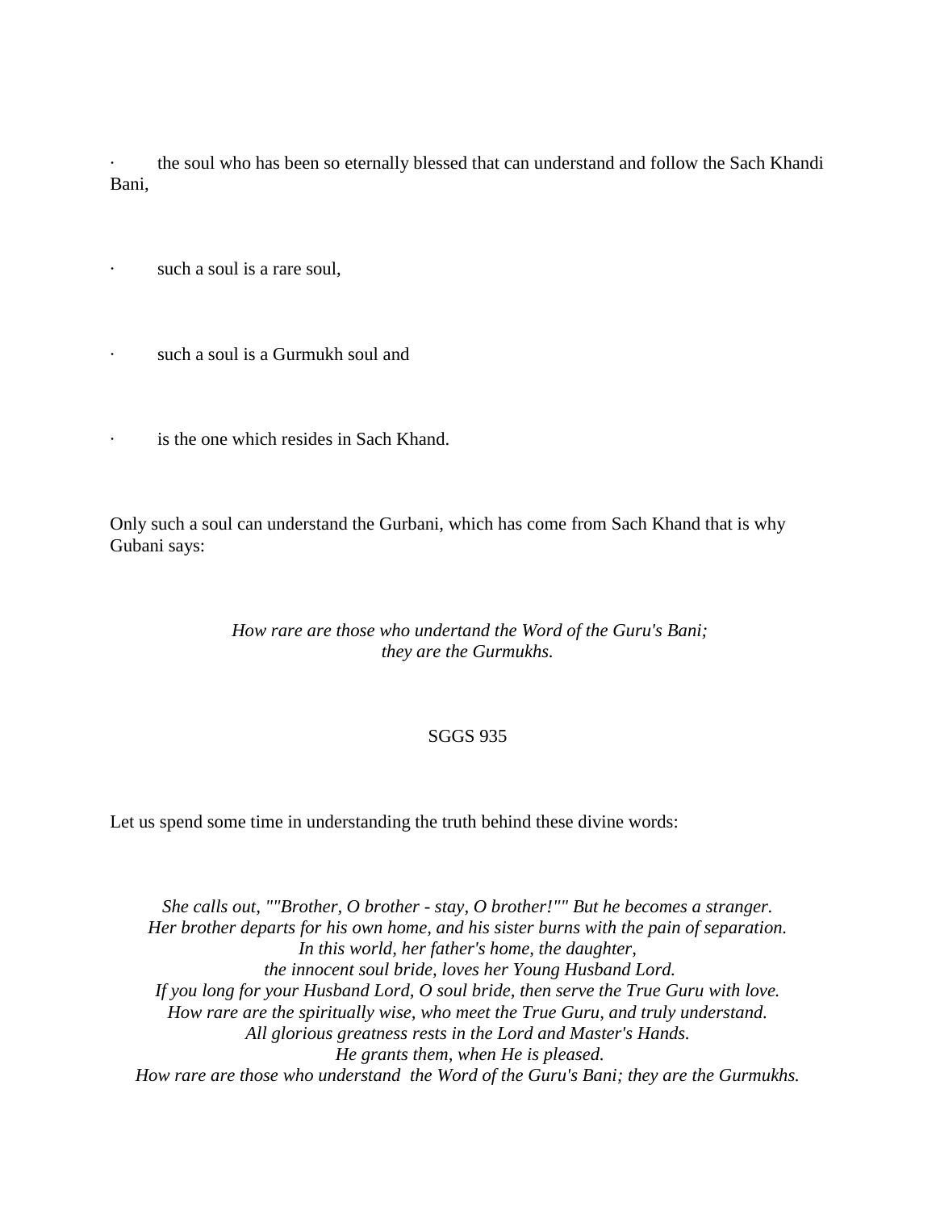- the soul who has been so eternally blessed that can understand and follow the Sach Khandi Bani,
- such a soul is a rare soul,
- such a soul is a Gurmukh soul and
- is the one which resides in Sach Khand.

Only such a soul can understand the Gurbani, which has come from Sach Khand that is why Gubani says:

*How rare are those who undertand the Word of the Guru's Bani;*
*they are the Gurmukhs.*

SGGS 935

Let us spend some time in understanding the truth behind these divine words:

*She calls out, ""Brother, O brother - stay, O brother!"" But he becomes a stranger.*
*Her brother departs for his own home, and his sister burns with the pain of separation.*
*In this world, her father's home, the daughter,*
*the innocent soul bride, loves her Young Husband Lord.*
*If you long for your Husband Lord, O soul bride, then serve the True Guru with love.*
*How rare are the spiritually wise, who meet the True Guru, and truly understand.*
*All glorious greatness rests in the Lord and Master's Hands.*
*He grants them, when He is pleased.*
*How rare are those who understand the Word of the Guru's Bani; they are the Gurmukhs.*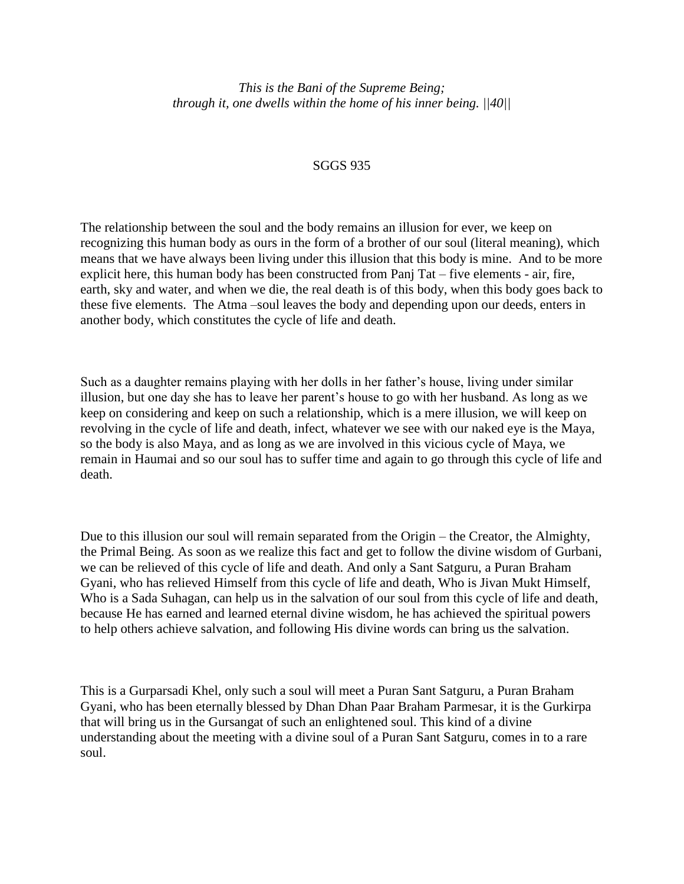*This is the Bani of the Supreme Being;*
*through it, one dwells within the home of his inner being. ||40||*

SGGS 935

The relationship between the soul and the body remains an illusion for ever, we keep on recognizing this human body as ours in the form of a brother of our soul (literal meaning), which means that we have always been living under this illusion that this body is mine. And to be more explicit here, this human body has been constructed from Panj Tat – five elements - air, fire, earth, sky and water, and when we die, the real death is of this body, when this body goes back to these five elements. The Atma –soul leaves the body and depending upon our deeds, enters in another body, which constitutes the cycle of life and death.

Such as a daughter remains playing with her dolls in her father's house, living under similar illusion, but one day she has to leave her parent's house to go with her husband. As long as we keep on considering and keep on such a relationship, which is a mere illusion, we will keep on revolving in the cycle of life and death, infect, whatever we see with our naked eye is the Maya, so the body is also Maya, and as long as we are involved in this vicious cycle of Maya, we remain in Haumai and so our soul has to suffer time and again to go through this cycle of life and death.

Due to this illusion our soul will remain separated from the Origin – the Creator, the Almighty, the Primal Being. As soon as we realize this fact and get to follow the divine wisdom of Gurbani, we can be relieved of this cycle of life and death. And only a Sant Satguru, a Puran Braham Gyani, who has relieved Himself from this cycle of life and death, Who is Jivan Mukt Himself, Who is a Sada Suhagan, can help us in the salvation of our soul from this cycle of life and death, because He has earned and learned eternal divine wisdom, he has achieved the spiritual powers to help others achieve salvation, and following His divine words can bring us the salvation.

This is a Gurparsadi Khel, only such a soul will meet a Puran Sant Satguru, a Puran Braham Gyani, who has been eternally blessed by Dhan Dhan Paar Braham Parmesar, it is the Gurkirpa that will bring us in the Gursangat of such an enlightened soul. This kind of a divine understanding about the meeting with a divine soul of a Puran Sant Satguru, comes in to a rare soul.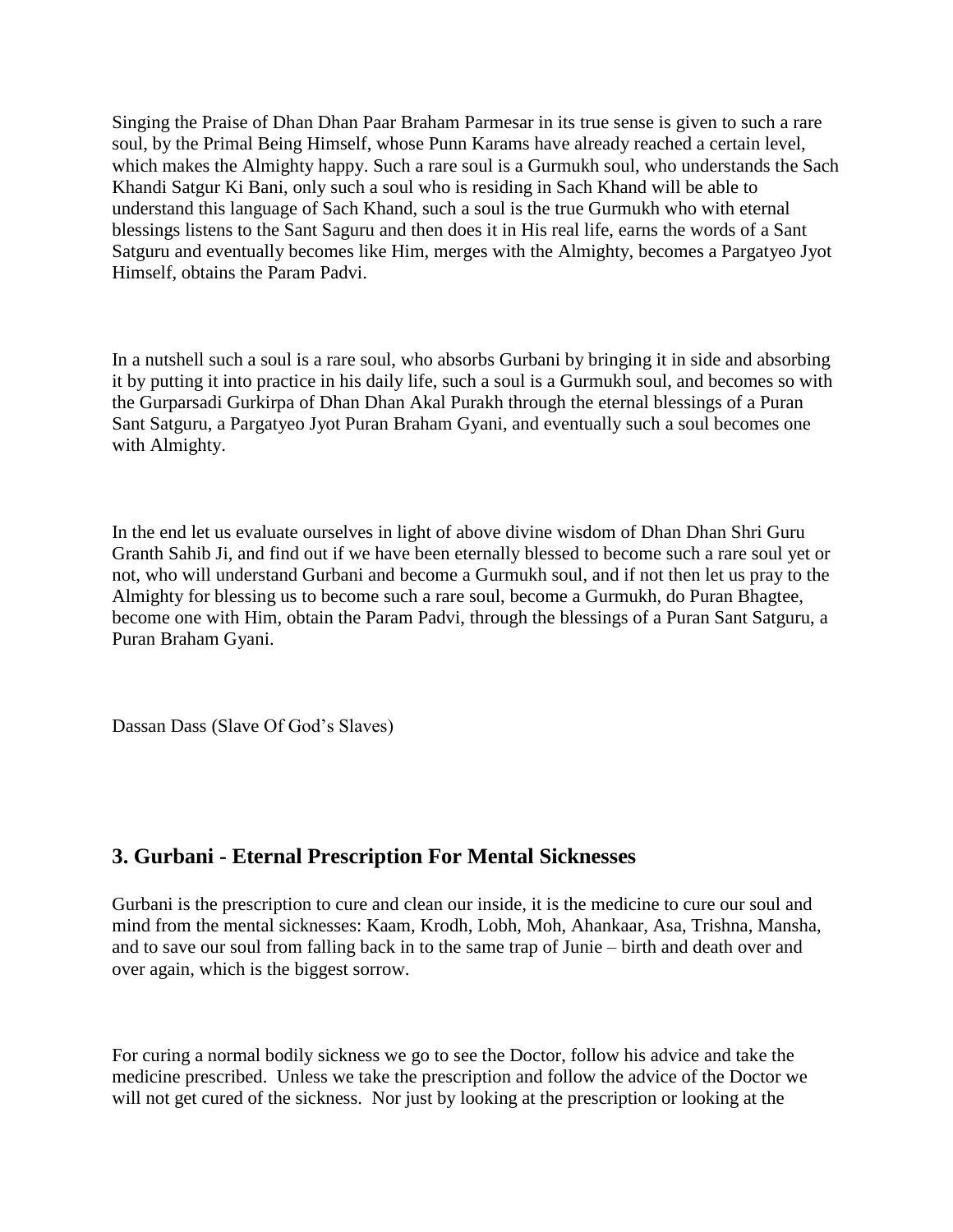Singing the Praise of Dhan Dhan Paar Braham Parmesar in its true sense is given to such a rare soul, by the Primal Being Himself, whose Punn Karams have already reached a certain level, which makes the Almighty happy. Such a rare soul is a Gurmukh soul, who understands the Sach Khandi Satgur Ki Bani, only such a soul who is residing in Sach Khand will be able to understand this language of Sach Khand, such a soul is the true Gurmukh who with eternal blessings listens to the Sant Saguru and then does it in His real life, earns the words of a Sant Satguru and eventually becomes like Him, merges with the Almighty, becomes a Pargatyeo Jyot Himself, obtains the Param Padvi.

In a nutshell such a soul is a rare soul, who absorbs Gurbani by bringing it in side and absorbing it by putting it into practice in his daily life, such a soul is a Gurmukh soul, and becomes so with the Gurparsadi Gurkirpa of Dhan Dhan Akal Purakh through the eternal blessings of a Puran Sant Satguru, a Pargatyeo Jyot Puran Braham Gyani, and eventually such a soul becomes one with Almighty.

In the end let us evaluate ourselves in light of above divine wisdom of Dhan Dhan Shri Guru Granth Sahib Ji, and find out if we have been eternally blessed to become such a rare soul yet or not, who will understand Gurbani and become a Gurmukh soul, and if not then let us pray to the Almighty for blessing us to become such a rare soul, become a Gurmukh, do Puran Bhagtee, become one with Him, obtain the Param Padvi, through the blessings of a Puran Sant Satguru, a Puran Braham Gyani.

Dassan Dass (Slave Of God's Slaves)

## 3. Gurbani - Eternal Prescription For Mental Sicknesses

Gurbani is the prescription to cure and clean our inside, it is the medicine to cure our soul and mind from the mental sicknesses: Kaam, Krodh, Lobh, Moh, Ahankaar, Asa, Trishna, Mansha, and to save our soul from falling back in to the same trap of Junie – birth and death over and over again, which is the biggest sorrow.

For curing a normal bodily sickness we go to see the Doctor, follow his advice and take the medicine prescribed. Unless we take the prescription and follow the advice of the Doctor we will not get cured of the sickness. Nor just by looking at the prescription or looking at the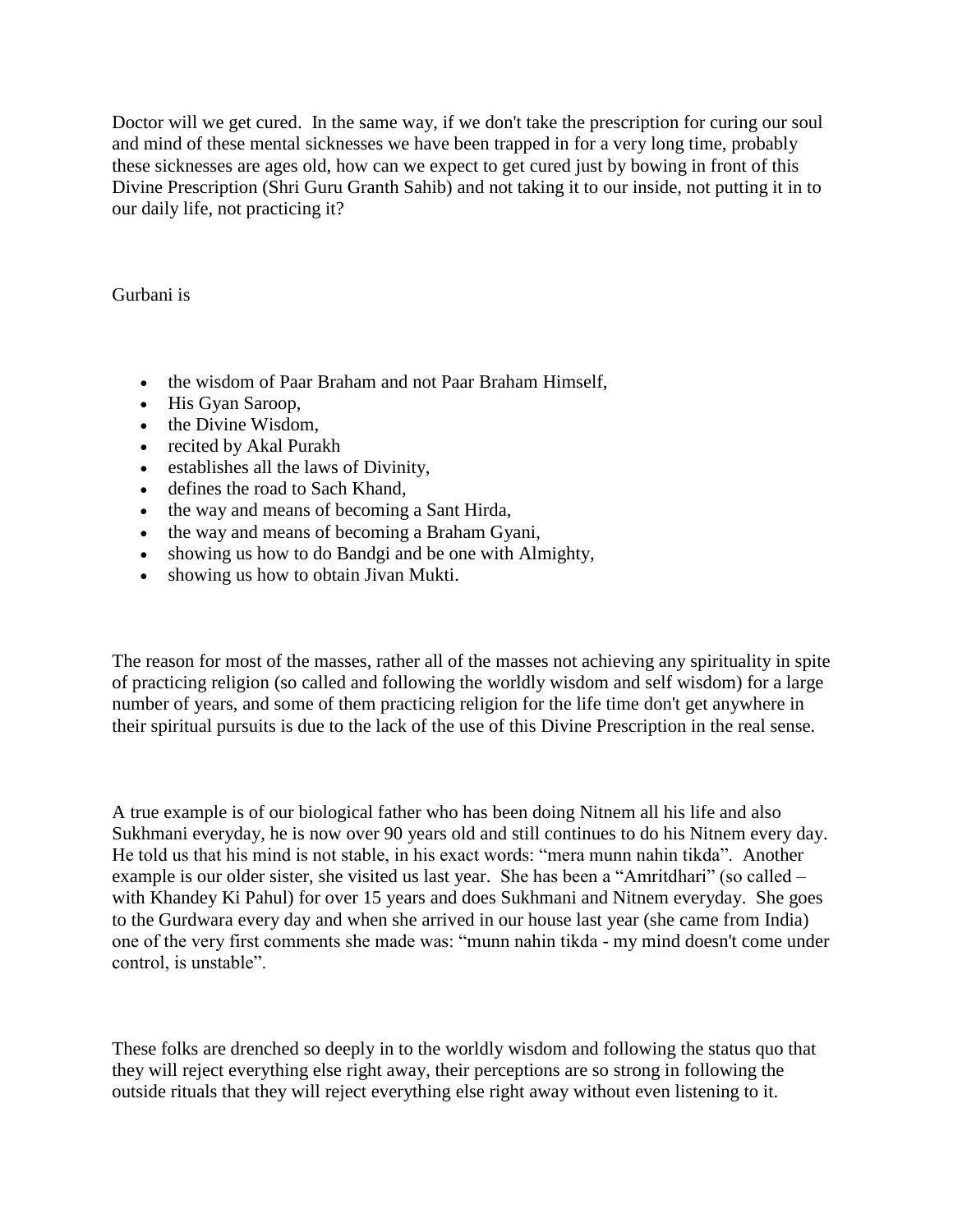Doctor will we get cured. In the same way, if we don't take the prescription for curing our soul and mind of these mental sicknesses we have been trapped in for a very long time, probably these sicknesses are ages old, how can we expect to get cured just by bowing in front of this Divine Prescription (Shri Guru Granth Sahib) and not taking it to our inside, not putting it in to our daily life, not practicing it?

Gurbani is

- the wisdom of Paar Braham and not Paar Braham Himself,
- His Gyan Saroop,
- the Divine Wisdom,
- recited by Akal Purakh
- establishes all the laws of Divinity,
- defines the road to Sach Khand,
- the way and means of becoming a Sant Hirda,
- the way and means of becoming a Braham Gyani,
- showing us how to do Bandgi and be one with Almighty,
- showing us how to obtain Jivan Mukti.

The reason for most of the masses, rather all of the masses not achieving any spirituality in spite of practicing religion (so called and following the worldly wisdom and self wisdom) for a large number of years, and some of them practicing religion for the life time don't get anywhere in their spiritual pursuits is due to the lack of the use of this Divine Prescription in the real sense.

A true example is of our biological father who has been doing Nitnem all his life and also Sukhmani everyday, he is now over 90 years old and still continues to do his Nitnem every day. He told us that his mind is not stable, in his exact words: "mera munn nahin tikda". Another example is our older sister, she visited us last year. She has been a "Amritdhari" (so called – with Khandey Ki Pahul) for over 15 years and does Sukhmani and Nitnem everyday. She goes to the Gurdwara every day and when she arrived in our house last year (she came from India) one of the very first comments she made was: "munn nahin tikda - my mind doesn't come under control, is unstable".

These folks are drenched so deeply in to the worldly wisdom and following the status quo that they will reject everything else right away, their perceptions are so strong in following the outside rituals that they will reject everything else right away without even listening to it.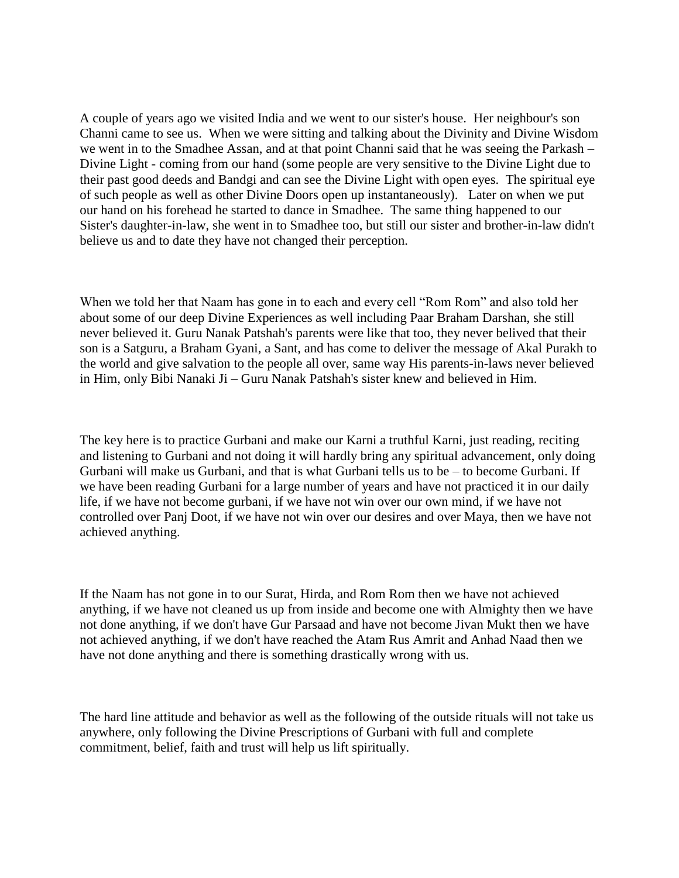A couple of years ago we visited India and we went to our sister's house. Her neighbour's son Channi came to see us. When we were sitting and talking about the Divinity and Divine Wisdom we went in to the Smadhee Assan, and at that point Channi said that he was seeing the Parkash – Divine Light - coming from our hand (some people are very sensitive to the Divine Light due to their past good deeds and Bandgi and can see the Divine Light with open eyes. The spiritual eye of such people as well as other Divine Doors open up instantaneously). Later on when we put our hand on his forehead he started to dance in Smadhee. The same thing happened to our Sister's daughter-in-law, she went in to Smadhee too, but still our sister and brother-in-law didn't believe us and to date they have not changed their perception.

When we told her that Naam has gone in to each and every cell "Rom Rom" and also told her about some of our deep Divine Experiences as well including Paar Braham Darshan, she still never believed it. Guru Nanak Patshah's parents were like that too, they never belived that their son is a Satguru, a Braham Gyani, a Sant, and has come to deliver the message of Akal Purakh to the world and give salvation to the people all over, same way His parents-in-laws never believed in Him, only Bibi Nanaki Ji – Guru Nanak Patshah's sister knew and believed in Him.

The key here is to practice Gurbani and make our Karni a truthful Karni, just reading, reciting and listening to Gurbani and not doing it will hardly bring any spiritual advancement, only doing Gurbani will make us Gurbani, and that is what Gurbani tells us to be – to become Gurbani. If we have been reading Gurbani for a large number of years and have not practiced it in our daily life, if we have not become gurbani, if we have not win over our own mind, if we have not controlled over Panj Doot, if we have not win over our desires and over Maya, then we have not achieved anything.

If the Naam has not gone in to our Surat, Hirda, and Rom Rom then we have not achieved anything, if we have not cleaned us up from inside and become one with Almighty then we have not done anything, if we don't have Gur Parsaad and have not become Jivan Mukt then we have not achieved anything, if we don't have reached the Atam Rus Amrit and Anhad Naad then we have not done anything and there is something drastically wrong with us.

The hard line attitude and behavior as well as the following of the outside rituals will not take us anywhere, only following the Divine Prescriptions of Gurbani with full and complete commitment, belief, faith and trust will help us lift spiritually.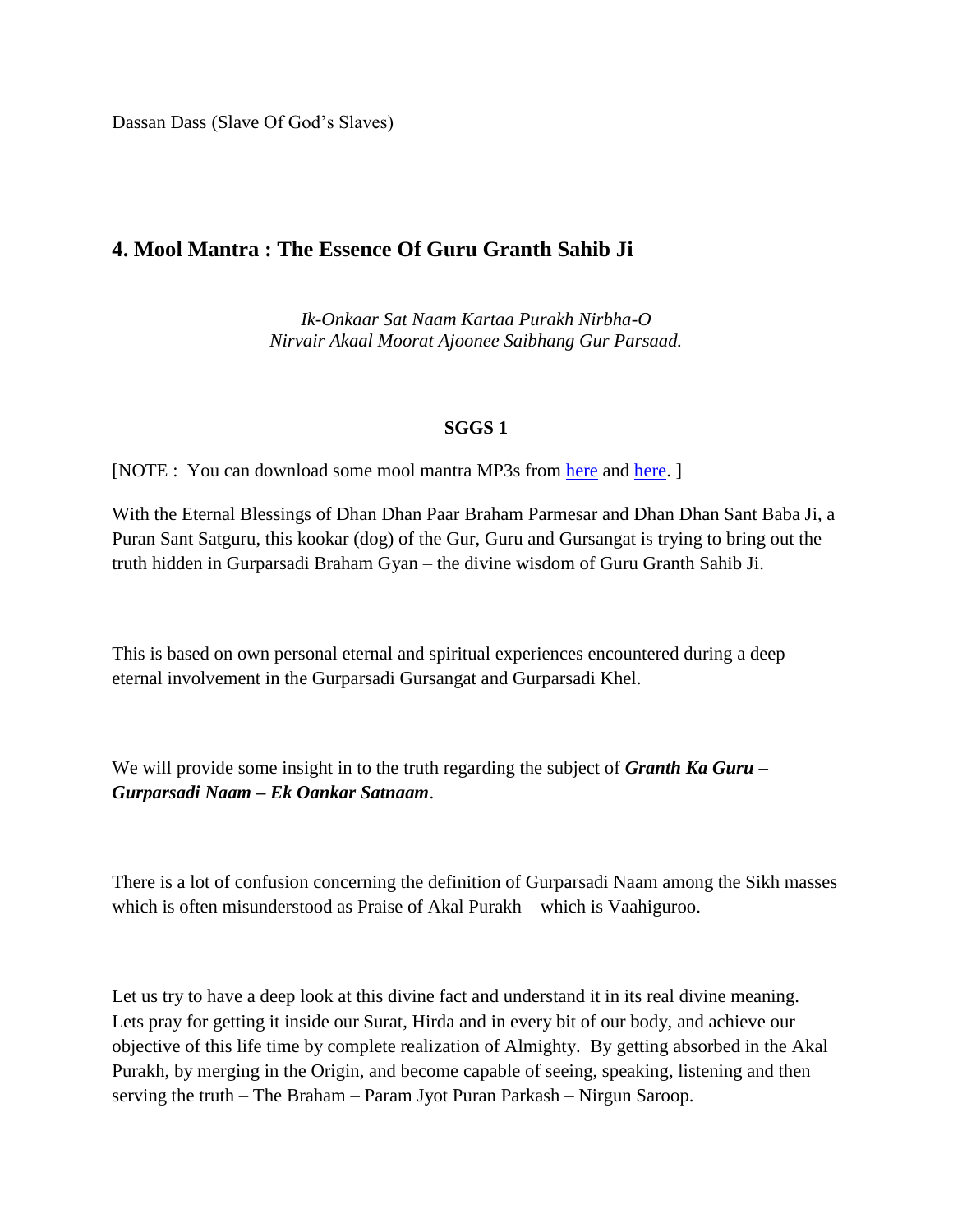Dassan Dass (Slave Of God's Slaves)

## 4. Mool Mantra : The Essence Of Guru Granth Sahib Ji

*Ik-Onkaar Sat Naam Kartaa Purakh Nirbha-O*
*Nirvair Akaal Moorat Ajoonee Saibhang Gur Parsaad.*

**SGGS 1**

[NOTE : You can download some mool mantra MP3s from here and here. ]

With the Eternal Blessings of Dhan Dhan Paar Braham Parmesar and Dhan Dhan Sant Baba Ji, a Puran Sant Satguru, this kookar (dog) of the Gur, Guru and Gursangat is trying to bring out the truth hidden in Gurparsadi Braham Gyan – the divine wisdom of Guru Granth Sahib Ji.

This is based on own personal eternal and spiritual experiences encountered during a deep eternal involvement in the Gurparsadi Gursangat and Gurparsadi Khel.

We will provide some insight in to the truth regarding the subject of ***Granth Ka Guru – Gurparsadi Naam – Ek Oankar Satnaam***.

There is a lot of confusion concerning the definition of Gurparsadi Naam among the Sikh masses which is often misunderstood as Praise of Akal Purakh – which is Vaahiguroo.

Let us try to have a deep look at this divine fact and understand it in its real divine meaning. Lets pray for getting it inside our Surat, Hirda and in every bit of our body, and achieve our objective of this life time by complete realization of Almighty. By getting absorbed in the Akal Purakh, by merging in the Origin, and become capable of seeing, speaking, listening and then serving the truth – The Braham – Param Jyot Puran Parkash – Nirgun Saroop.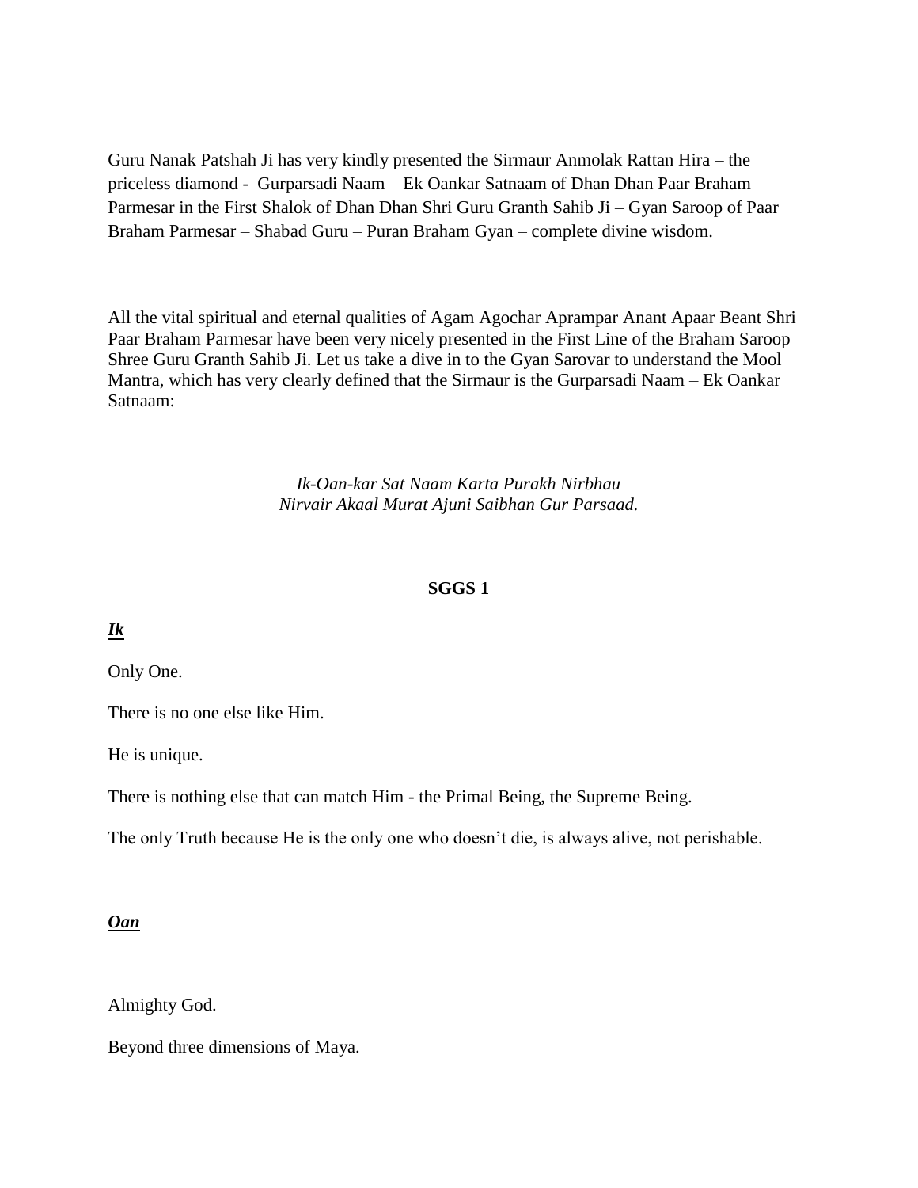Guru Nanak Patshah Ji has very kindly presented the Sirmaur Anmolak Rattan Hira – the priceless diamond - Gurparsadi Naam – Ek Oankar Satnaam of Dhan Dhan Paar Braham Parmesar in the First Shalok of Dhan Dhan Shri Guru Granth Sahib Ji – Gyan Saroop of Paar Braham Parmesar – Shabad Guru – Puran Braham Gyan – complete divine wisdom.

All the vital spiritual and eternal qualities of Agam Agochar Aprampar Anant Apaar Beant Shri Paar Braham Parmesar have been very nicely presented in the First Line of the Braham Saroop Shree Guru Granth Sahib Ji. Let us take a dive in to the Gyan Sarovar to understand the Mool Mantra, which has very clearly defined that the Sirmaur is the Gurparsadi Naam – Ek Oankar Satnaam:

*Ik-Oan-kar Sat Naam Karta Purakh Nirbhau*
*Nirvair Akaal Murat Ajuni Saibhan Gur Parsaad.*

**SGGS 1**

***Ik***

Only One.

There is no one else like Him.

He is unique.

There is nothing else that can match Him - the Primal Being, the Supreme Being.

The only Truth because He is the only one who doesn't die, is always alive, not perishable.

***Oan***

Almighty God.

Beyond three dimensions of Maya.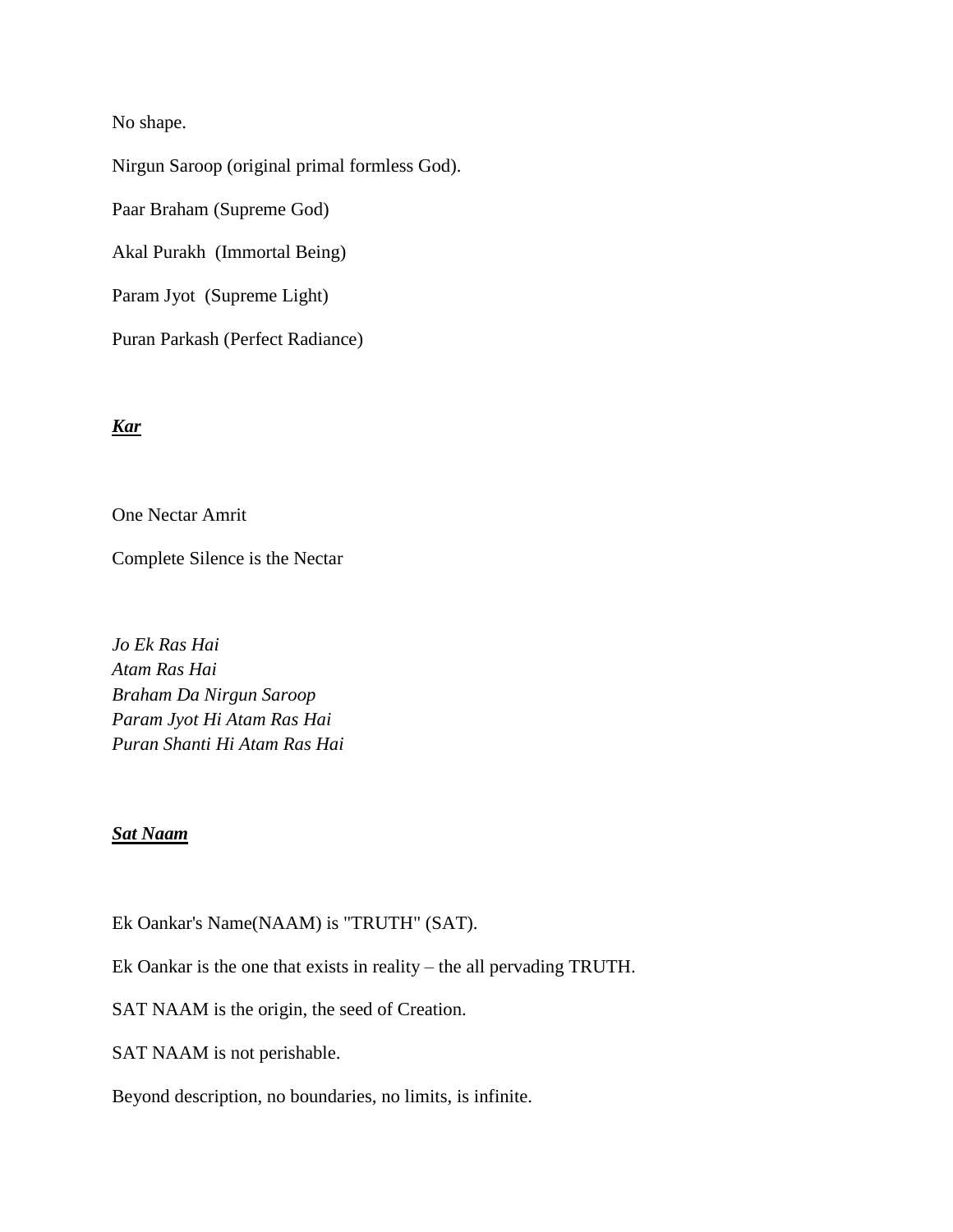No shape.

Nirgun Saroop (original primal formless God).

Paar Braham (Supreme God)

Akal Purakh (Immortal Being)

Param Jyot (Supreme Light)

Puran Parkash (Perfect Radiance)

***<u>Kar</u>***

One Nectar Amrit

Complete Silence is the Nectar

*Jo Ek Ras Hai*
*Atam Ras Hai*
*Braham Da Nirgun Saroop*
*Param Jyot Hi Atam Ras Hai*
*Puran Shanti Hi Atam Ras Hai*

***<u>Sat Naam</u>***

Ek Oankar's Name(NAAM) is "TRUTH" (SAT).

Ek Oankar is the one that exists in reality – the all pervading TRUTH.

SAT NAAM is the origin, the seed of Creation.

SAT NAAM is not perishable.

Beyond description, no boundaries, no limits, is infinite.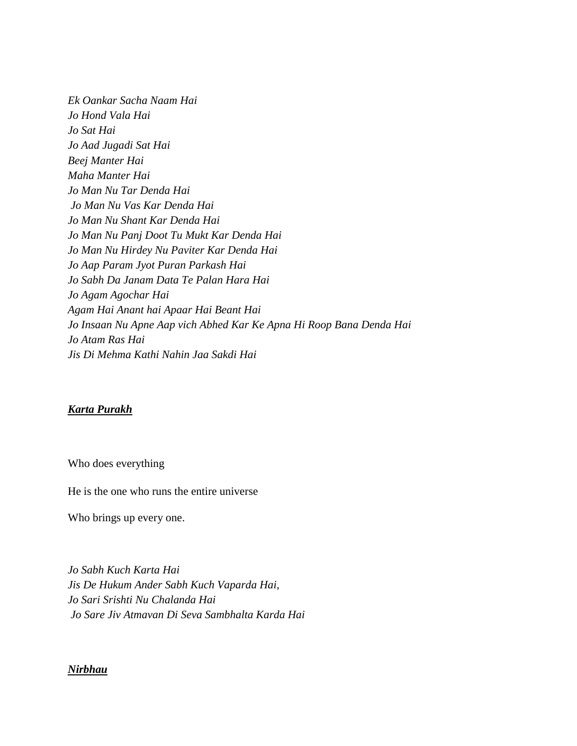*Ek Oankar Sacha Naam Hai*
*Jo Hond Vala Hai*
*Jo Sat Hai*
*Jo Aad Jugadi Sat Hai*
*Beej Manter Hai*
*Maha Manter Hai*
*Jo Man Nu Tar Denda Hai*
*Jo Man Nu Vas Kar Denda Hai*
*Jo Man Nu Shant Kar Denda Hai*
*Jo Man Nu Panj Doot Tu Mukt Kar Denda Hai*
*Jo Man Nu Hirdey Nu Paviter Kar Denda Hai*
*Jo Aap Param Jyot Puran Parkash Hai*
*Jo Sabh Da Janam Data Te Palan Hara Hai*
*Jo Agam Agochar Hai*
*Agam Hai Anant hai Apaar Hai Beant Hai*
*Jo Insaan Nu Apne Aap vich Abhed Kar Ke Apna Hi Roop Bana Denda Hai*
*Jo Atam Ras Hai*
*Jis Di Mehma Kathi Nahin Jaa Sakdi Hai*

***Karta Purakh***

Who does everything

He is the one who runs the entire universe

Who brings up every one.

*Jo Sabh Kuch Karta Hai*
*Jis De Hukum Ander Sabh Kuch Vaparda Hai,*
*Jo Sari Srishti Nu Chalanda Hai*
*Jo Sare Jiv Atmavan Di Seva Sambhalta Karda Hai*

***Nirbhau***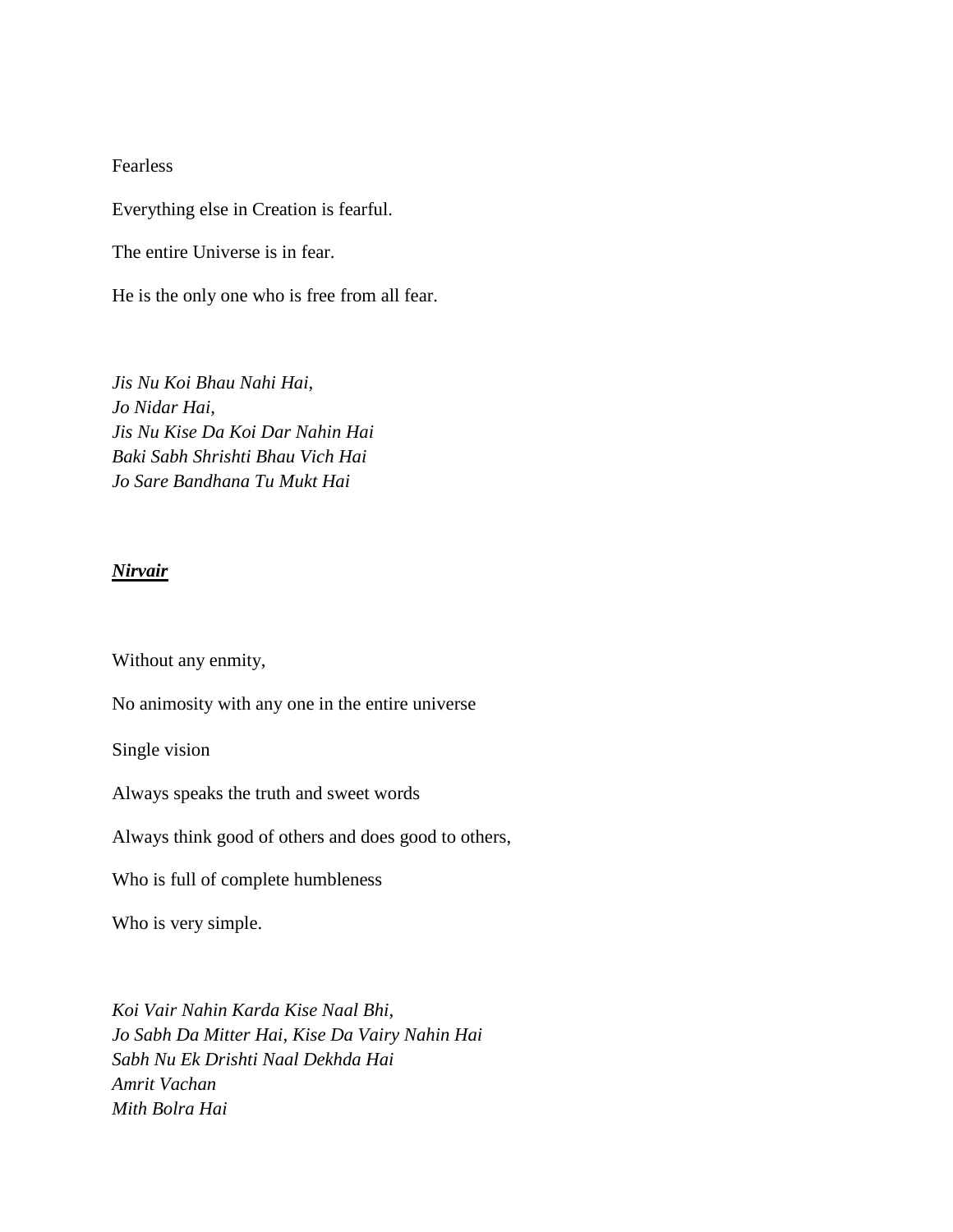Fearless

Everything else in Creation is fearful.

The entire Universe is in fear.

He is the only one who is free from all fear.

*Jis Nu Koi Bhau Nahi Hai,*
*Jo Nidar Hai,*
*Jis Nu Kise Da Koi Dar Nahin Hai*
*Baki Sabh Shrishti Bhau Vich Hai*
*Jo Sare Bandhana Tu Mukt Hai*

***<u>Nirvair</u>***

Without any enmity,

No animosity with any one in the entire universe

Single vision

Always speaks the truth and sweet words

Always think good of others and does good to others,

Who is full of complete humbleness

Who is very simple.

*Koi Vair Nahin Karda Kise Naal Bhi,*
*Jo Sabh Da Mitter Hai, Kise Da Vairy Nahin Hai*
*Sabh Nu Ek Drishti Naal Dekhda Hai*
*Amrit Vachan*
*Mith Bolra Hai*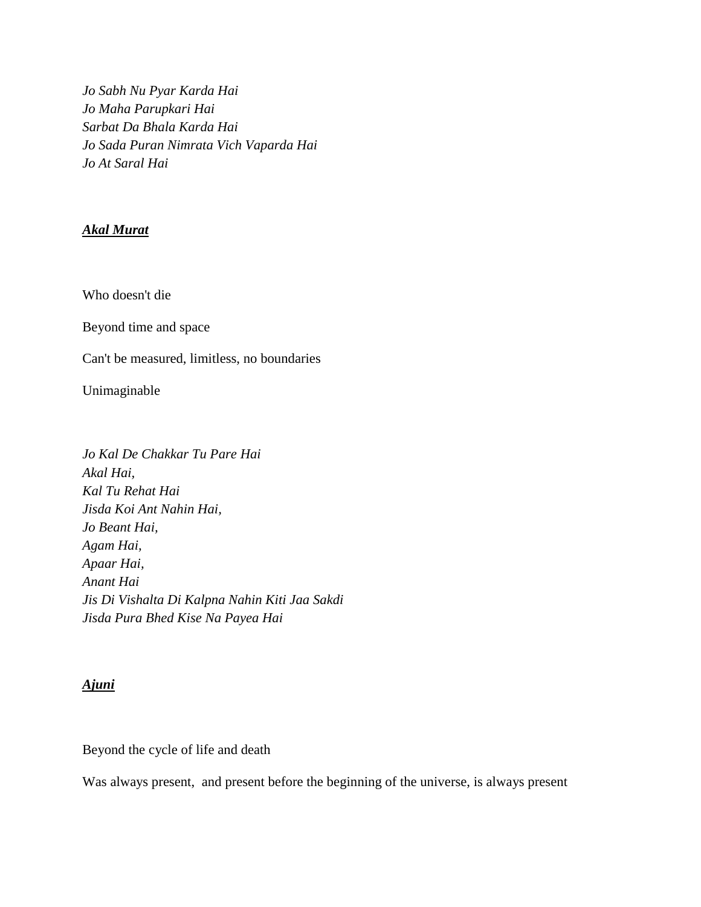*Jo Sabh Nu Pyar Karda Hai*
*Jo Maha Parupkari Hai*
*Sarbat Da Bhala Karda Hai*
*Jo Sada Puran Nimrata Vich Vaparda Hai*
*Jo At Saral Hai*

***Akal Murat***

Who doesn't die

Beyond time and space

Can't be measured, limitless, no boundaries

Unimaginable

*Jo Kal De Chakkar Tu Pare Hai*
*Akal Hai,*
*Kal Tu Rehat Hai*
*Jisda Koi Ant Nahin Hai,*
*Jo Beant Hai,*
*Agam Hai,*
*Apaar Hai,*
*Anant Hai*
*Jis Di Vishalta Di Kalpna Nahin Kiti Jaa Sakdi*
*Jisda Pura Bhed Kise Na Payea Hai*

***Ajuni***

Beyond the cycle of life and death

Was always present,  and present before the beginning of the universe, is always present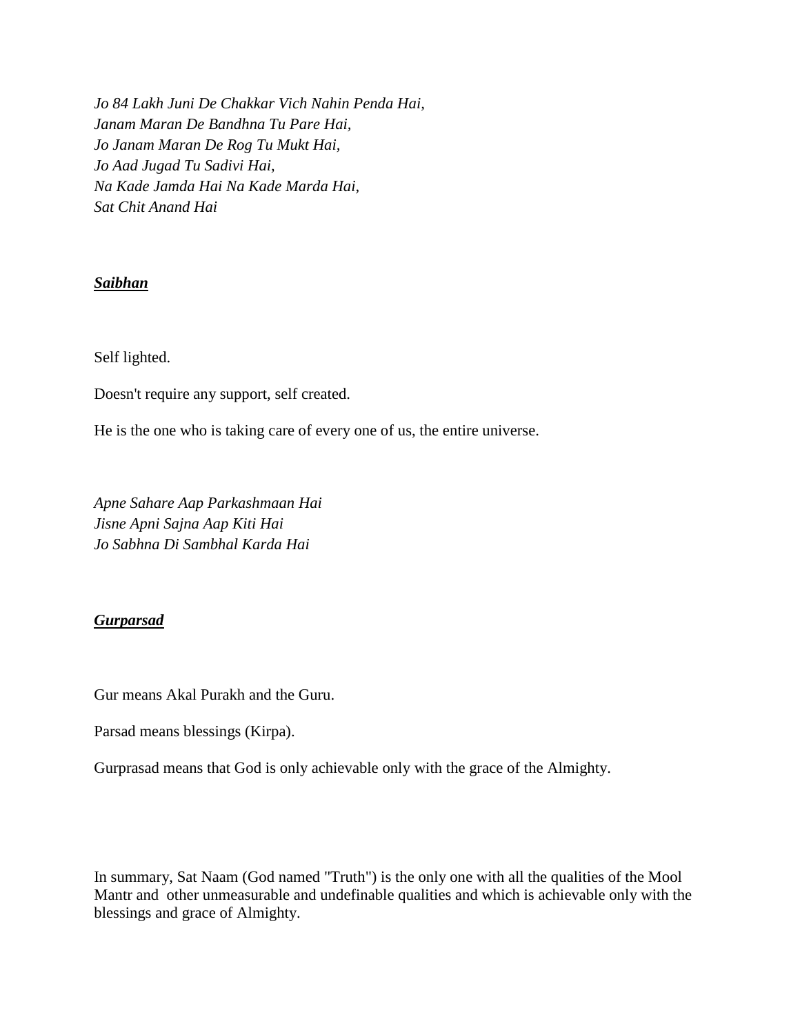*Jo 84 Lakh Juni De Chakkar Vich Nahin Penda Hai,*
*Janam Maran De Bandhna Tu Pare Hai,*
*Jo Janam Maran De Rog Tu Mukt Hai,*
*Jo Aad Jugad Tu Sadivi Hai,*
*Na Kade Jamda Hai Na Kade Marda Hai,*
*Sat Chit Anand Hai*

***<u>Saibhan</u>***

Self lighted.

Doesn't require any support, self created.

He is the one who is taking care of every one of us, the entire universe.

*Apne Sahare Aap Parkashmaan Hai*
*Jisne Apni Sajna Aap Kiti Hai*
*Jo Sabhna Di Sambhal Karda Hai*

***<u>Gurparsad</u>***

Gur means Akal Purakh and the Guru.

Parsad means blessings (Kirpa).

Gurprasad means that God is only achievable only with the grace of the Almighty.

In summary, Sat Naam (God named "Truth") is the only one with all the qualities of the Mool Mantr and other unmeasurable and undefinable qualities and which is achievable only with the blessings and grace of Almighty.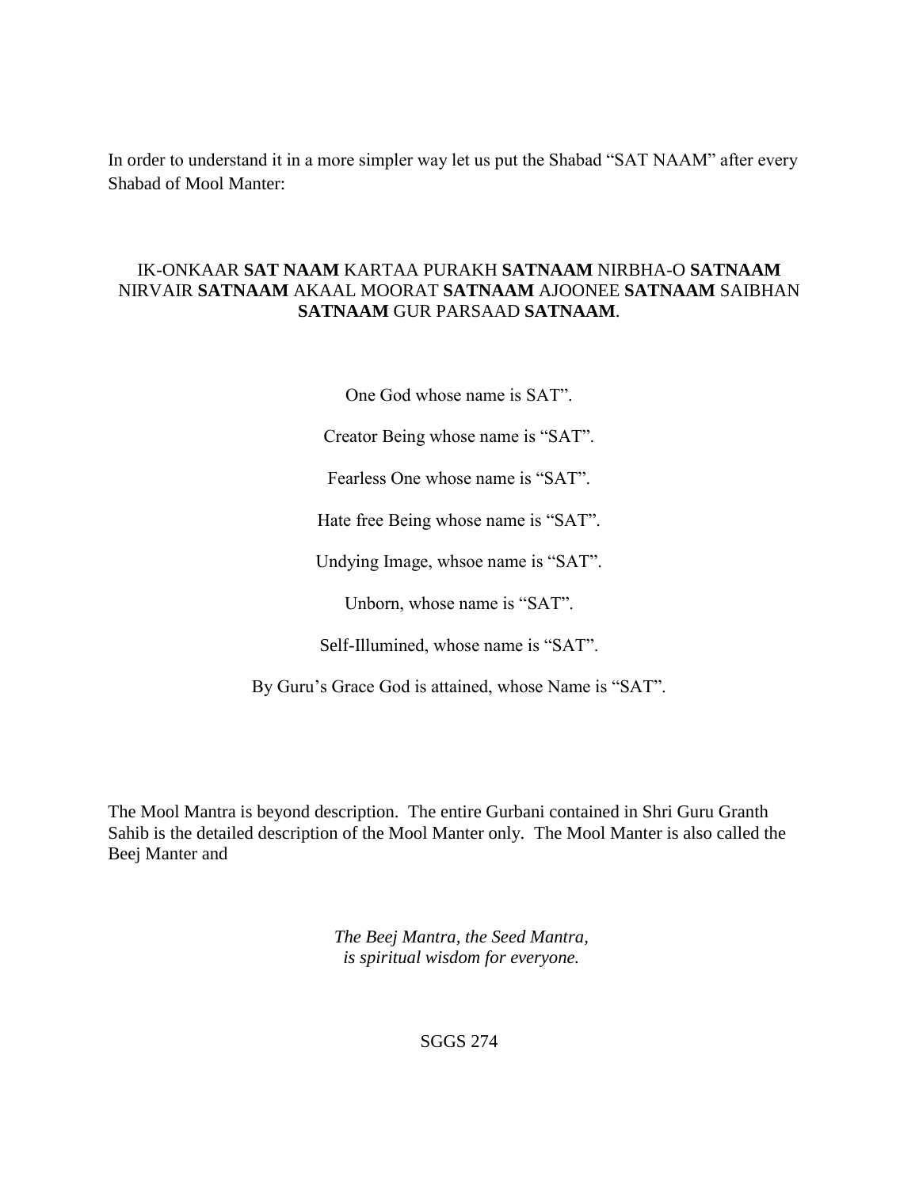In order to understand it in a more simpler way let us put the Shabad "SAT NAAM" after every Shabad of Mool Manter:

IK-ONKAAR **SAT NAAM** KARTAA PURAKH **SATNAAM** NIRBHA-O **SATNAAM** NIRVAIR **SATNAAM** AKAAL MOORAT **SATNAAM** AJOONEE **SATNAAM** SAIBHAN **SATNAAM** GUR PARSAAD **SATNAAM**.

One God whose name is SAT".

Creator Being whose name is "SAT".

Fearless One whose name is "SAT".

Hate free Being whose name is "SAT".

Undying Image, whsoe name is "SAT".

Unborn, whose name is "SAT".

Self-Illumined, whose name is "SAT".

By Guru's Grace God is attained, whose Name is "SAT".

The Mool Mantra is beyond description. The entire Gurbani contained in Shri Guru Granth Sahib is the detailed description of the Mool Manter only. The Mool Manter is also called the Beej Manter and

*The Beej Mantra, the Seed Mantra,*
*is spiritual wisdom for everyone.*

SGGS 274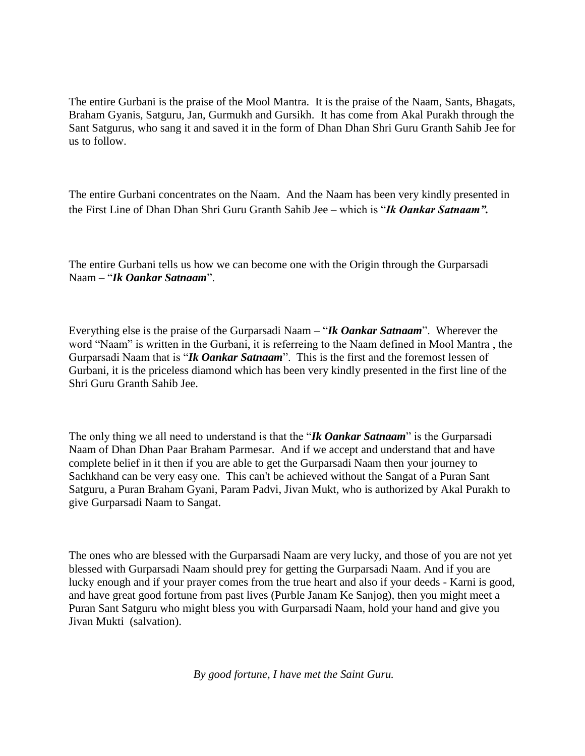The entire Gurbani is the praise of the Mool Mantra. It is the praise of the Naam, Sants, Bhagats, Braham Gyanis, Satguru, Jan, Gurmukh and Gursikh. It has come from Akal Purakh through the Sant Satgurus, who sang it and saved it in the form of Dhan Dhan Shri Guru Granth Sahib Jee for us to follow.

The entire Gurbani concentrates on the Naam. And the Naam has been very kindly presented in the First Line of Dhan Dhan Shri Guru Granth Sahib Jee – which is "***Ik Oankar Satnaam".***

The entire Gurbani tells us how we can become one with the Origin through the Gurparsadi Naam – "***Ik Oankar Satnaam***".

Everything else is the praise of the Gurparsadi Naam – "***Ik Oankar Satnaam***". Wherever the word "Naam" is written in the Gurbani, it is referreing to the Naam defined in Mool Mantra , the Gurparsadi Naam that is "***Ik Oankar Satnaam***". This is the first and the foremost lessen of Gurbani, it is the priceless diamond which has been very kindly presented in the first line of the Shri Guru Granth Sahib Jee.

The only thing we all need to understand is that the "***Ik Oankar Satnaam***" is the Gurparsadi Naam of Dhan Dhan Paar Braham Parmesar. And if we accept and understand that and have complete belief in it then if you are able to get the Gurparsadi Naam then your journey to Sachkhand can be very easy one. This can't be achieved without the Sangat of a Puran Sant Satguru, a Puran Braham Gyani, Param Padvi, Jivan Mukt, who is authorized by Akal Purakh to give Gurparsadi Naam to Sangat.

The ones who are blessed with the Gurparsadi Naam are very lucky, and those of you are not yet blessed with Gurparsadi Naam should prey for getting the Gurparsadi Naam. And if you are lucky enough and if your prayer comes from the true heart and also if your deeds - Karni is good, and have great good fortune from past lives (Purble Janam Ke Sanjog), then you might meet a Puran Sant Satguru who might bless you with Gurparsadi Naam, hold your hand and give you Jivan Mukti (salvation).

*By good fortune, I have met the Saint Guru.*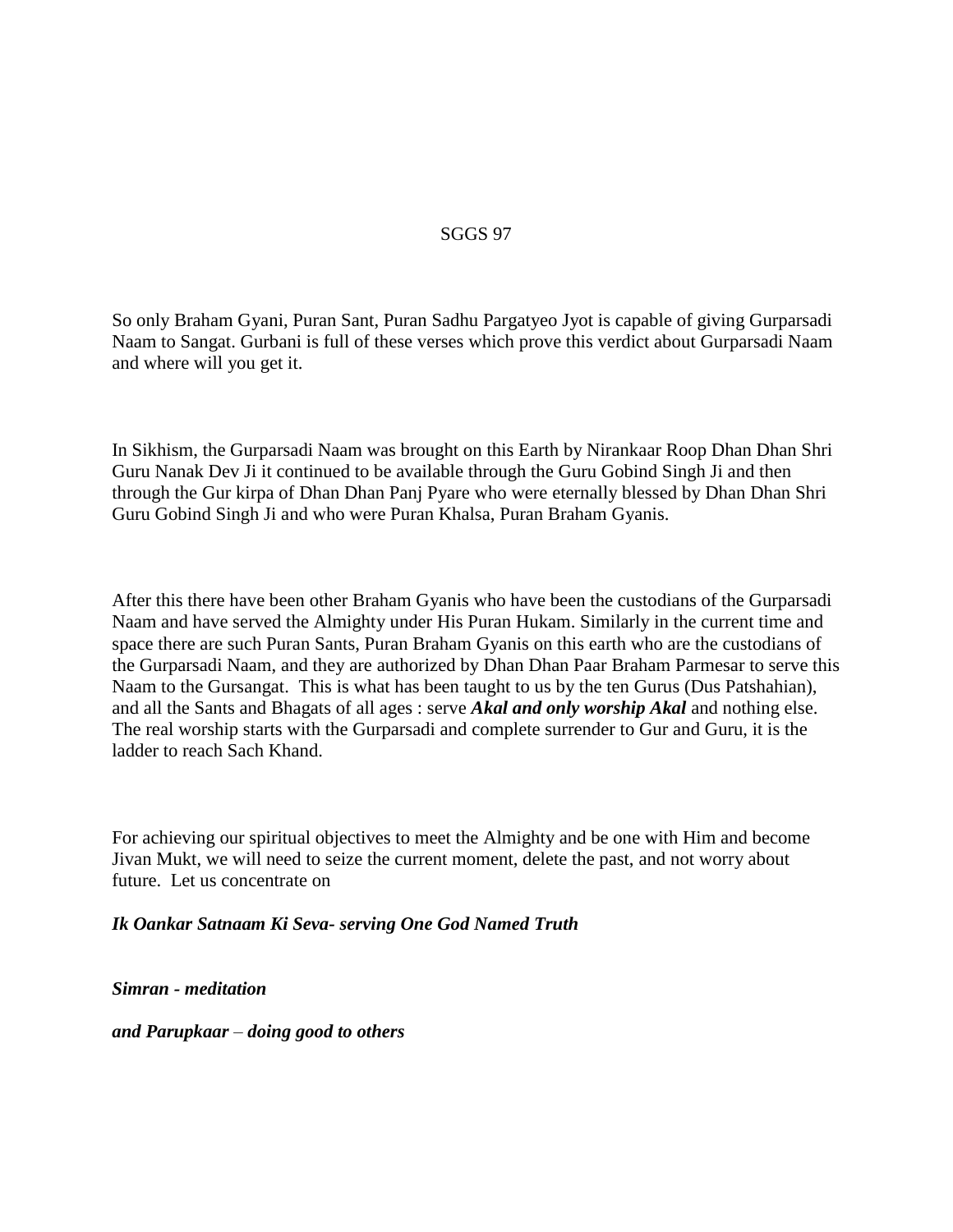SGGS 97

So only Braham Gyani, Puran Sant, Puran Sadhu Pargatyeo Jyot is capable of giving Gurparsadi Naam to Sangat. Gurbani is full of these verses which prove this verdict about Gurparsadi Naam and where will you get it.

In Sikhism, the Gurparsadi Naam was brought on this Earth by Nirankaar Roop Dhan Dhan Shri Guru Nanak Dev Ji it continued to be available through the Guru Gobind Singh Ji and then through the Gur kirpa of Dhan Dhan Panj Pyare who were eternally blessed by Dhan Dhan Shri Guru Gobind Singh Ji and who were Puran Khalsa, Puran Braham Gyanis.

After this there have been other Braham Gyanis who have been the custodians of the Gurparsadi Naam and have served the Almighty under His Puran Hukam. Similarly in the current time and space there are such Puran Sants, Puran Braham Gyanis on this earth who are the custodians of the Gurparsadi Naam, and they are authorized by Dhan Dhan Paar Braham Parmesar to serve this Naam to the Gursangat. This is what has been taught to us by the ten Gurus (Dus Patshahian), and all the Sants and Bhagats of all ages : serve ***Akal and only worship Akal*** and nothing else. The real worship starts with the Gurparsadi and complete surrender to Gur and Guru, it is the ladder to reach Sach Khand.

For achieving our spiritual objectives to meet the Almighty and be one with Him and become Jivan Mukt, we will need to seize the current moment, delete the past, and not worry about future. Let us concentrate on

***Ik Oankar Satnaam Ki Seva- serving One God Named Truth***

***Simran - meditation***

***and Parupkaar – doing good to others***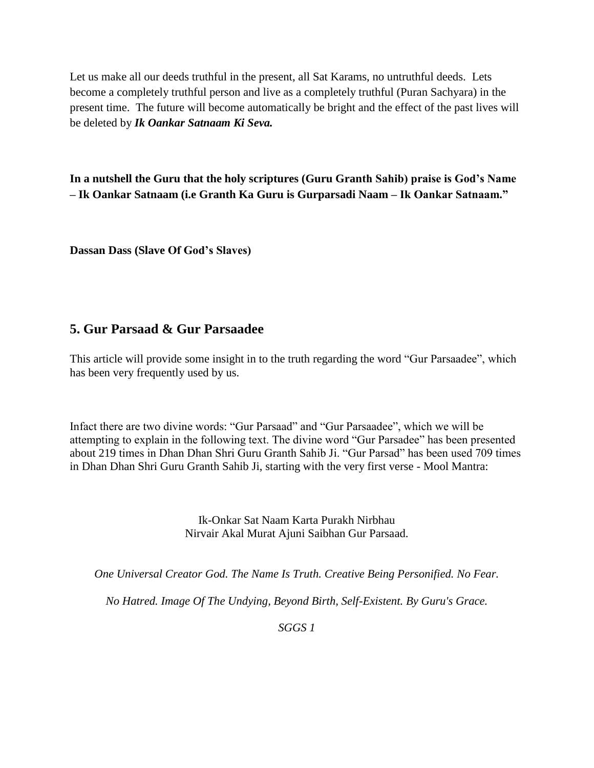Let us make all our deeds truthful in the present, all Sat Karams, no untruthful deeds. Lets become a completely truthful person and live as a completely truthful (Puran Sachyara) in the present time. The future will become automatically be bright and the effect of the past lives will be deleted by ***Ik Oankar Satnaam Ki Seva.***

**In a nutshell the Guru that the holy scriptures (Guru Granth Sahib) praise is God's Name – Ik Oankar Satnaam (i.e Granth Ka Guru is Gurparsadi Naam – Ik Oankar Satnaam."**

**Dassan Dass (Slave Of God's Slaves)**

## 5. Gur Parsaad & Gur Parsaadee

This article will provide some insight in to the truth regarding the word "Gur Parsaadee", which has been very frequently used by us.

Infact there are two divine words: "Gur Parsaad" and "Gur Parsaadee", which we will be attempting to explain in the following text. The divine word "Gur Parsadee" has been presented about 219 times in Dhan Dhan Shri Guru Granth Sahib Ji. "Gur Parsad" has been used 709 times in Dhan Dhan Shri Guru Granth Sahib Ji, starting with the very first verse - Mool Mantra:

Ik-Onkar Sat Naam Karta Purakh Nirbhau
Nirvair Akal Murat Ajuni Saibhan Gur Parsaad.

*One Universal Creator God. The Name Is Truth. Creative Being Personified. No Fear.*

*No Hatred. Image Of The Undying, Beyond Birth, Self-Existent. By Guru's Grace.*

*SGGS 1*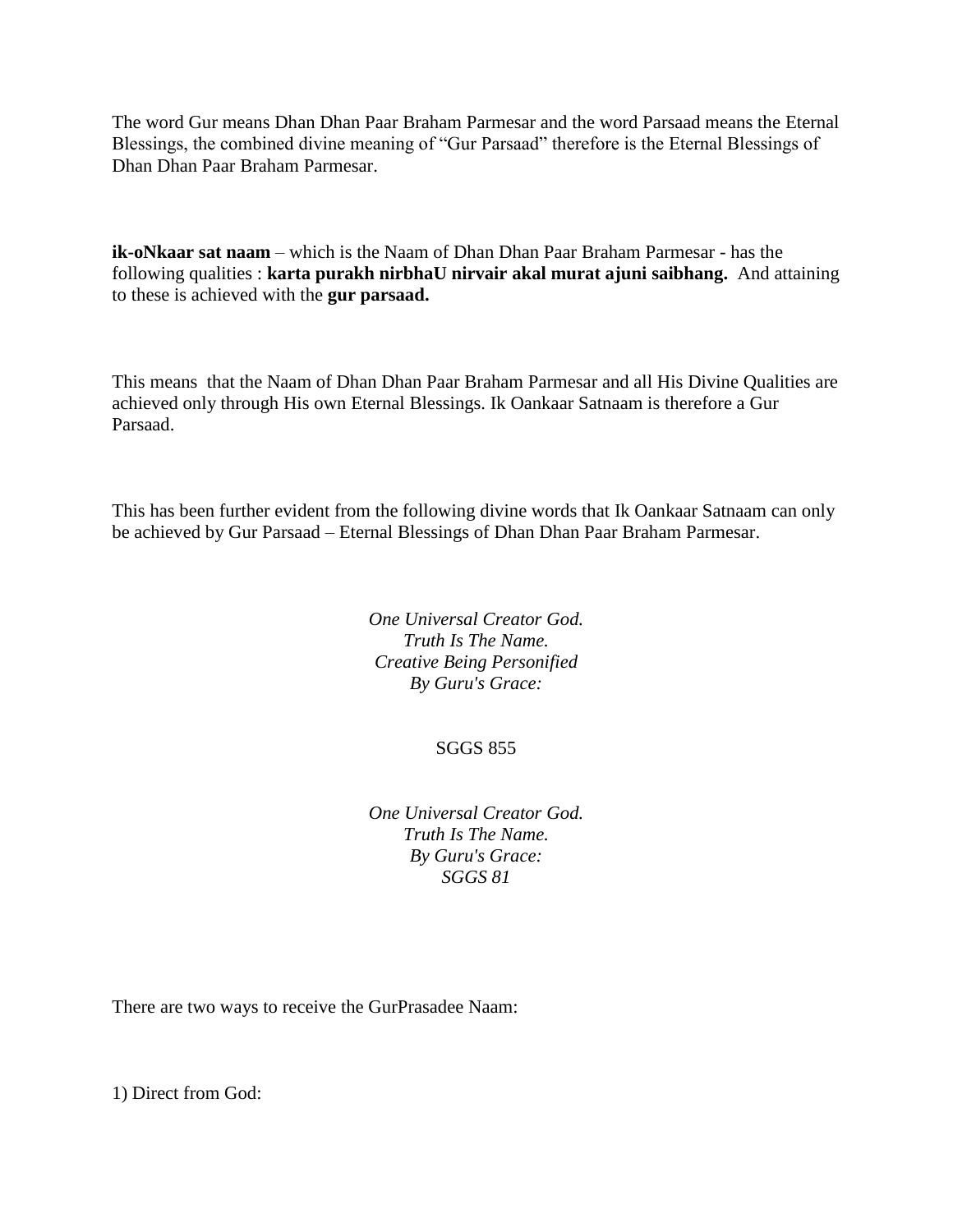The word Gur means Dhan Dhan Paar Braham Parmesar and the word Parsaad means the Eternal Blessings, the combined divine meaning of "Gur Parsaad" therefore is the Eternal Blessings of Dhan Dhan Paar Braham Parmesar.

**ik-oNkaar sat naam** – which is the Naam of Dhan Dhan Paar Braham Parmesar - has the following qualities : **karta purakh nirbhaU nirvair akal murat ajuni saibhang.** And attaining to these is achieved with the **gur parsaad.**

This means that the Naam of Dhan Dhan Paar Braham Parmesar and all His Divine Qualities are achieved only through His own Eternal Blessings. Ik Oankaar Satnaam is therefore a Gur Parsaad.

This has been further evident from the following divine words that Ik Oankaar Satnaam can only be achieved by Gur Parsaad – Eternal Blessings of Dhan Dhan Paar Braham Parmesar.

*One Universal Creator God.*
*Truth Is The Name.*
*Creative Being Personified*
*By Guru's Grace:*

SGGS 855

*One Universal Creator God.*
*Truth Is The Name.*
*By Guru's Grace:*
*SGGS 81*

There are two ways to receive the GurPrasadee Naam:

1) Direct from God: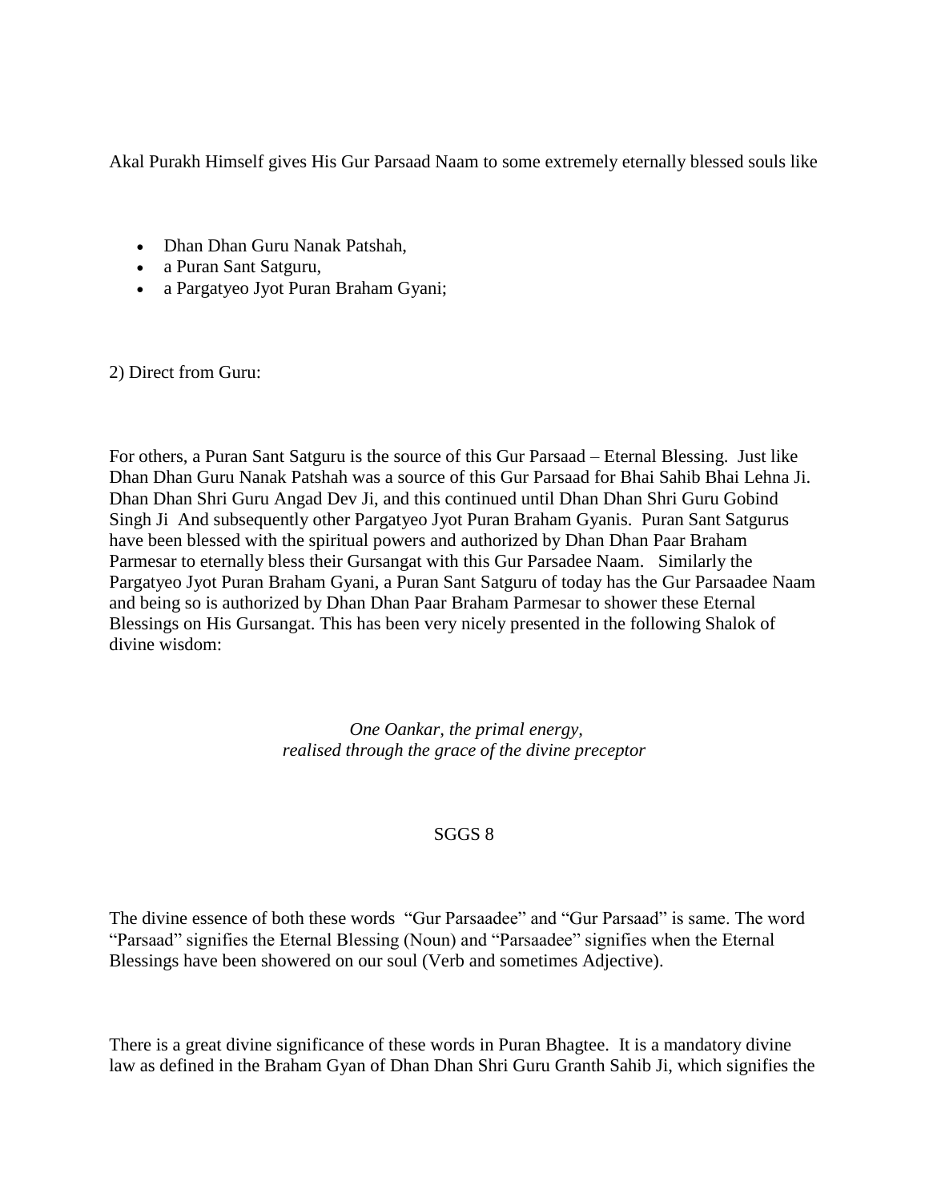Akal Purakh Himself gives His Gur Parsaad Naam to some extremely eternally blessed souls like

- Dhan Dhan Guru Nanak Patshah,
- a Puran Sant Satguru,
- a Pargatyeo Jyot Puran Braham Gyani;

2) Direct from Guru:

For others, a Puran Sant Satguru is the source of this Gur Parsaad – Eternal Blessing. Just like Dhan Dhan Guru Nanak Patshah was a source of this Gur Parsaad for Bhai Sahib Bhai Lehna Ji. Dhan Dhan Shri Guru Angad Dev Ji, and this continued until Dhan Dhan Shri Guru Gobind Singh Ji And subsequently other Pargatyeo Jyot Puran Braham Gyanis. Puran Sant Satgurus have been blessed with the spiritual powers and authorized by Dhan Dhan Paar Braham Parmesar to eternally bless their Gursangat with this Gur Parsadee Naam. Similarly the Pargatyeo Jyot Puran Braham Gyani, a Puran Sant Satguru of today has the Gur Parsaadee Naam and being so is authorized by Dhan Dhan Paar Braham Parmesar to shower these Eternal Blessings on His Gursangat. This has been very nicely presented in the following Shalok of divine wisdom:

*One Oankar, the primal energy,*
*realised through the grace of the divine preceptor*

SGGS 8

The divine essence of both these words "Gur Parsaadee" and "Gur Parsaad" is same. The word "Parsaad" signifies the Eternal Blessing (Noun) and "Parsaadee" signifies when the Eternal Blessings have been showered on our soul (Verb and sometimes Adjective).

There is a great divine significance of these words in Puran Bhagtee. It is a mandatory divine law as defined in the Braham Gyan of Dhan Dhan Shri Guru Granth Sahib Ji, which signifies the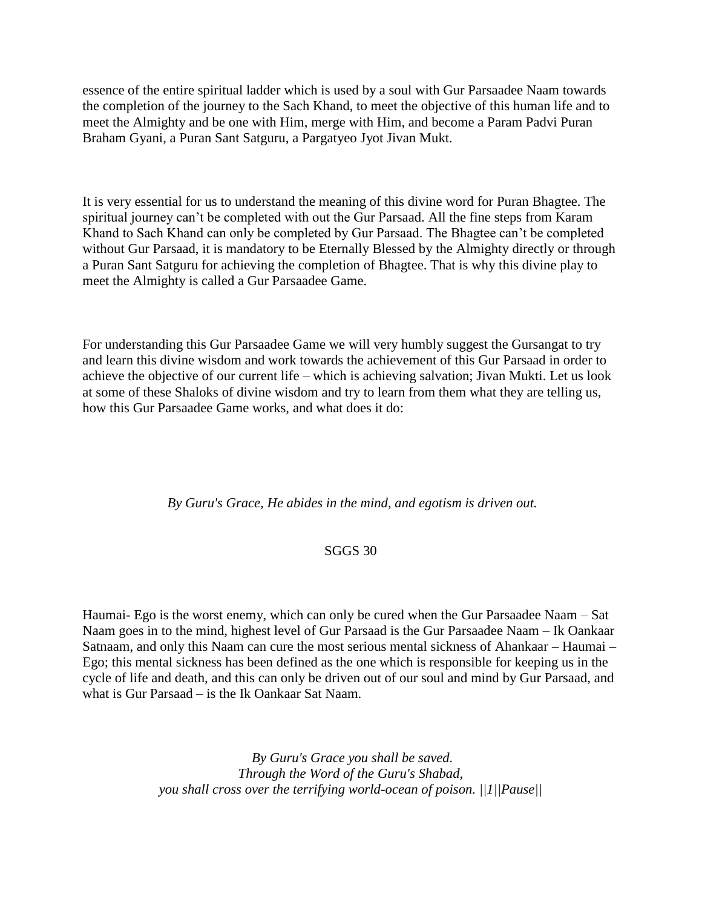essence of the entire spiritual ladder which is used by a soul with Gur Parsaadee Naam towards the completion of the journey to the Sach Khand, to meet the objective of this human life and to meet the Almighty and be one with Him, merge with Him, and become a Param Padvi Puran Braham Gyani, a Puran Sant Satguru, a Pargatyeo Jyot Jivan Mukt.

It is very essential for us to understand the meaning of this divine word for Puran Bhagtee. The spiritual journey can't be completed with out the Gur Parsaad. All the fine steps from Karam Khand to Sach Khand can only be completed by Gur Parsaad. The Bhagtee can't be completed without Gur Parsaad, it is mandatory to be Eternally Blessed by the Almighty directly or through a Puran Sant Satguru for achieving the completion of Bhagtee. That is why this divine play to meet the Almighty is called a Gur Parsaadee Game.

For understanding this Gur Parsaadee Game we will very humbly suggest the Gursangat to try and learn this divine wisdom and work towards the achievement of this Gur Parsaad in order to achieve the objective of our current life – which is achieving salvation; Jivan Mukti. Let us look at some of these Shaloks of divine wisdom and try to learn from them what they are telling us, how this Gur Parsaadee Game works, and what does it do:

*By Guru's Grace, He abides in the mind, and egotism is driven out.*

SGGS 30

Haumai- Ego is the worst enemy, which can only be cured when the Gur Parsaadee Naam – Sat Naam goes in to the mind, highest level of Gur Parsaad is the Gur Parsaadee Naam – Ik Oankaar Satnaam, and only this Naam can cure the most serious mental sickness of Ahankaar – Haumai – Ego; this mental sickness has been defined as the one which is responsible for keeping us in the cycle of life and death, and this can only be driven out of our soul and mind by Gur Parsaad, and what is Gur Parsaad – is the Ik Oankaar Sat Naam.

*By Guru's Grace you shall be saved.*
*Through the Word of the Guru's Shabad,*
*you shall cross over the terrifying world-ocean of poison. ||1||Pause||*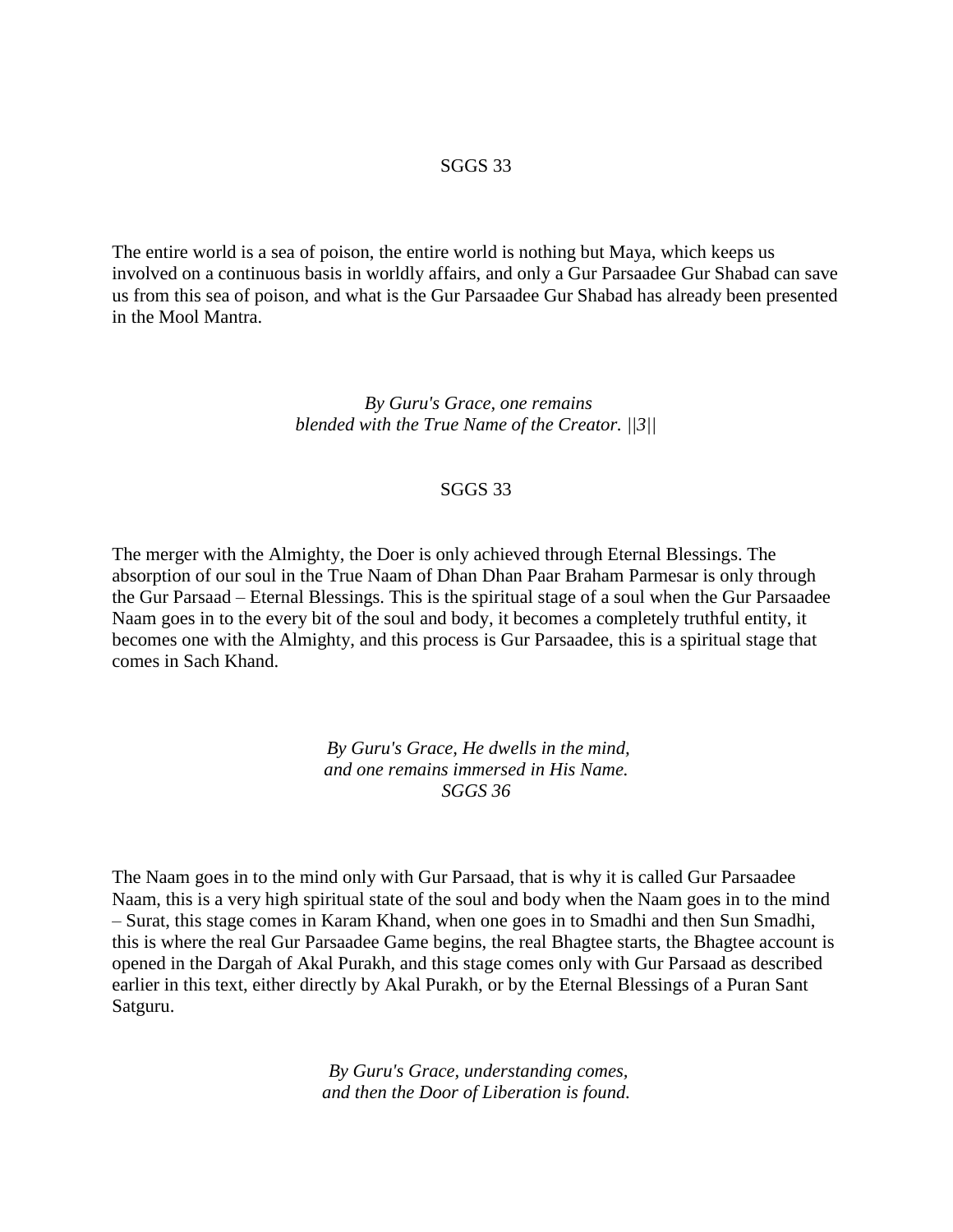SGGS 33

The entire world is a sea of poison, the entire world is nothing but Maya, which keeps us involved on a continuous basis in worldly affairs, and only a Gur Parsaadee Gur Shabad can save us from this sea of poison, and what is the Gur Parsaadee Gur Shabad has already been presented in the Mool Mantra.

*By Guru's Grace, one remains*
*blended with the True Name of the Creator. ||3||*

SGGS 33

The merger with the Almighty, the Doer is only achieved through Eternal Blessings. The absorption of our soul in the True Naam of Dhan Dhan Paar Braham Parmesar is only through the Gur Parsaad – Eternal Blessings. This is the spiritual stage of a soul when the Gur Parsaadee Naam goes in to the every bit of the soul and body, it becomes a completely truthful entity, it becomes one with the Almighty, and this process is Gur Parsaadee, this is a spiritual stage that comes in Sach Khand.

*By Guru's Grace, He dwells in the mind,*
*and one remains immersed in His Name.*
*SGGS 36*

The Naam goes in to the mind only with Gur Parsaad, that is why it is called Gur Parsaadee Naam, this is a very high spiritual state of the soul and body when the Naam goes in to the mind – Surat, this stage comes in Karam Khand, when one goes in to Smadhi and then Sun Smadhi, this is where the real Gur Parsaadee Game begins, the real Bhagtee starts, the Bhagtee account is opened in the Dargah of Akal Purakh, and this stage comes only with Gur Parsaad as described earlier in this text, either directly by Akal Purakh, or by the Eternal Blessings of a Puran Sant Satguru.

*By Guru's Grace, understanding comes,*
*and then the Door of Liberation is found.*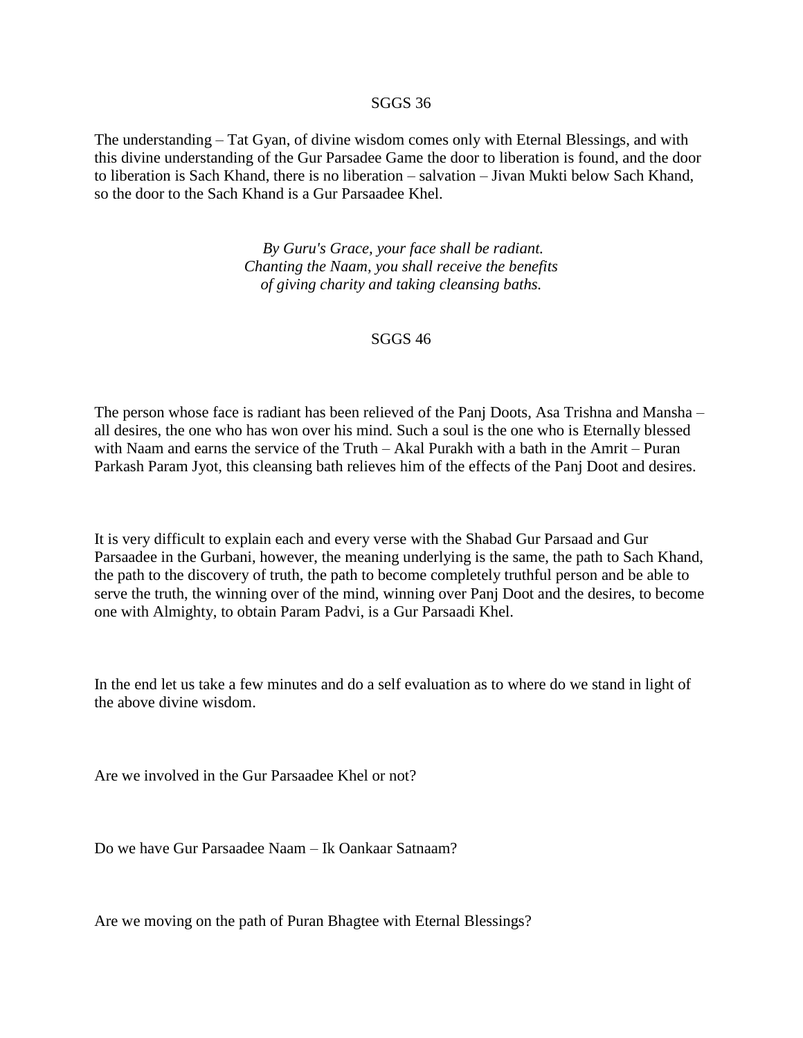SGGS 36

The understanding – Tat Gyan, of divine wisdom comes only with Eternal Blessings, and with this divine understanding of the Gur Parsadee Game the door to liberation is found, and the door to liberation is Sach Khand, there is no liberation – salvation – Jivan Mukti below Sach Khand, so the door to the Sach Khand is a Gur Parsaadee Khel.

*By Guru's Grace, your face shall be radiant.*
*Chanting the Naam, you shall receive the benefits*
*of giving charity and taking cleansing baths.*

SGGS 46

The person whose face is radiant has been relieved of the Panj Doots, Asa Trishna and Mansha – all desires, the one who has won over his mind. Such a soul is the one who is Eternally blessed with Naam and earns the service of the Truth – Akal Purakh with a bath in the Amrit – Puran Parkash Param Jyot, this cleansing bath relieves him of the effects of the Panj Doot and desires.

It is very difficult to explain each and every verse with the Shabad Gur Parsaad and Gur Parsaadee in the Gurbani, however, the meaning underlying is the same, the path to Sach Khand, the path to the discovery of truth, the path to become completely truthful person and be able to serve the truth, the winning over of the mind, winning over Panj Doot and the desires, to become one with Almighty, to obtain Param Padvi, is a Gur Parsaadi Khel.

In the end let us take a few minutes and do a self evaluation as to where do we stand in light of the above divine wisdom.

Are we involved in the Gur Parsaadee Khel or not?

Do we have Gur Parsaadee Naam – Ik Oankaar Satnaam?

Are we moving on the path of Puran Bhagtee with Eternal Blessings?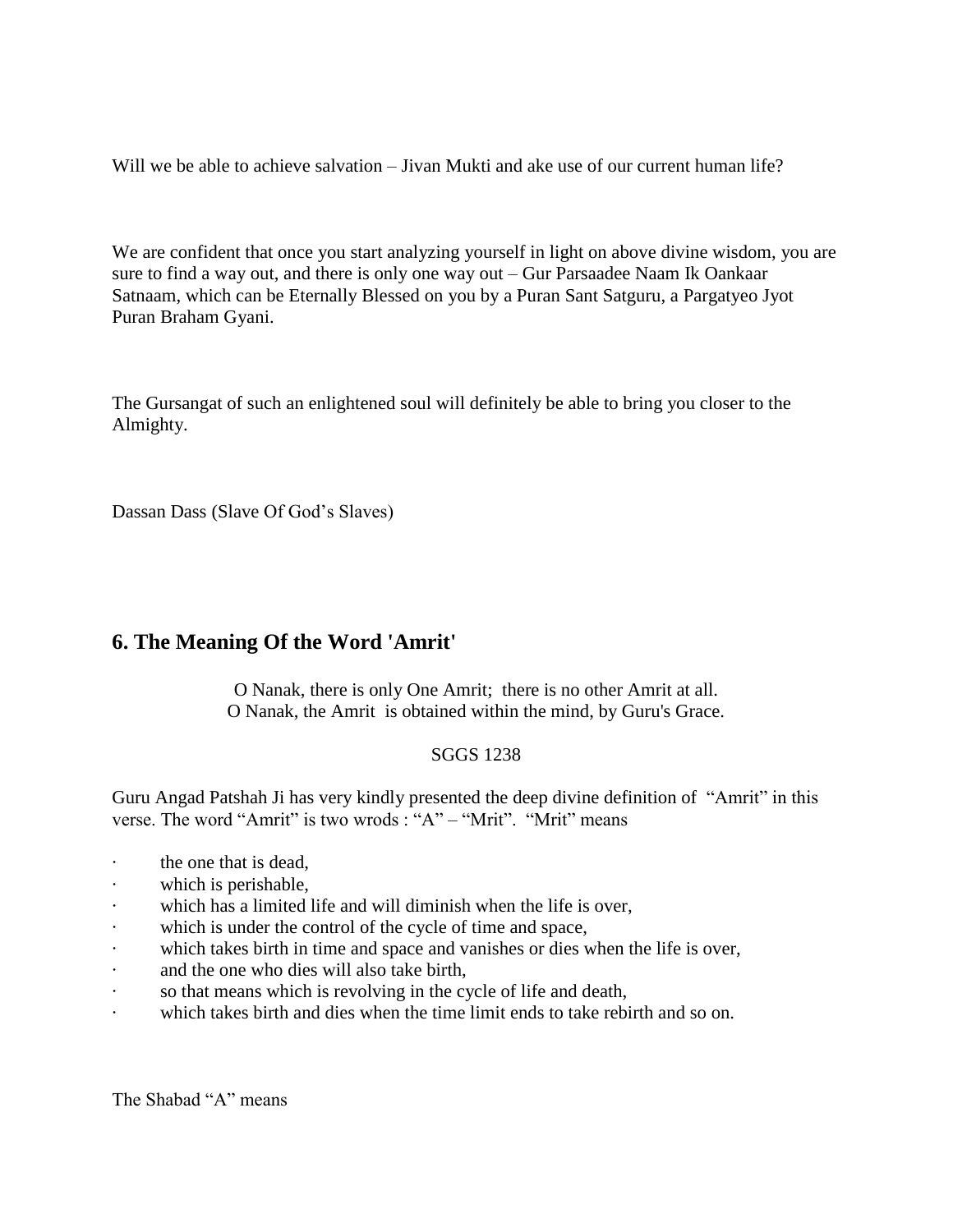Will we be able to achieve salvation – Jivan Mukti and ake use of our current human life?

We are confident that once you start analyzing yourself in light on above divine wisdom, you are sure to find a way out, and there is only one way out – Gur Parsaadee Naam Ik Oankaar Satnaam, which can be Eternally Blessed on you by a Puran Sant Satguru, a Pargatyeo Jyot Puran Braham Gyani.

The Gursangat of such an enlightened soul will definitely be able to bring you closer to the Almighty.

Dassan Dass (Slave Of God's Slaves)

## 6. The Meaning Of the Word 'Amrit'

O Nanak, there is only One Amrit; there is no other Amrit at all.
O Nanak, the Amrit is obtained within the mind, by Guru's Grace.

SGGS 1238

Guru Angad Patshah Ji has very kindly presented the deep divine definition of "Amrit" in this verse. The word "Amrit" is two wrods : "A" – "Mrit". "Mrit" means

- the one that is dead,
- which is perishable,
- which has a limited life and will diminish when the life is over,
- which is under the control of the cycle of time and space,
- which takes birth in time and space and vanishes or dies when the life is over,
- and the one who dies will also take birth,
- so that means which is revolving in the cycle of life and death,
- which takes birth and dies when the time limit ends to take rebirth and so on.

The Shabad "A" means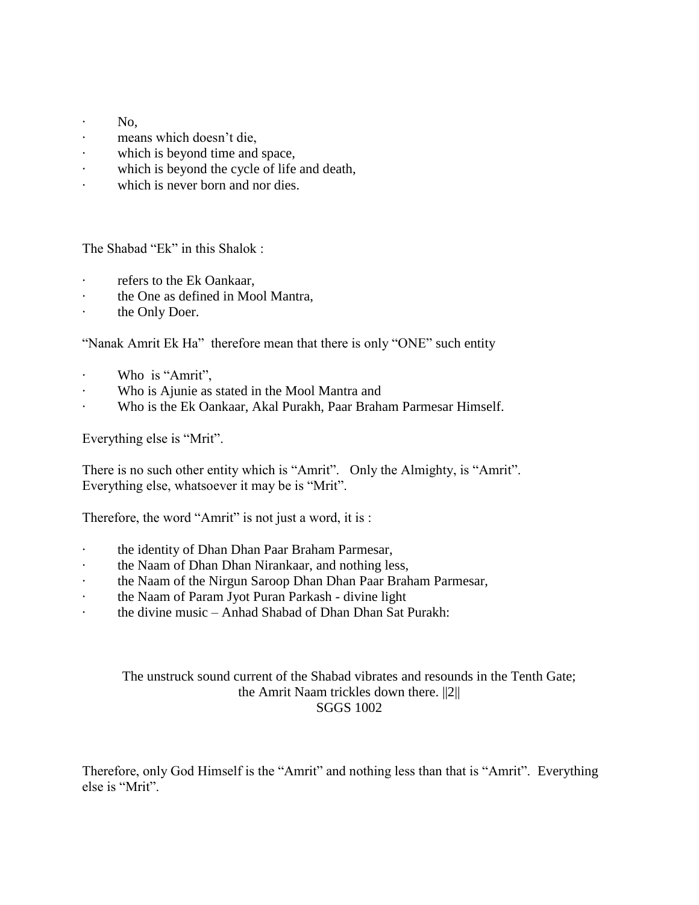- No,
- means which doesn't die,
- which is beyond time and space,
- which is beyond the cycle of life and death,
- which is never born and nor dies.

The Shabad "Ek" in this Shalok :

- refers to the Ek Oankaar,
- the One as defined in Mool Mantra,
- the Only Doer.

"Nanak Amrit Ek Ha" therefore mean that there is only "ONE" such entity

- Who is "Amrit",
- Who is Ajunie as stated in the Mool Mantra and
- Who is the Ek Oankaar, Akal Purakh, Paar Braham Parmesar Himself.

Everything else is "Mrit".

There is no such other entity which is "Amrit". Only the Almighty, is "Amrit". Everything else, whatsoever it may be is "Mrit".

Therefore, the word "Amrit" is not just a word, it is :

- the identity of Dhan Dhan Paar Braham Parmesar,
- the Naam of Dhan Dhan Nirankaar, and nothing less,
- the Naam of the Nirgun Saroop Dhan Dhan Paar Braham Parmesar,
- the Naam of Param Jyot Puran Parkash - divine light
- the divine music – Anhad Shabad of Dhan Dhan Sat Purakh:

The unstruck sound current of the Shabad vibrates and resounds in the Tenth Gate;
the Amrit Naam trickles down there. ||2||
SGGS 1002

Therefore, only God Himself is the "Amrit" and nothing less than that is "Amrit". Everything else is "Mrit".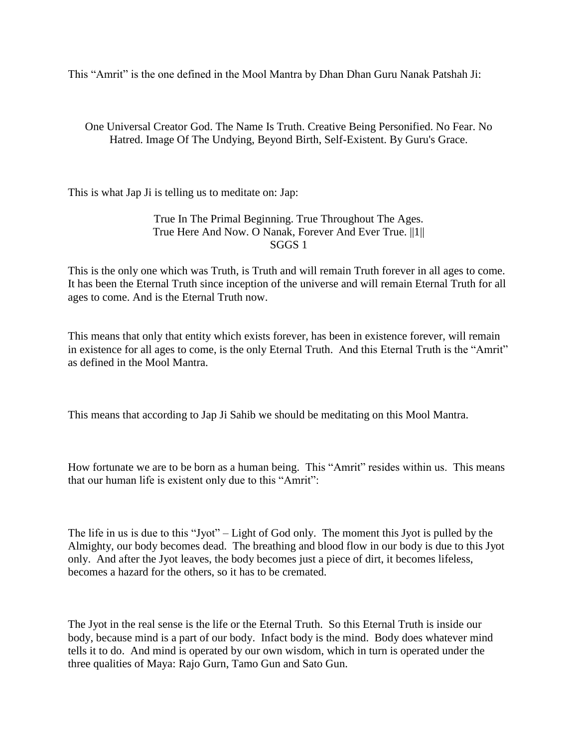This "Amrit" is the one defined in the Mool Mantra by Dhan Dhan Guru Nanak Patshah Ji:

One Universal Creator God. The Name Is Truth. Creative Being Personified. No Fear. No Hatred. Image Of The Undying, Beyond Birth, Self-Existent. By Guru's Grace.

This is what Jap Ji is telling us to meditate on: Jap:

True In The Primal Beginning. True Throughout The Ages.
True Here And Now. O Nanak, Forever And Ever True. ||1||
SGGS 1

This is the only one which was Truth, is Truth and will remain Truth forever in all ages to come. It has been the Eternal Truth since inception of the universe and will remain Eternal Truth for all ages to come. And is the Eternal Truth now.

This means that only that entity which exists forever, has been in existence forever, will remain in existence for all ages to come, is the only Eternal Truth. And this Eternal Truth is the "Amrit" as defined in the Mool Mantra.

This means that according to Jap Ji Sahib we should be meditating on this Mool Mantra.

How fortunate we are to be born as a human being. This "Amrit" resides within us. This means that our human life is existent only due to this "Amrit":

The life in us is due to this "Jyot" – Light of God only. The moment this Jyot is pulled by the Almighty, our body becomes dead. The breathing and blood flow in our body is due to this Jyot only. And after the Jyot leaves, the body becomes just a piece of dirt, it becomes lifeless, becomes a hazard for the others, so it has to be cremated.

The Jyot in the real sense is the life or the Eternal Truth. So this Eternal Truth is inside our body, because mind is a part of our body. Infact body is the mind. Body does whatever mind tells it to do. And mind is operated by our own wisdom, which in turn is operated under the three qualities of Maya: Rajo Gurn, Tamo Gun and Sato Gun.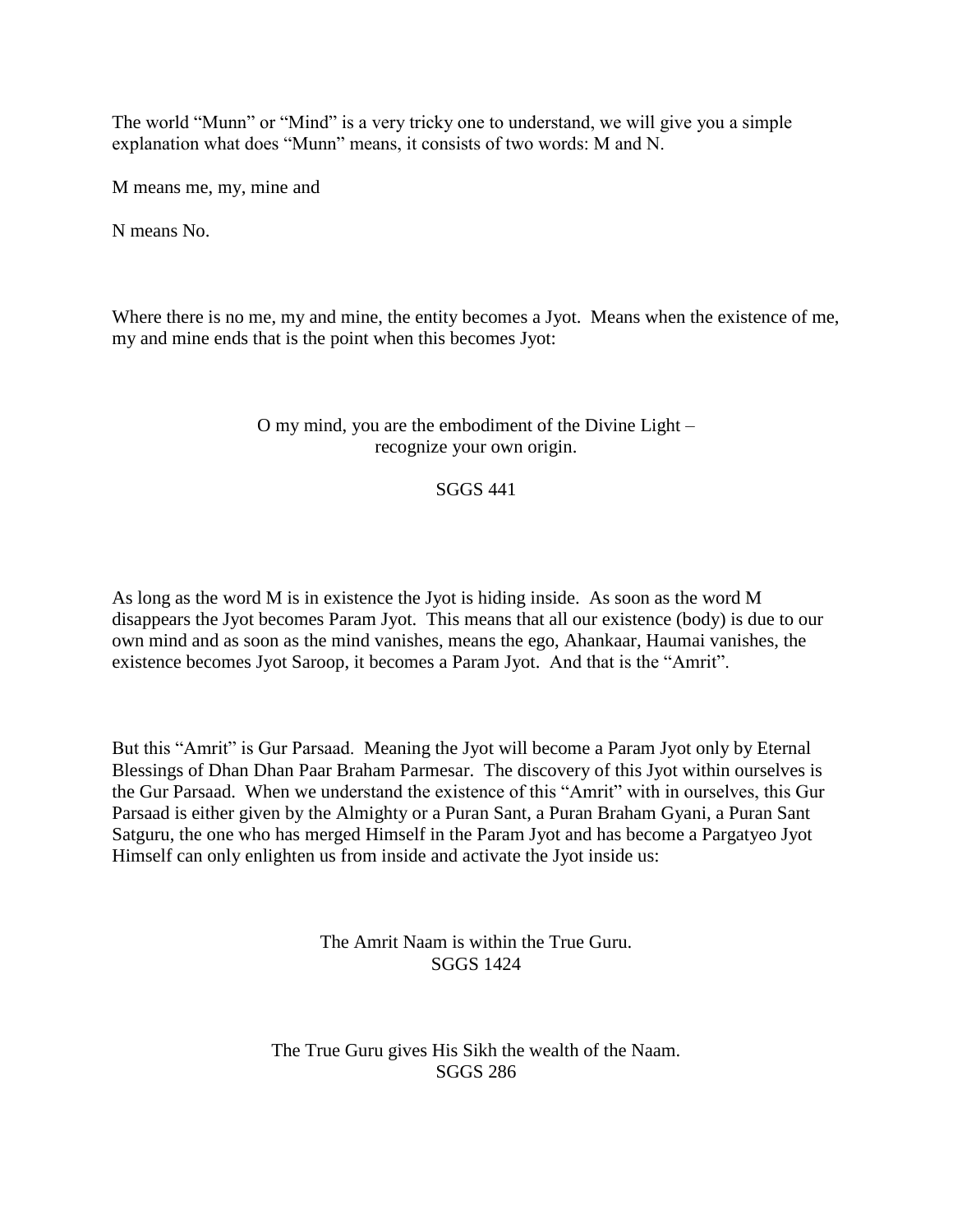The world "Munn" or "Mind" is a very tricky one to understand, we will give you a simple explanation what does "Munn" means, it consists of two words: M and N.

M means me, my, mine and

N means No.

Where there is no me, my and mine, the entity becomes a Jyot. Means when the existence of me, my and mine ends that is the point when this becomes Jyot:

<center>

O my mind, you are the embodiment of the Divine Light –
recognize your own origin.

SGGS 441

</center>

As long as the word M is in existence the Jyot is hiding inside. As soon as the word M disappears the Jyot becomes Param Jyot. This means that all our existence (body) is due to our own mind and as soon as the mind vanishes, means the ego, Ahankaar, Haumai vanishes, the existence becomes Jyot Saroop, it becomes a Param Jyot. And that is the "Amrit".

But this "Amrit" is Gur Parsaad. Meaning the Jyot will become a Param Jyot only by Eternal Blessings of Dhan Dhan Paar Braham Parmesar. The discovery of this Jyot within ourselves is the Gur Parsaad. When we understand the existence of this "Amrit" with in ourselves, this Gur Parsaad is either given by the Almighty or a Puran Sant, a Puran Braham Gyani, a Puran Sant Satguru, the one who has merged Himself in the Param Jyot and has become a Pargatyeo Jyot Himself can only enlighten us from inside and activate the Jyot inside us:

<center>

The Amrit Naam is within the True Guru.
SGGS 1424

The True Guru gives His Sikh the wealth of the Naam.
SGGS 286

</center>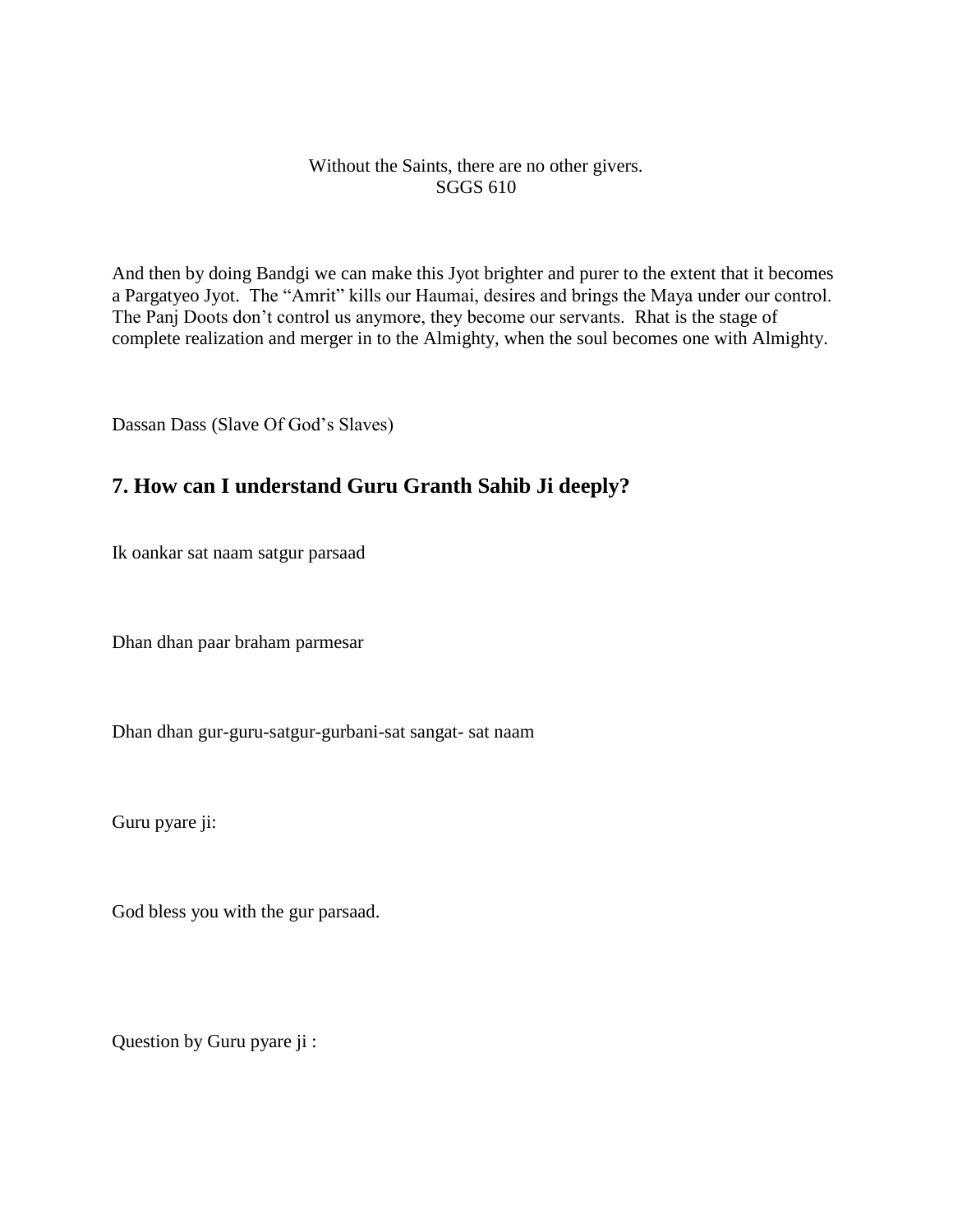Without the Saints, there are no other givers.
SGGS 610

And then by doing Bandgi we can make this Jyot brighter and purer to the extent that it becomes a Pargatyeo Jyot. The "Amrit" kills our Haumai, desires and brings the Maya under our control. The Panj Doots don't control us anymore, they become our servants. Rhat is the stage of complete realization and merger in to the Almighty, when the soul becomes one with Almighty.

Dassan Dass (Slave Of God's Slaves)

## 7. How can I understand Guru Granth Sahib Ji deeply?

Ik oankar sat naam satgur parsaad

Dhan dhan paar braham parmesar

Dhan dhan gur-guru-satgur-gurbani-sat sangat- sat naam

Guru pyare ji:

God bless you with the gur parsaad.

Question by Guru pyare ji :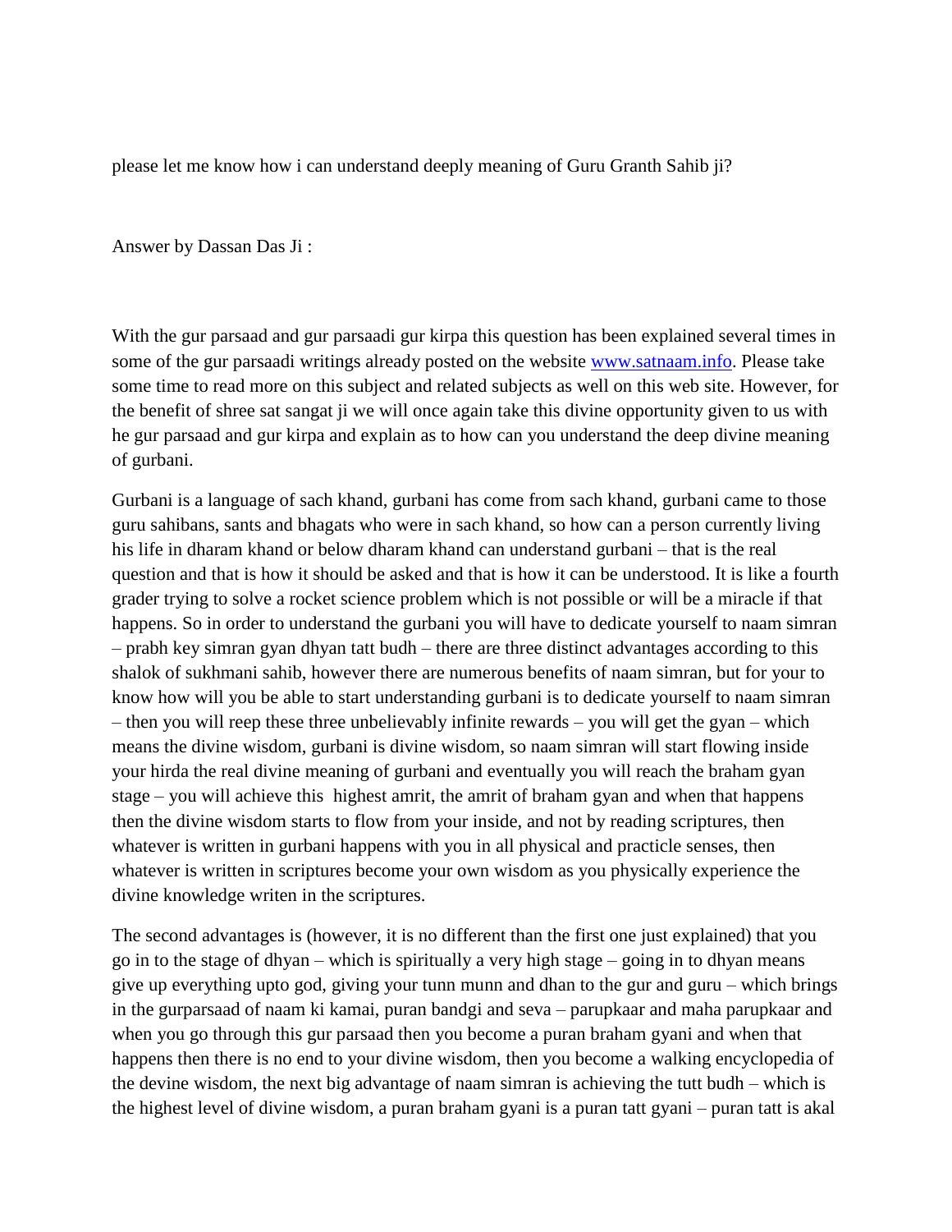please let me know how i can understand deeply meaning of Guru Granth Sahib ji?

Answer by Dassan Das Ji :

With the gur parsaad and gur parsaadi gur kirpa this question has been explained several times in some of the gur parsaadi writings already posted on the website [www.satnaam.info](http://www.satnaam.info). Please take some time to read more on this subject and related subjects as well on this web site. However, for the benefit of shree sat sangat ji we will once again take this divine opportunity given to us with he gur parsaad and gur kirpa and explain as to how can you understand the deep divine meaning of gurbani.

Gurbani is a language of sach khand, gurbani has come from sach khand, gurbani came to those guru sahibans, sants and bhagats who were in sach khand, so how can a person currently living his life in dharam khand or below dharam khand can understand gurbani – that is the real question and that is how it should be asked and that is how it can be understood. It is like a fourth grader trying to solve a rocket science problem which is not possible or will be a miracle if that happens. So in order to understand the gurbani you will have to dedicate yourself to naam simran – prabh key simran gyan dhyan tatt budh – there are three distinct advantages according to this shalok of sukhmani sahib, however there are numerous benefits of naam simran, but for your to know how will you be able to start understanding gurbani is to dedicate yourself to naam simran – then you will reep these three unbelievably infinite rewards – you will get the gyan – which means the divine wisdom, gurbani is divine wisdom, so naam simran will start flowing inside your hirda the real divine meaning of gurbani and eventually you will reach the braham gyan stage – you will achieve this highest amrit, the amrit of braham gyan and when that happens then the divine wisdom starts to flow from your inside, and not by reading scriptures, then whatever is written in gurbani happens with you in all physical and practicle senses, then whatever is written in scriptures become your own wisdom as you physically experience the divine knowledge writen in the scriptures.

The second advantages is (however, it is no different than the first one just explained) that you go in to the stage of dhyan – which is spiritually a very high stage – going in to dhyan means give up everything upto god, giving your tunn munn and dhan to the gur and guru – which brings in the gurparsaad of naam ki kamai, puran bandgi and seva – parupkaar and maha parupkaar and when you go through this gur parsaad then you become a puran braham gyani and when that happens then there is no end to your divine wisdom, then you become a walking encyclopedia of the devine wisdom, the next big advantage of naam simran is achieving the tutt budh – which is the highest level of divine wisdom, a puran braham gyani is a puran tatt gyani – puran tatt is akal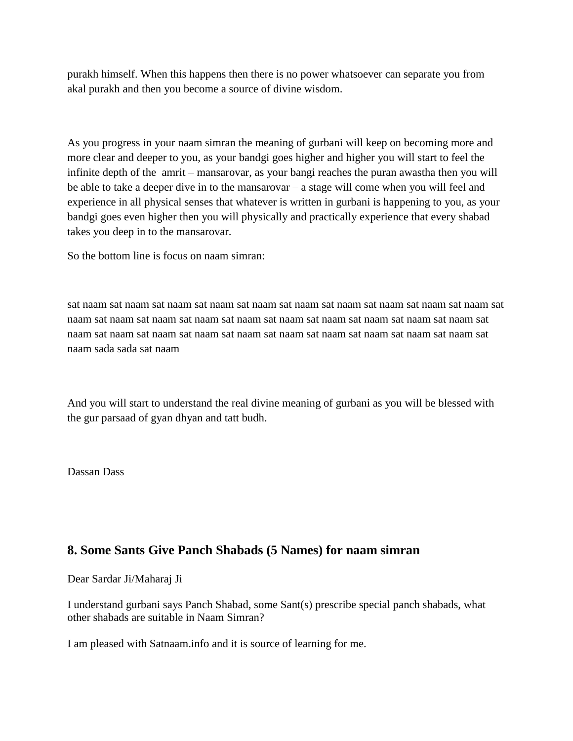purakh himself. When this happens then there is no power whatsoever can separate you from akal purakh and then you become a source of divine wisdom.

As you progress in your naam simran the meaning of gurbani will keep on becoming more and more clear and deeper to you, as your bandgi goes higher and higher you will start to feel the infinite depth of the amrit – mansarovar, as your bangi reaches the puran awastha then you will be able to take a deeper dive in to the mansarovar – a stage will come when you will feel and experience in all physical senses that whatever is written in gurbani is happening to you, as your bandgi goes even higher then you will physically and practically experience that every shabad takes you deep in to the mansarovar.

So the bottom line is focus on naam simran:

sat naam sat naam sat naam sat naam sat naam sat naam sat naam sat naam sat naam sat naam sat naam sat naam sat naam sat naam sat naam sat naam sat naam sat naam sat naam sat naam sat naam sat naam sat naam sat naam sat naam sat naam sat naam sat naam sat naam sat naam sat naam sat naam sada sada sat naam

And you will start to understand the real divine meaning of gurbani as you will be blessed with the gur parsaad of gyan dhyan and tatt budh.

Dassan Dass

## 8. Some Sants Give Panch Shabads (5 Names) for naam simran

Dear Sardar Ji/Maharaj Ji

I understand gurbani says Panch Shabad, some Sant(s) prescribe special panch shabads, what other shabads are suitable in Naam Simran?

I am pleased with Satnaam.info and it is source of learning for me.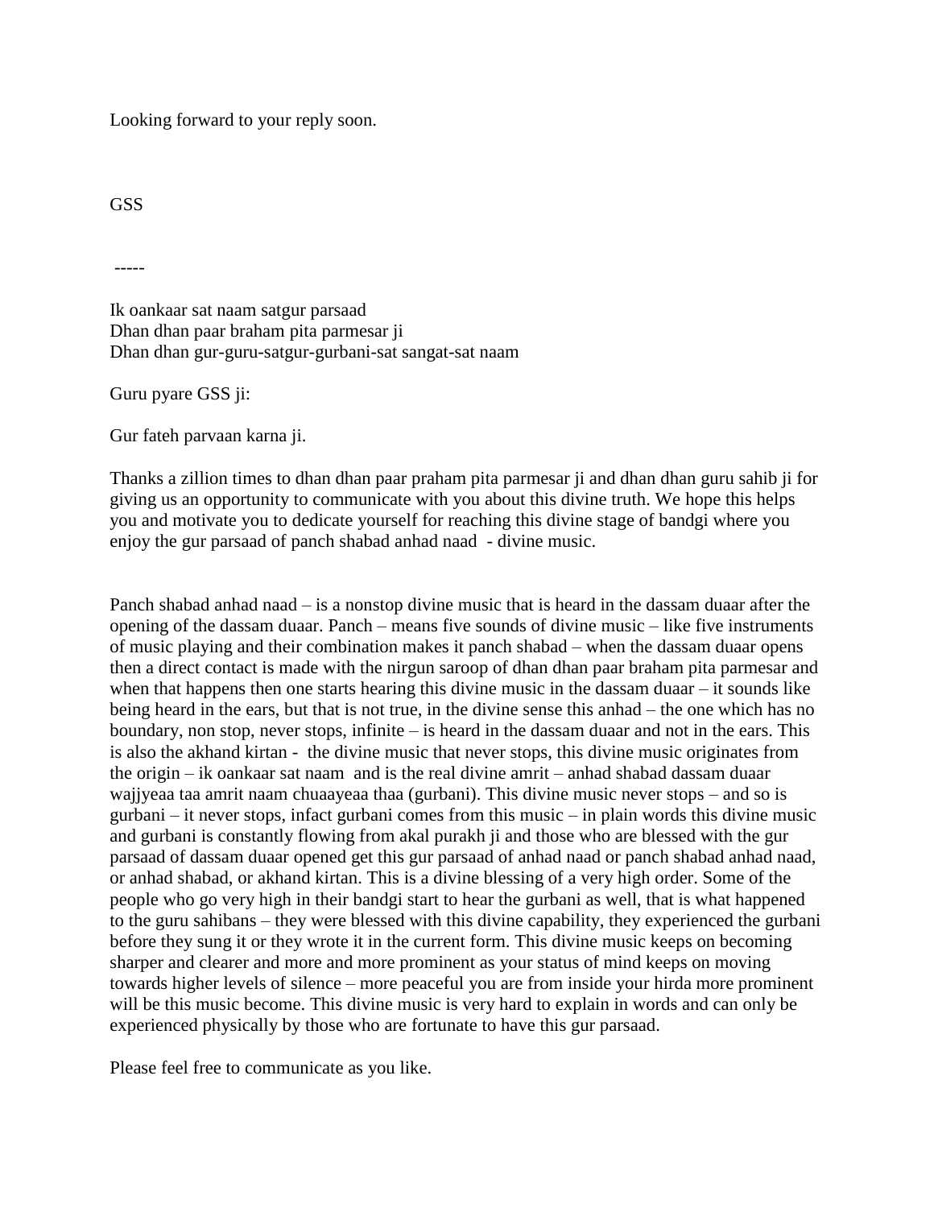Looking forward to your reply soon.

GSS

-----

Ik oankaar sat naam satgur parsaad
Dhan dhan paar braham pita parmesar ji
Dhan dhan gur-guru-satgur-gurbani-sat sangat-sat naam

Guru pyare GSS ji:

Gur fateh parvaan karna ji.

Thanks a zillion times to dhan dhan paar praham pita parmesar ji and dhan dhan guru sahib ji for giving us an opportunity to communicate with you about this divine truth. We hope this helps you and motivate you to dedicate yourself for reaching this divine stage of bandgi where you enjoy the gur parsaad of panch shabad anhad naad - divine music.

Panch shabad anhad naad – is a nonstop divine music that is heard in the dassam duaar after the opening of the dassam duaar. Panch – means five sounds of divine music – like five instruments of music playing and their combination makes it panch shabad – when the dassam duaar opens then a direct contact is made with the nirgun saroop of dhan dhan paar braham pita parmesar and when that happens then one starts hearing this divine music in the dassam duaar – it sounds like being heard in the ears, but that is not true, in the divine sense this anhad – the one which has no boundary, non stop, never stops, infinite – is heard in the dassam duaar and not in the ears. This is also the akhand kirtan - the divine music that never stops, this divine music originates from the origin – ik oankaar sat naam and is the real divine amrit – anhad shabad dassam duaar wajjyeaa taa amrit naam chuaayeaa thaa (gurbani). This divine music never stops – and so is gurbani – it never stops, infact gurbani comes from this music – in plain words this divine music and gurbani is constantly flowing from akal purakh ji and those who are blessed with the gur parsaad of dassam duaar opened get this gur parsaad of anhad naad or panch shabad anhad naad, or anhad shabad, or akhand kirtan. This is a divine blessing of a very high order. Some of the people who go very high in their bandgi start to hear the gurbani as well, that is what happened to the guru sahibans – they were blessed with this divine capability, they experienced the gurbani before they sung it or they wrote it in the current form. This divine music keeps on becoming sharper and clearer and more and more prominent as your status of mind keeps on moving towards higher levels of silence – more peaceful you are from inside your hirda more prominent will be this music become. This divine music is very hard to explain in words and can only be experienced physically by those who are fortunate to have this gur parsaad.

Please feel free to communicate as you like.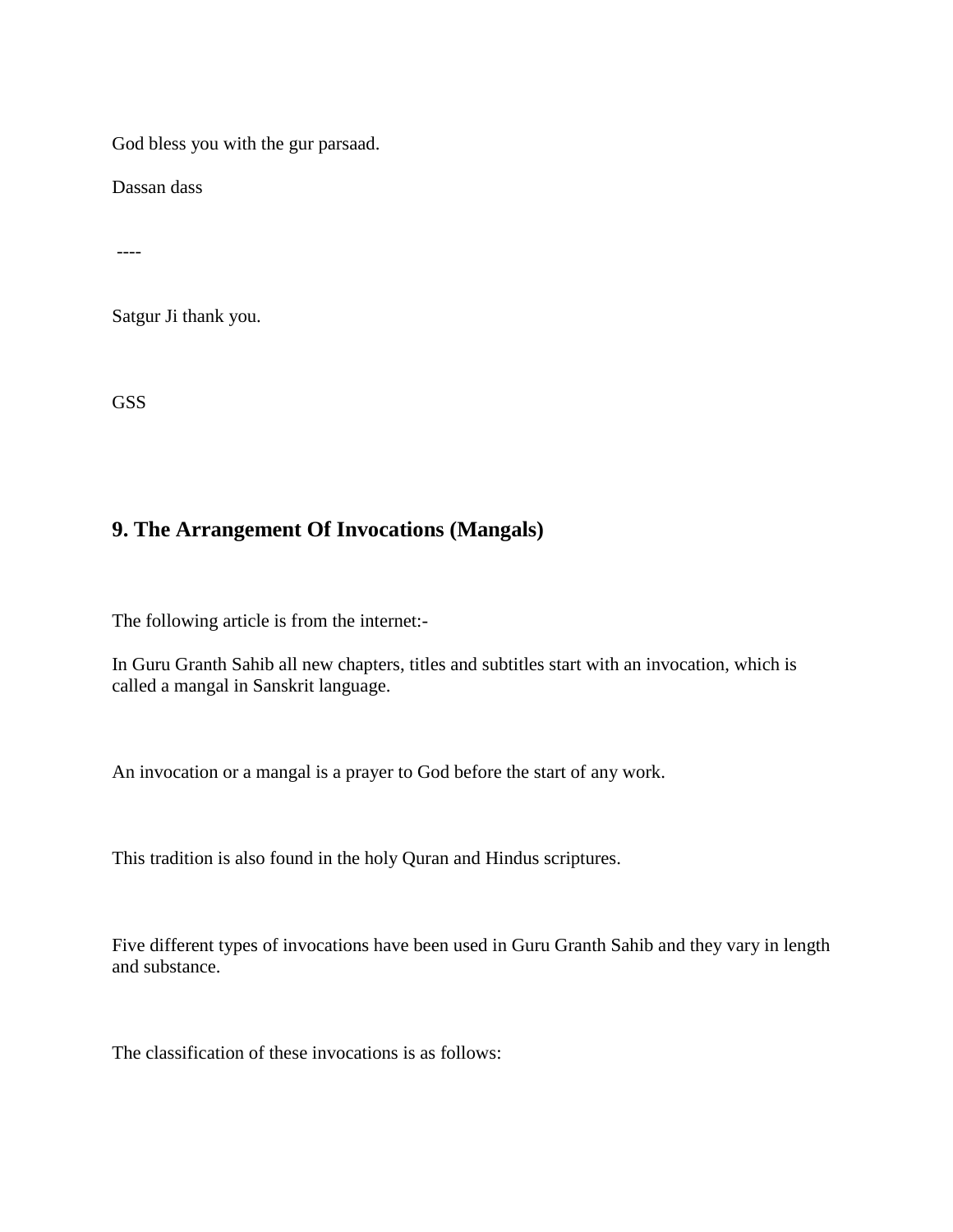God bless you with the gur parsaad.

Dassan dass

----

Satgur Ji thank you.

GSS

## 9. The Arrangement Of Invocations (Mangals)

The following article is from the internet:-

In Guru Granth Sahib all new chapters, titles and subtitles start with an invocation, which is called a mangal in Sanskrit language.

An invocation or a mangal is a prayer to God before the start of any work.

This tradition is also found in the holy Quran and Hindus scriptures.

Five different types of invocations have been used in Guru Granth Sahib and they vary in length and substance.

The classification of these invocations is as follows: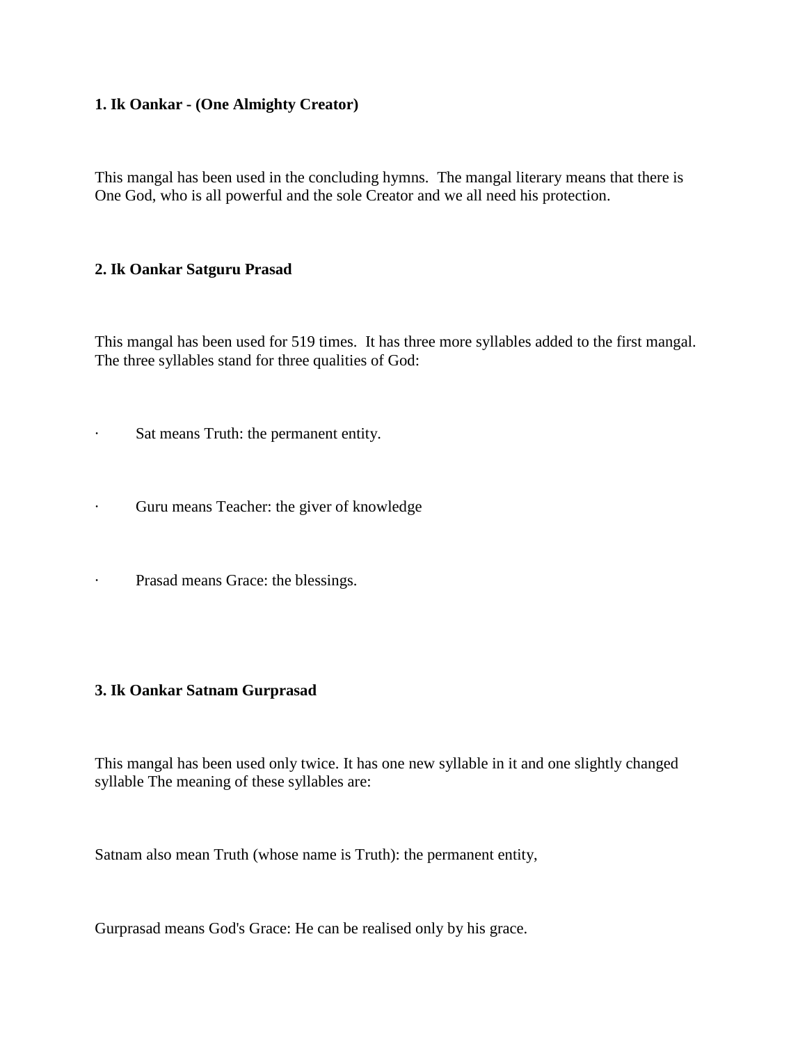**1. Ik Oankar - (One Almighty Creator)**

This mangal has been used in the concluding hymns.  The mangal literary means that there is One God, who is all powerful and the sole Creator and we all need his protection.

**2. Ik Oankar Satguru Prasad**

This mangal has been used for 519 times.  It has three more syllables added to the first mangal. The three syllables stand for three qualities of God:

- Sat means Truth: the permanent entity.
- Guru means Teacher: the giver of knowledge
- Prasad means Grace: the blessings.

**3. Ik Oankar Satnam Gurprasad**

This mangal has been used only twice. It has one new syllable in it and one slightly changed syllable The meaning of these syllables are:

Satnam also mean Truth (whose name is Truth): the permanent entity,

Gurprasad means God's Grace: He can be realised only by his grace.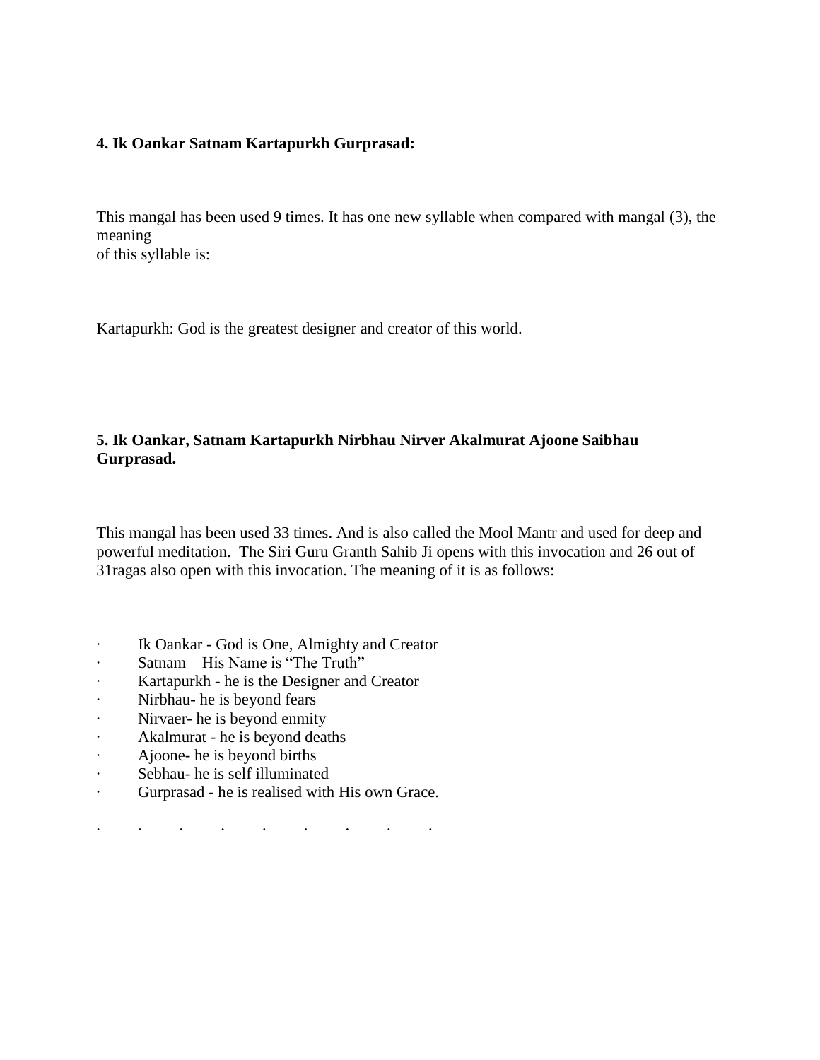**4. Ik Oankar Satnam Kartapurkh Gurprasad:**

This mangal has been used 9 times. It has one new syllable when compared with mangal (3), the meaning of this syllable is:

Kartapurkh: God is the greatest designer and creator of this world.

**5. Ik Oankar, Satnam Kartapurkh Nirbhau Nirver Akalmurat Ajoone Saibhau Gurprasad.**

This mangal has been used 33 times. And is also called the Mool Mantr and used for deep and powerful meditation. The Siri Guru Granth Sahib Ji opens with this invocation and 26 out of 31ragas also open with this invocation. The meaning of it is as follows:

- Ik Oankar - God is One, Almighty and Creator
- Satnam – His Name is "The Truth"
- Kartapurkh - he is the Designer and Creator
- Nirbhau- he is beyond fears
- Nirvaer- he is beyond enmity
- Akalmurat - he is beyond deaths
- Ajoone- he is beyond births
- Sebhau- he is self illuminated
- Gurprasad - he is realised with His own Grace.

. . . . . . . . .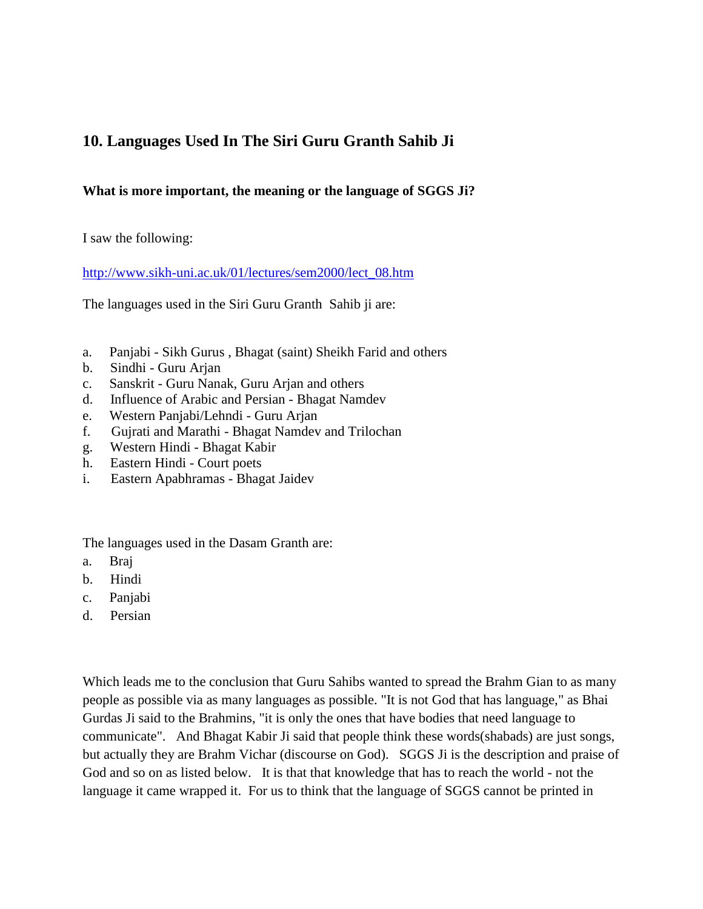## 10. Languages Used In The Siri Guru Granth Sahib Ji

**What is more important, the meaning or the language of SGGS Ji?**

I saw the following:

http://www.sikh-uni.ac.uk/01/lectures/sem2000/lect_08.htm

The languages used in the Siri Guru Granth Sahib ji are:

a. Panjabi - Sikh Gurus , Bhagat (saint) Sheikh Farid and others
b. Sindhi - Guru Arjan
c. Sanskrit - Guru Nanak, Guru Arjan and others
d. Influence of Arabic and Persian - Bhagat Namdev
e. Western Panjabi/Lehndi - Guru Arjan
f. Gujrati and Marathi - Bhagat Namdev and Trilochan
g. Western Hindi - Bhagat Kabir
h. Eastern Hindi - Court poets
i. Eastern Apabhramas - Bhagat Jaidev

The languages used in the Dasam Granth are:

a. Braj
b. Hindi
c. Panjabi
d. Persian

Which leads me to the conclusion that Guru Sahibs wanted to spread the Brahm Gian to as many people as possible via as many languages as possible. "It is not God that has language," as Bhai Gurdas Ji said to the Brahmins, "it is only the ones that have bodies that need language to communicate". And Bhagat Kabir Ji said that people think these words(shabads) are just songs, but actually they are Brahm Vichar (discourse on God). SGGS Ji is the description and praise of God and so on as listed below. It is that that knowledge that has to reach the world - not the language it came wrapped it. For us to think that the language of SGGS cannot be printed in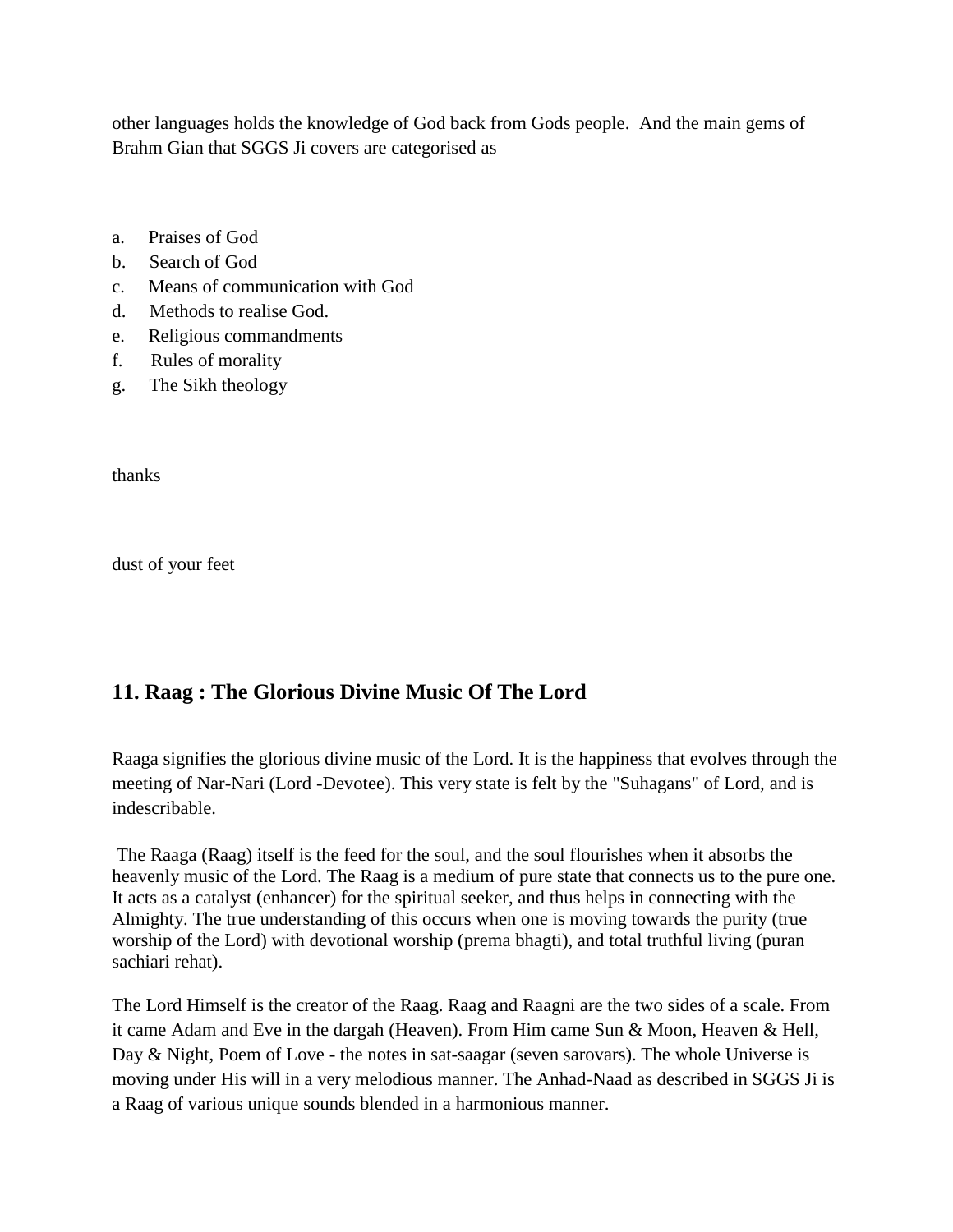other languages holds the knowledge of God back from Gods people.  And the main gems of Brahm Gian that SGGS Ji covers are categorised as

a. Praises of God
b. Search of God
c. Means of communication with God
d. Methods to realise God.
e. Religious commandments
f. Rules of morality
g. The Sikh theology

thanks

dust of your feet

## 11. Raag : The Glorious Divine Music Of The Lord

Raaga signifies the glorious divine music of the Lord. It is the happiness that evolves through the meeting of Nar-Nari (Lord -Devotee). This very state is felt by the "Suhagans" of Lord, and is indescribable.

The Raaga (Raag) itself is the feed for the soul, and the soul flourishes when it absorbs the heavenly music of the Lord. The Raag is a medium of pure state that connects us to the pure one. It acts as a catalyst (enhancer) for the spiritual seeker, and thus helps in connecting with the Almighty. The true understanding of this occurs when one is moving towards the purity (true worship of the Lord) with devotional worship (prema bhagti), and total truthful living (puran sachiari rehat).

The Lord Himself is the creator of the Raag. Raag and Raagni are the two sides of a scale. From it came Adam and Eve in the dargah (Heaven). From Him came Sun & Moon, Heaven & Hell, Day & Night, Poem of Love - the notes in sat-saagar (seven sarovars). The whole Universe is moving under His will in a very melodious manner. The Anhad-Naad as described in SGGS Ji is a Raag of various unique sounds blended in a harmonious manner.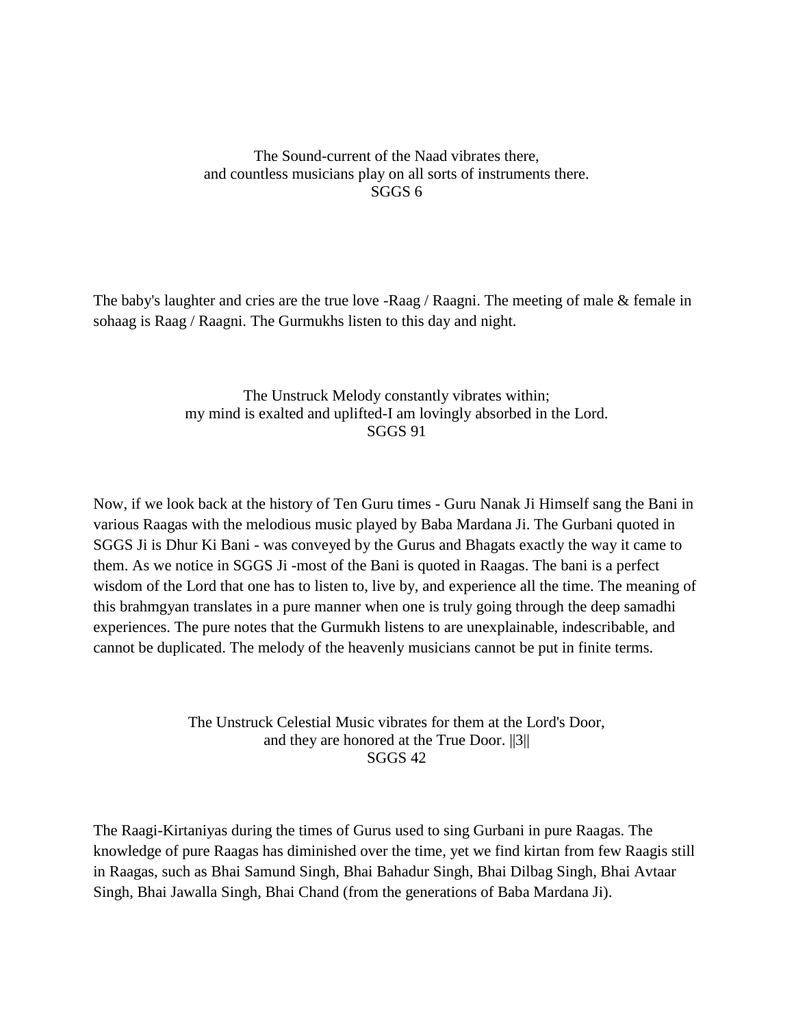<center>
The Sound-current of the Naad vibrates there,<br>
and countless musicians play on all sorts of instruments there.<br>
SGGS 6
</center>

The baby's laughter and cries are the true love -Raag / Raagni. The meeting of male & female in sohaag is Raag / Raagni. The Gurmukhs listen to this day and night.

<center>
The Unstruck Melody constantly vibrates within;<br>
my mind is exalted and uplifted-I am lovingly absorbed in the Lord.<br>
SGGS 91
</center>

Now, if we look back at the history of Ten Guru times - Guru Nanak Ji Himself sang the Bani in various Raagas with the melodious music played by Baba Mardana Ji. The Gurbani quoted in SGGS Ji is Dhur Ki Bani - was conveyed by the Gurus and Bhagats exactly the way it came to them. As we notice in SGGS Ji -most of the Bani is quoted in Raagas. The bani is a perfect wisdom of the Lord that one has to listen to, live by, and experience all the time. The meaning of this brahmgyan translates in a pure manner when one is truly going through the deep samadhi experiences. The pure notes that the Gurmukh listens to are unexplainable, indescribable, and cannot be duplicated. The melody of the heavenly musicians cannot be put in finite terms.

<center>
The Unstruck Celestial Music vibrates for them at the Lord's Door,<br>
and they are honored at the True Door. ||3||<br>
SGGS 42
</center>

The Raagi-Kirtaniyas during the times of Gurus used to sing Gurbani in pure Raagas. The knowledge of pure Raagas has diminished over the time, yet we find kirtan from few Raagis still in Raagas, such as Bhai Samund Singh, Bhai Bahadur Singh, Bhai Dilbag Singh, Bhai Avtaar Singh, Bhai Jawalla Singh, Bhai Chand (from the generations of Baba Mardana Ji).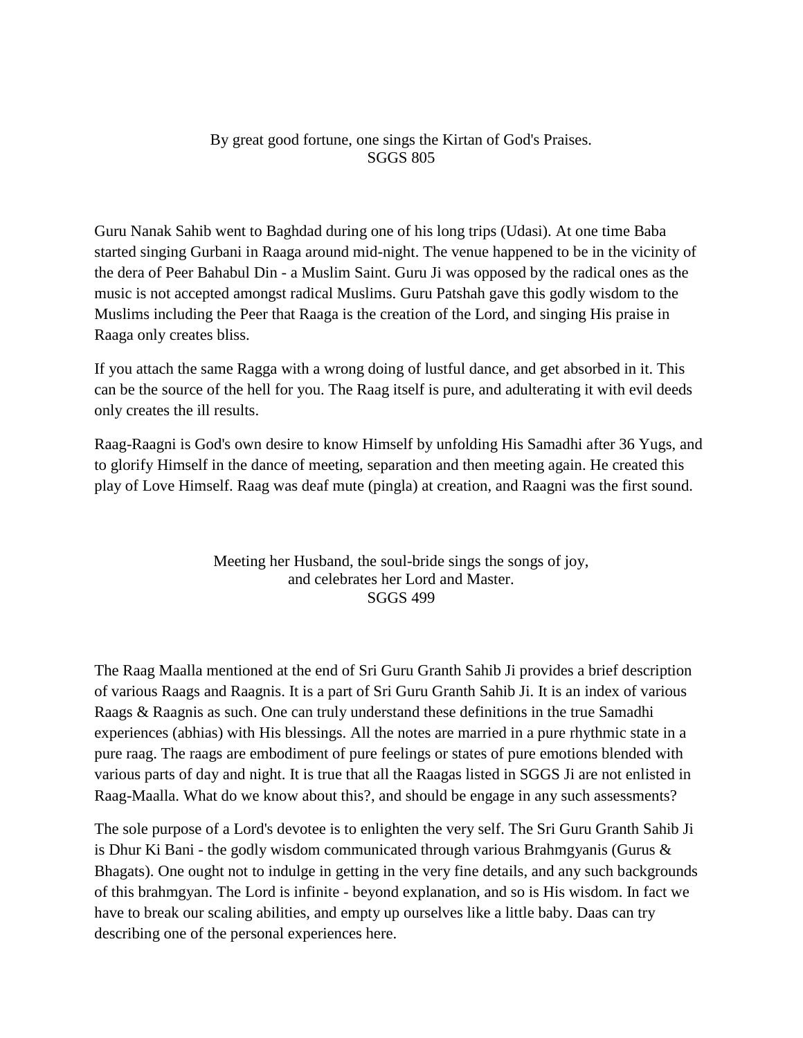By great good fortune, one sings the Kirtan of God's Praises.
SGGS 805

Guru Nanak Sahib went to Baghdad during one of his long trips (Udasi). At one time Baba started singing Gurbani in Raaga around mid-night. The venue happened to be in the vicinity of the dera of Peer Bahabul Din - a Muslim Saint. Guru Ji was opposed by the radical ones as the music is not accepted amongst radical Muslims. Guru Patshah gave this godly wisdom to the Muslims including the Peer that Raaga is the creation of the Lord, and singing His praise in Raaga only creates bliss.

If you attach the same Ragga with a wrong doing of lustful dance, and get absorbed in it. This can be the source of the hell for you. The Raag itself is pure, and adulterating it with evil deeds only creates the ill results.

Raag-Raagni is God's own desire to know Himself by unfolding His Samadhi after 36 Yugs, and to glorify Himself in the dance of meeting, separation and then meeting again. He created this play of Love Himself. Raag was deaf mute (pingla) at creation, and Raagni was the first sound.

Meeting her Husband, the soul-bride sings the songs of joy,
and celebrates her Lord and Master.
SGGS 499

The Raag Maalla mentioned at the end of Sri Guru Granth Sahib Ji provides a brief description of various Raags and Raagnis. It is a part of Sri Guru Granth Sahib Ji. It is an index of various Raags & Raagnis as such. One can truly understand these definitions in the true Samadhi experiences (abhias) with His blessings. All the notes are married in a pure rhythmic state in a pure raag. The raags are embodiment of pure feelings or states of pure emotions blended with various parts of day and night. It is true that all the Raagas listed in SGGS Ji are not enlisted in Raag-Maalla. What do we know about this?, and should be engage in any such assessments?

The sole purpose of a Lord's devotee is to enlighten the very self. The Sri Guru Granth Sahib Ji is Dhur Ki Bani - the godly wisdom communicated through various Brahmgyanis (Gurus & Bhagats). One ought not to indulge in getting in the very fine details, and any such backgrounds of this brahmgyan. The Lord is infinite - beyond explanation, and so is His wisdom. In fact we have to break our scaling abilities, and empty up ourselves like a little baby. Daas can try describing one of the personal experiences here.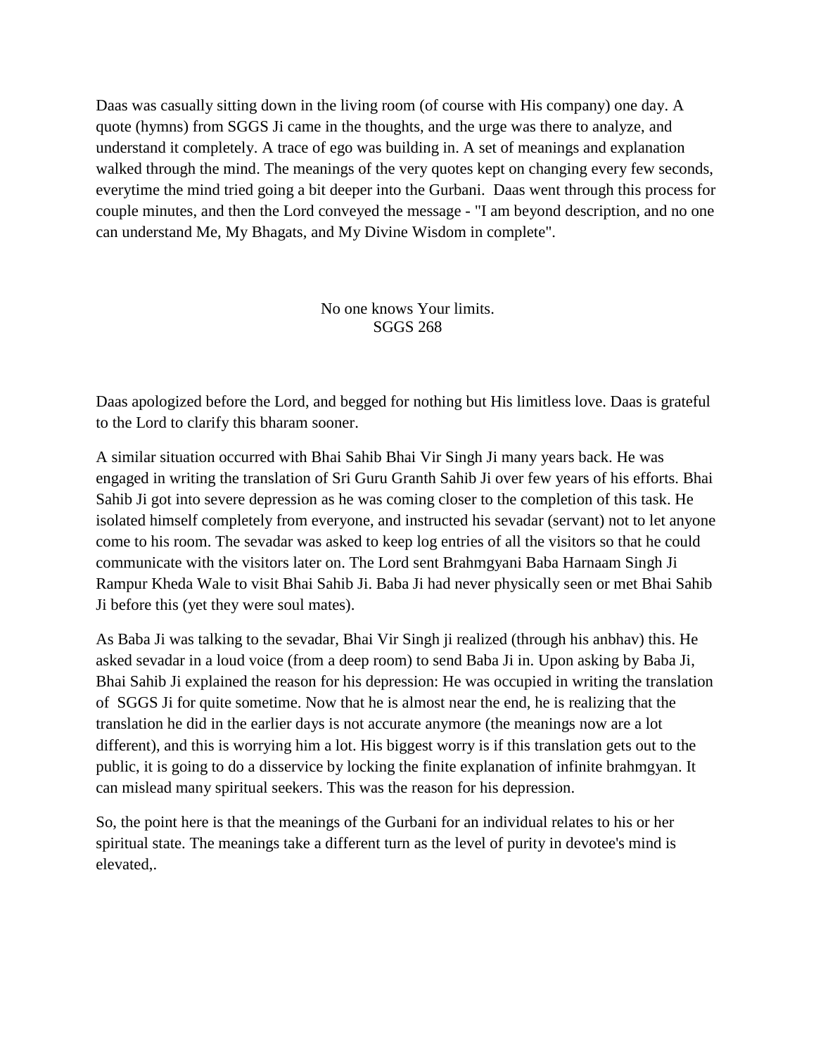Daas was casually sitting down in the living room (of course with His company) one day. A quote (hymns) from SGGS Ji came in the thoughts, and the urge was there to analyze, and understand it completely. A trace of ego was building in. A set of meanings and explanation walked through the mind. The meanings of the very quotes kept on changing every few seconds, everytime the mind tried going a bit deeper into the Gurbani. Daas went through this process for couple minutes, and then the Lord conveyed the message - "I am beyond description, and no one can understand Me, My Bhagats, and My Divine Wisdom in complete".

No one knows Your limits.
SGGS 268

Daas apologized before the Lord, and begged for nothing but His limitless love. Daas is grateful to the Lord to clarify this bharam sooner.

A similar situation occurred with Bhai Sahib Bhai Vir Singh Ji many years back. He was engaged in writing the translation of Sri Guru Granth Sahib Ji over few years of his efforts. Bhai Sahib Ji got into severe depression as he was coming closer to the completion of this task. He isolated himself completely from everyone, and instructed his sevadar (servant) not to let anyone come to his room. The sevadar was asked to keep log entries of all the visitors so that he could communicate with the visitors later on. The Lord sent Brahmgyani Baba Harnaam Singh Ji Rampur Kheda Wale to visit Bhai Sahib Ji. Baba Ji had never physically seen or met Bhai Sahib Ji before this (yet they were soul mates).

As Baba Ji was talking to the sevadar, Bhai Vir Singh ji realized (through his anbhav) this. He asked sevadar in a loud voice (from a deep room) to send Baba Ji in. Upon asking by Baba Ji, Bhai Sahib Ji explained the reason for his depression: He was occupied in writing the translation of SGGS Ji for quite sometime. Now that he is almost near the end, he is realizing that the translation he did in the earlier days is not accurate anymore (the meanings now are a lot different), and this is worrying him a lot. His biggest worry is if this translation gets out to the public, it is going to do a disservice by locking the finite explanation of infinite brahmgyan. It can mislead many spiritual seekers. This was the reason for his depression.

So, the point here is that the meanings of the Gurbani for an individual relates to his or her spiritual state. The meanings take a different turn as the level of purity in devotee's mind is elevated,.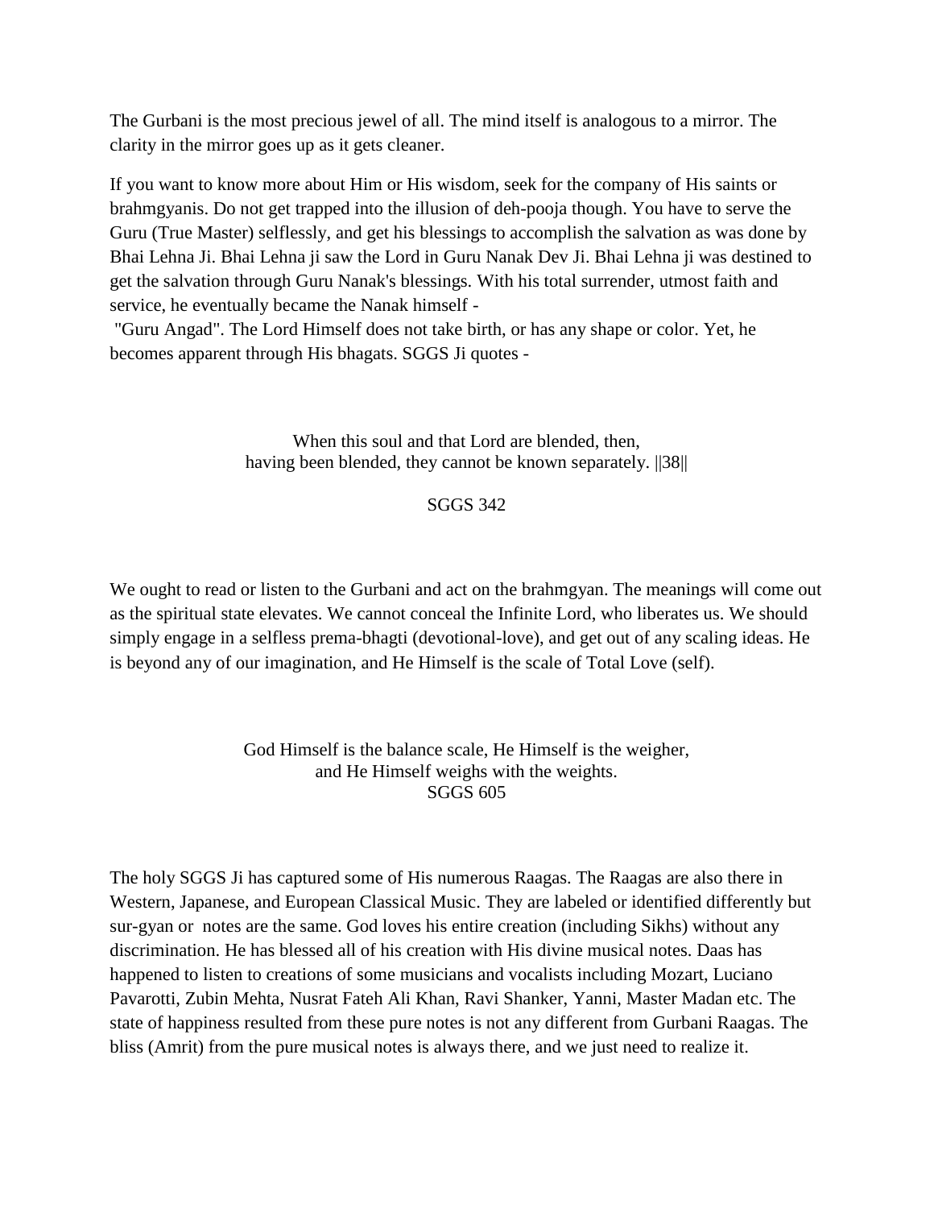The Gurbani is the most precious jewel of all. The mind itself is analogous to a mirror. The clarity in the mirror goes up as it gets cleaner.

If you want to know more about Him or His wisdom, seek for the company of His saints or brahmgyanis. Do not get trapped into the illusion of deh-pooja though. You have to serve the Guru (True Master) selflessly, and get his blessings to accomplish the salvation as was done by Bhai Lehna Ji. Bhai Lehna ji saw the Lord in Guru Nanak Dev Ji. Bhai Lehna ji was destined to get the salvation through Guru Nanak's blessings. With his total surrender, utmost faith and service, he eventually became the Nanak himself - "Guru Angad". The Lord Himself does not take birth, or has any shape or color. Yet, he becomes apparent through His bhagats. SGGS Ji quotes -

> When this soul and that Lord are blended, then,
> having been blended, they cannot be known separately. ||38||
>
> SGGS 342

We ought to read or listen to the Gurbani and act on the brahmgyan. The meanings will come out as the spiritual state elevates. We cannot conceal the Infinite Lord, who liberates us. We should simply engage in a selfless prema-bhagti (devotional-love), and get out of any scaling ideas. He is beyond any of our imagination, and He Himself is the scale of Total Love (self).

> God Himself is the balance scale, He Himself is the weigher,
> and He Himself weighs with the weights.
> SGGS 605

The holy SGGS Ji has captured some of His numerous Raagas. The Raagas are also there in Western, Japanese, and European Classical Music. They are labeled or identified differently but sur-gyan or notes are the same. God loves his entire creation (including Sikhs) without any discrimination. He has blessed all of his creation with His divine musical notes. Daas has happened to listen to creations of some musicians and vocalists including Mozart, Luciano Pavarotti, Zubin Mehta, Nusrat Fateh Ali Khan, Ravi Shanker, Yanni, Master Madan etc. The state of happiness resulted from these pure notes is not any different from Gurbani Raagas. The bliss (Amrit) from the pure musical notes is always there, and we just need to realize it.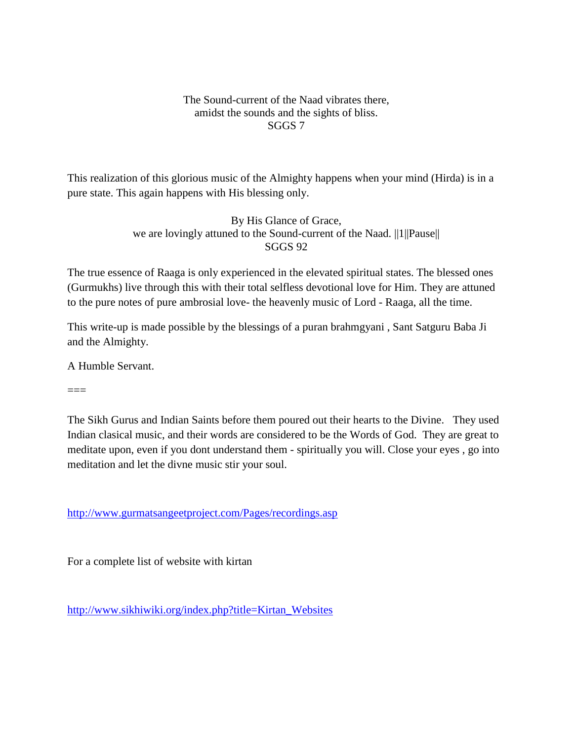The Sound-current of the Naad vibrates there,
amidst the sounds and the sights of bliss.
SGGS 7

This realization of this glorious music of the Almighty happens when your mind (Hirda) is in a pure state. This again happens with His blessing only.

By His Glance of Grace,
we are lovingly attuned to the Sound-current of the Naad. ||1||Pause||
SGGS 92

The true essence of Raaga is only experienced in the elevated spiritual states. The blessed ones (Gurmukhs) live through this with their total selfless devotional love for Him. They are attuned to the pure notes of pure ambrosial love- the heavenly music of Lord - Raaga, all the time.

This write-up is made possible by the blessings of a puran brahmgyani , Sant Satguru Baba Ji and the Almighty.

A Humble Servant.

===

The Sikh Gurus and Indian Saints before them poured out their hearts to the Divine. They used Indian clasical music, and their words are considered to be the Words of God. They are great to meditate upon, even if you dont understand them - spiritually you will. Close your eyes , go into meditation and let the divne music stir your soul.

http://www.gurmatsangeetproject.com/Pages/recordings.asp

For a complete list of website with kirtan

http://www.sikhiwiki.org/index.php?title=Kirtan_Websites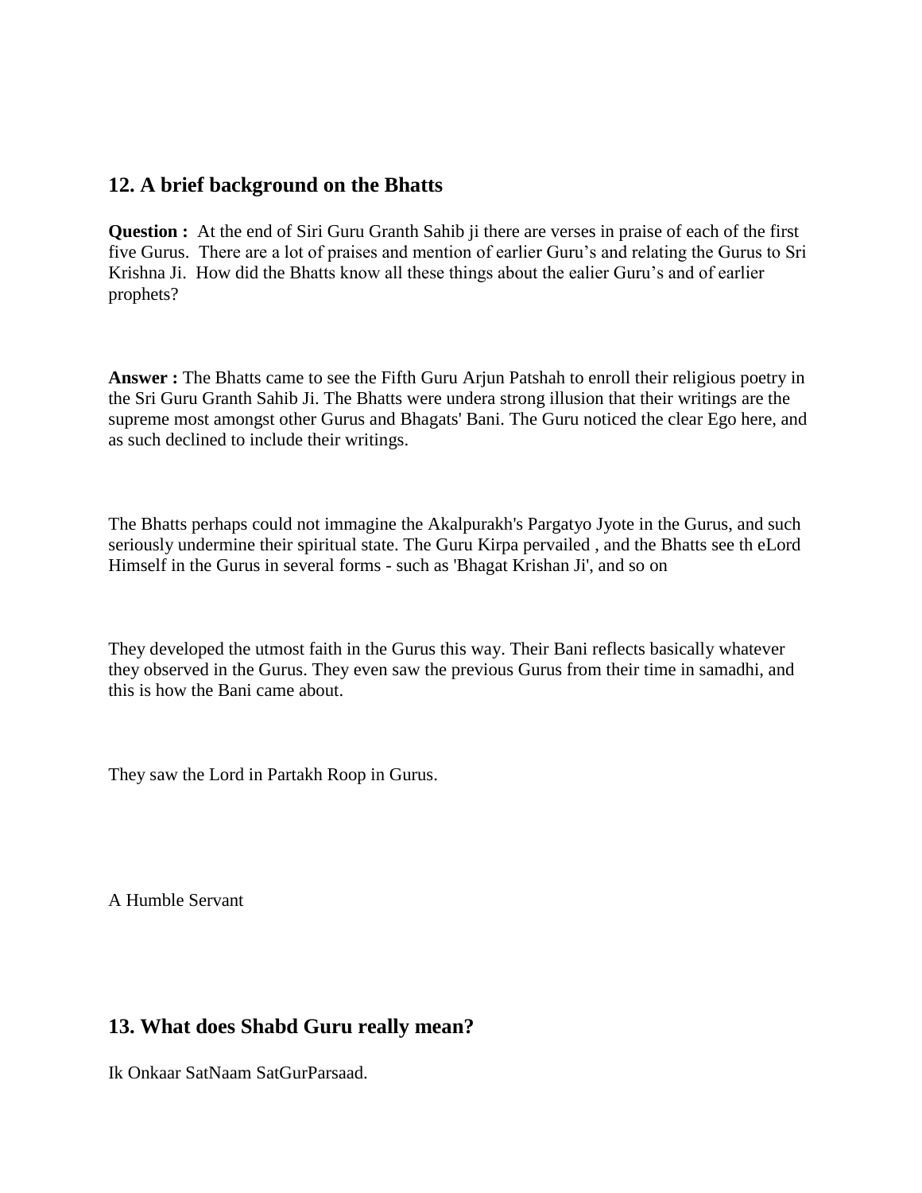## 12. A brief background on the Bhatts

**Question :** At the end of Siri Guru Granth Sahib ji there are verses in praise of each of the first five Gurus. There are a lot of praises and mention of earlier Guru's and relating the Gurus to Sri Krishna Ji. How did the Bhatts know all these things about the ealier Guru's and of earlier prophets?

**Answer :** The Bhatts came to see the Fifth Guru Arjun Patshah to enroll their religious poetry in the Sri Guru Granth Sahib Ji. The Bhatts were undera strong illusion that their writings are the supreme most amongst other Gurus and Bhagats' Bani. The Guru noticed the clear Ego here, and as such declined to include their writings.

The Bhatts perhaps could not immagine the Akalpurakh's Pargatyo Jyote in the Gurus, and such seriously undermine their spiritual state. The Guru Kirpa pervailed , and the Bhatts see th eLord Himself in the Gurus in several forms - such as 'Bhagat Krishan Ji', and so on

They developed the utmost faith in the Gurus this way. Their Bani reflects basically whatever they observed in the Gurus. They even saw the previous Gurus from their time in samadhi, and this is how the Bani came about.

They saw the Lord in Partakh Roop in Gurus.

A Humble Servant

## 13. What does Shabd Guru really mean?

Ik Onkaar SatNaam SatGurParsaad.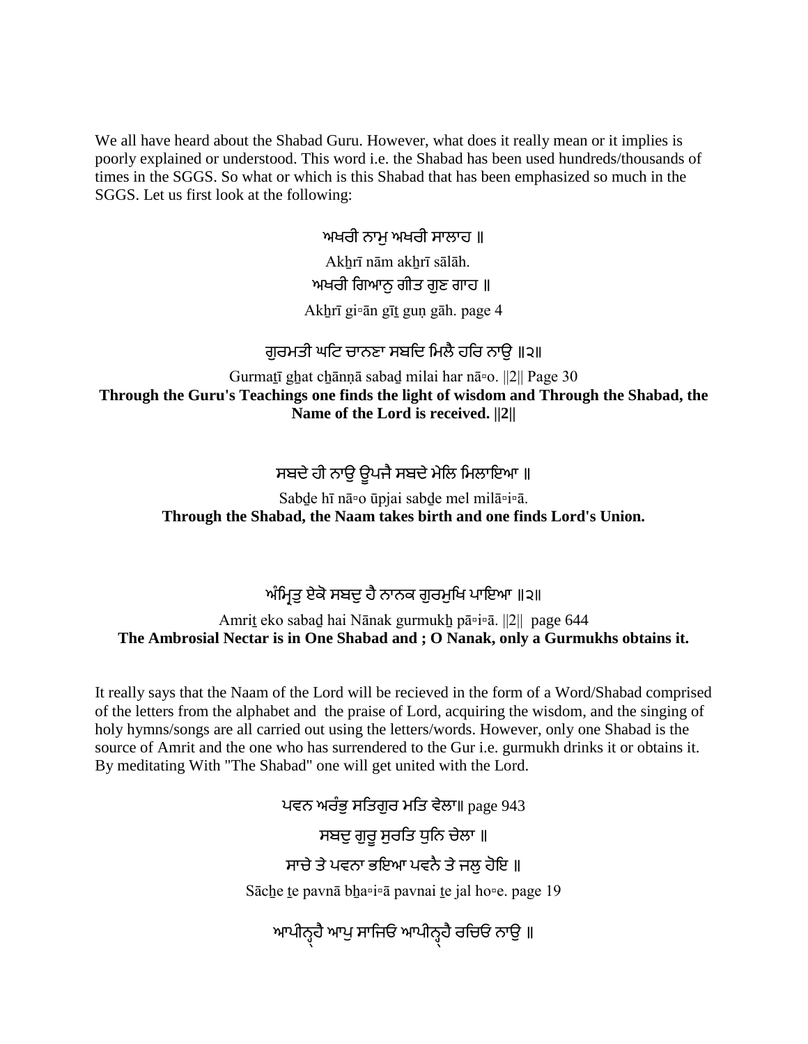We all have heard about the Shabad Guru. However, what does it really mean or it implies is poorly explained or understood. This word i.e. the Shabad has been used hundreds/thousands of times in the SGGS. So what or which is this Shabad that has been emphasized so much in the SGGS. Let us first look at the following:

ਅਖਰੀ ਨਾਮੁ ਅਖਰੀ ਸਾਲਾਹ ॥

Akẖrī nām akẖrī sālāh.

ਅਖਰੀ ਗਿਆਨੁ ਗੀਤ ਗੁਣ ਗਾਹ ॥

Akẖrī gi▫ān gīṯ guṇ gāh. page 4

ਗੁਰਮਤੀ ਘਟਿ ਚਾਨਣਾ ਸਬਦਿ ਮਿਲੈ ਹਰਿ ਨਾਉ ॥੨॥

Gurmaṯī gẖat cẖānṇā sabaḏ milai har nā▫o. ||2|| Page 30

**Through the Guru's Teachings one finds the light of wisdom and Through the Shabad, the Name of the Lord is received. ||2||**

ਸਬਦੇ ਹੀ ਨਾਉ ਊਪਜੈ ਸਬਦੇ ਮੇਲਿ ਮਿਲਾਇਆ ॥

Sabḏe hī nā▫o ūpjai sabḏe mel milā▫i▫ā.

**Through the Shabad, the Naam takes birth and one finds Lord's Union.**

ਅੰਮ੍ਰਿਤੁ ਏਕੋ ਸਬਦੁ ਹੈ ਨਾਨਕ ਗੁਰਮੁਖਿ ਪਾਇਆ ॥੨॥

Amriṯ eko sabaḏ hai Nānak gurmukẖ pā▫i▫ā. ||2|| page 644

**The Ambrosial Nectar is in One Shabad and ; O Nanak, only a Gurmukhs obtains it.**

It really says that the Naam of the Lord will be recieved in the form of a Word/Shabad comprised of the letters from the alphabet and the praise of Lord, acquiring the wisdom, and the singing of holy hymns/songs are all carried out using the letters/words. However, only one Shabad is the source of Amrit and the one who has surrendered to the Gur i.e. gurmukh drinks it or obtains it. By meditating With "The Shabad" one will get united with the Lord.

ਪਵਨ ਅਰੰਭੁ ਸਤਿਗੁਰ ਮਤਿ ਵੇਲਾ॥ page 943

ਸਬਦੁ ਗੁਰੂ ਸੁਰਤਿ ਧੁਨਿ ਚੇਲਾ ॥

ਸਾਚੇ ਤੇ ਪਵਨਾ ਭਇਆ ਪਵਨੈ ਤੇ ਜਲੁ ਹੋਇ ॥

Sācẖe ṯe pavnā bẖa▫i▫ā pavnai ṯe jal ho▫e. page 19

ਆਪੀਨ੍ਹੈ ਆਪੁ ਸਾਜਿਓ ਆਪੀਨ੍ਹੈ ਰਚਿਓ ਨਾਉ ॥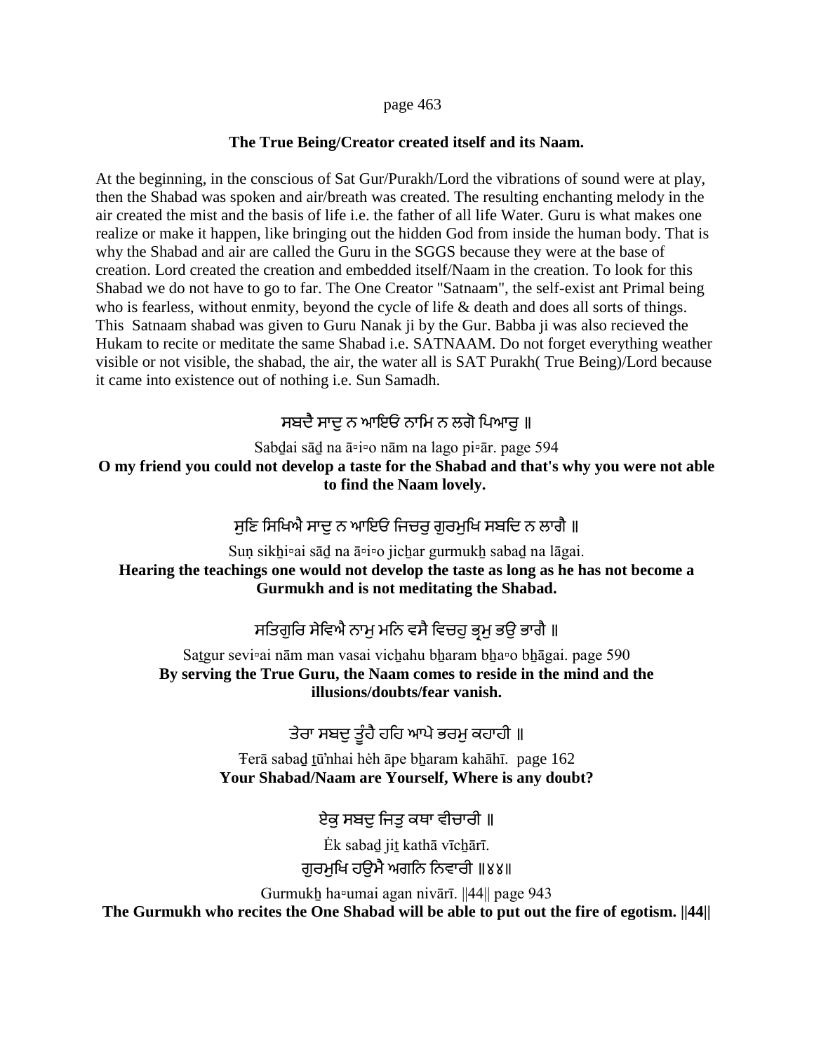page 463

**The True Being/Creator created itself and its Naam.**

At the beginning, in the conscious of Sat Gur/Purakh/Lord the vibrations of sound were at play, then the Shabad was spoken and air/breath was created. The resulting enchanting melody in the air created the mist and the basis of life i.e. the father of all life Water. Guru is what makes one realize or make it happen, like bringing out the hidden God from inside the human body. That is why the Shabad and air are called the Guru in the SGGS because they were at the base of creation. Lord created the creation and embedded itself/Naam in the creation. To look for this Shabad we do not have to go to far. The One Creator "Satnaam", the self-exist ant Primal being who is fearless, without enmity, beyond the cycle of life & death and does all sorts of things. This Satnaam shabad was given to Guru Nanak ji by the Gur. Babba ji was also recieved the Hukam to recite or meditate the same Shabad i.e. SATNAAM. Do not forget everything weather visible or not visible, the shabad, the air, the water all is SAT Purakh( True Being)/Lord because it came into existence out of nothing i.e. Sun Samadh.

ਸਬਦੈ ਸਾਦੁ ਨ ਆਇਓ ਨਾਮਿ ਨ ਲਗੋ ਪਿਆਰੁ ॥

Sabḏai sāḏ na ā▫i▫o nām na lago pi▫ār. page 594

**O my friend you could not develop a taste for the Shabad and that's why you were not able to find the Naam lovely.**

ਸੁਣਿ ਸਿਖਿਐ ਸਾਦੁ ਨ ਆਇਓ ਜਿਚਰੁ ਗੁਰਮੁਖਿ ਸਬਦਿ ਨ ਲਾਗੈ ॥

Suṇ sikẖi▫ai sāḏ na ā▫i▫o jicẖar gurmukẖ sabaḏ na lāgai.

**Hearing the teachings one would not develop the taste as long as he has not become a Gurmukh and is not meditating the Shabad.**

ਸਤਿਗੁਰਿ ਸੇਵਿਐ ਨਾਮੁ ਮਨਿ ਵਸੈ ਵਿਚਹੁ ਭ੍ਰਮੁ ਭਉ ਭਾਗੈ ॥

Saṯgur sevi▫ai nām man vasai vicẖahu bẖaram bẖa▫o bẖāgai. page 590

**By serving the True Guru, the Naam comes to reside in the mind and the illusions/doubts/fear vanish.**

ਤੇਰਾ ਸਬਦੁ ਤੂੰਹੈ ਹਹਿ ਆਪੇ ਭਰਮੁ ਕਹਾਹੀ ॥

Ŧerā sabaḏ ṯūʼnhai hėh āpe bẖaram kahāhī. page 162

**Your Shabad/Naam are Yourself, Where is any doubt?**

ਏਕੁ ਸਬਦੁ ਜਿਤੁ ਕਥਾ ਵੀਚਾਰੀ ॥

Ėk sabaḏ jiṯ kathā vīcẖārī.

ਗੁਰਮੁਖਿ ਹਉਮੈ ਅਗਨਿ ਨਿਵਾਰੀ ॥੪੪॥

Gurmukẖ ha▫umai agan nivārī. ||44|| page 943

**The Gurmukh who recites the One Shabad will be able to put out the fire of egotism. ||44||**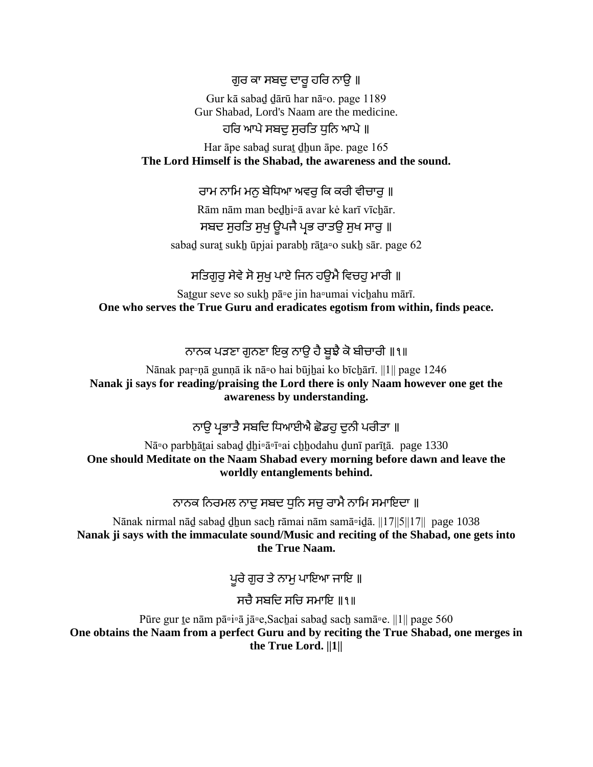ਗੁਰ ਕਾ ਸਬਦੁ ਦਾਰੂ ਹਰਿ ਨਾਉ ॥

Gur kā sabaḏ ḏārū har nā▫o. page 1189
Gur Shabad, Lord's Naam are the medicine.

ਹਰਿ ਆਪੇ ਸਬਦੁ ਸੁਰਤਿ ਧੁਨਿ ਆਪੇ ॥

Har āpe sabaḏ suraṯ ḏẖun āpe. page 165
**The Lord Himself is the Shabad, the awareness and the sound.**

ਰਾਮ ਨਾਮਿ ਮਨੁ ਬੇਧਿਆ ਅਵਰੁ ਕਿ ਕਰੀ ਵੀਚਾਰੁ ॥

Rām nām man beḏẖi▫ā avar kė karī vīcẖār.

ਸਬਦ ਸੁਰਤਿ ਸੁਖੁ ਊਪਜੈ ਪ੍ਰਭ ਰਾਤਉ ਸੁਖ ਸਾਰੁ ॥

sabaḏ suraṯ sukẖ ūpjai parabẖ rāṯa▫o sukẖ sār. page 62

ਸਤਿਗੁਰੁ ਸੇਵੇ ਸੋ ਸੁਖੁ ਪਾਏ ਜਿਨ ਹਉਮੈ ਵਿਚਹੁ ਮਾਰੀ ॥

Saṯgur seve so sukẖ pā▫e jin ha▫umai vicẖahu mārī.
**One who serves the True Guru and eradicates egotism from within, finds peace.**

ਨਾਨਕ ਪੜਣਾ ਗੁਨਣਾ ਇਕੁ ਨਾਉ ਹੈ ਬੂਝੈ ਕੋ ਬੀਚਾਰੀ ॥੧॥

Nānak paṛ▫ṇā gunṇā ik nā▫o hai būjẖai ko bīcẖārī. ||1|| page 1246
**Nanak ji says for reading/praising the Lord there is only Naam however one get the awareness by understanding.**

ਨਾਉ ਪ੍ਰਭਾਤੈ ਸਬਦਿ ਧਿਆਈਐ ਛੋਡਹੁ ਦੁਨੀ ਪਰੀਤਾ ॥

Nā▫o parbẖāṯai sabaḏ ḏẖi▫ā▫ī▫ai cẖẖodahu ḏunī parīṯā. page 1330
**One should Meditate on the Naam Shabad every morning before dawn and leave the worldly entanglements behind.**

ਨਾਨਕ ਨਿਰਮਲ ਨਾਦੁ ਸਬਦ ਧੁਨਿ ਸਚੁ ਰਾਮੈ ਨਾਮਿ ਸਮਾਇਦਾ ॥

Nānak nirmal nāḏ sabaḏ ḏẖun sacẖ rāmai nām samā▫iḏā. ||17||5||17|| page 1038
**Nanak ji says with the immaculate sound/Music and reciting of the Shabad, one gets into the True Naam.**

ਪੂਰੇ ਗੁਰ ਤੇ ਨਾਮੁ ਪਾਇਆ ਜਾਇ ॥

ਸਚੈ ਸਬਦਿ ਸਚਿ ਸਮਾਇ ॥੧॥

Pūre gur ṯe nām pā▫i▫ā jā▫e,Sacẖai sabaḏ sacẖ samā▫e. ||1|| page 560
**One obtains the Naam from a perfect Guru and by reciting the True Shabad, one merges in the True Lord. ||1||**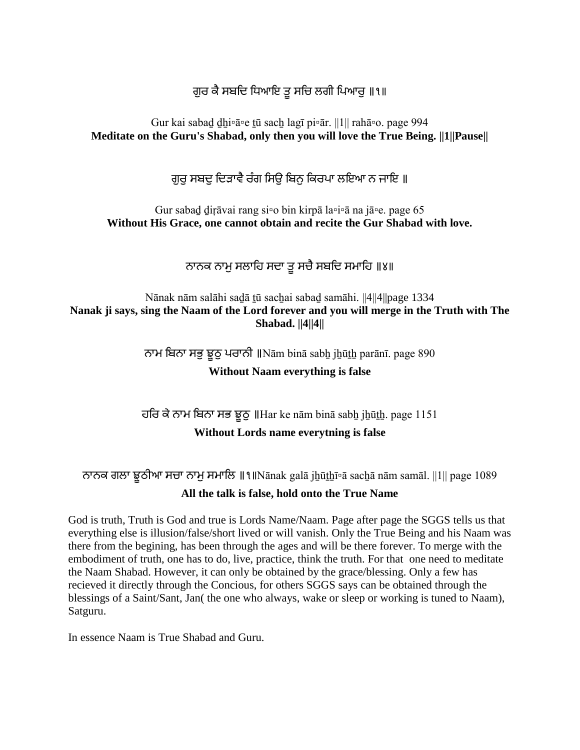ਗੁਰ ਕੈ ਸਬਦਿ ਧਿਆਇ ਤੂ ਸਚਿ ਲਗੀ ਪਿਆਰੁ ॥੧॥

Gur kai sabaḏ ḏẖi▫ā▫e ṯū sacẖ lagī pi▫ār. ||1|| rahā▫o. page 994
**Meditate on the Guru's Shabad, only then you will love the True Being. ||1||Pause||**

ਗੁਰੁ ਸਬਦੁ ਦਿੜਾਵੈ ਰੰਗ ਸਿਉ ਬਿਨੁ ਕਿਰਪਾ ਲਇਆ ਨ ਜਾਇ ॥

Gur sabaḏ ḏiṛāvai rang si▫o bin kirpā la▫i▫ā na jā▫e. page 65
**Without His Grace, one cannot obtain and recite the Gur Shabad with love.**

ਨਾਨਕ ਨਾਮੁ ਸਲਾਹਿ ਸਦਾ ਤੂ ਸਚੈ ਸਬਦਿ ਸਮਾਹਿ ॥੪॥

Nānak nām salāhi saḏā ṯū sacẖai sabaḏ samāhi. ||4||4||page 1334
**Nanak ji says, sing the Naam of the Lord forever and you will merge in the Truth with The Shabad. ||4||4||**

ਨਾਮ ਬਿਨਾ ਸਭੁ ਝੂਠੁ ਪਰਾਨੀ ॥Nām binā sabẖ jẖūṯẖ parānī. page 890

**Without Naam everything is false**

ਹਰਿ ਕੇ ਨਾਮ ਬਿਨਾ ਸਭ ਝੂਠੁ ॥Har ke nām binā sabẖ jẖūṯẖ. page 1151

**Without Lords name everytning is false**

ਨਾਨਕ ਗਲਾ ਝੂਠੀਆ ਸਚਾ ਨਾਮੁ ਸਮਾਲਿ ॥੧॥Nānak galā jẖūṯẖī▫ā sacẖā nām samāl. ||1|| page 1089

**All the talk is false, hold onto the True Name**

God is truth, Truth is God and true is Lords Name/Naam. Page after page the SGGS tells us that everything else is illusion/false/short lived or will vanish. Only the True Being and his Naam was there from the begining, has been through the ages and will be there forever. To merge with the embodiment of truth, one has to do, live, practice, think the truth. For that one need to meditate the Naam Shabad. However, it can only be obtained by the grace/blessing. Only a few has recieved it directly through the Concious, for others SGGS says can be obtained through the blessings of a Saint/Sant, Jan( the one who always, wake or sleep or working is tuned to Naam), Satguru.

In essence Naam is True Shabad and Guru.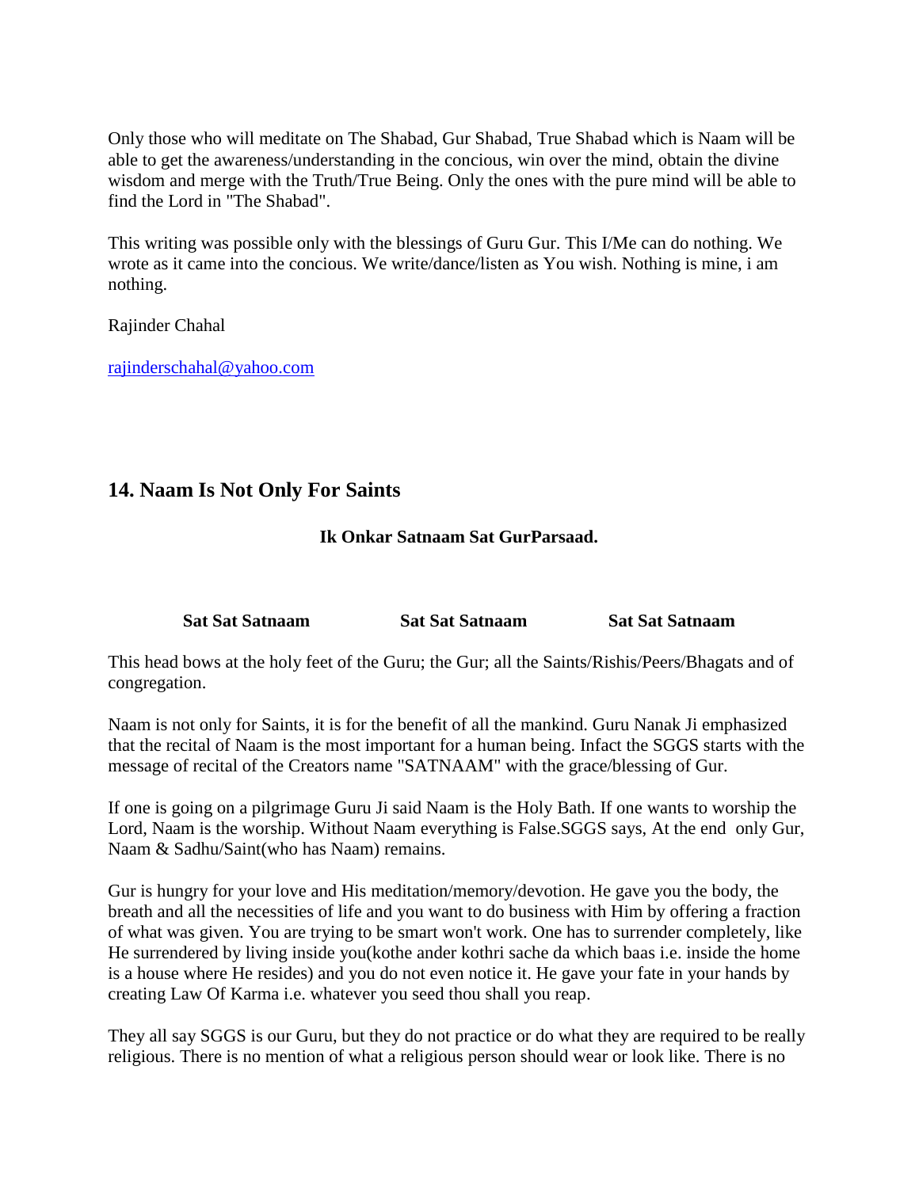Only those who will meditate on The Shabad, Gur Shabad, True Shabad which is Naam will be able to get the awareness/understanding in the concious, win over the mind, obtain the divine wisdom and merge with the Truth/True Being. Only the ones with the pure mind will be able to find the Lord in "The Shabad".

This writing was possible only with the blessings of Guru Gur. This I/Me can do nothing. We wrote as it came into the concious. We write/dance/listen as You wish. Nothing is mine, i am nothing.

Rajinder Chahal

rajinderschahal@yahoo.com

## 14. Naam Is Not Only For Saints

**Ik Onkar Satnaam Sat GurParsaad.**

**Sat Sat Satnaam** **Sat Sat Satnaam** **Sat Sat Satnaam**

This head bows at the holy feet of the Guru; the Gur; all the Saints/Rishis/Peers/Bhagats and of congregation.

Naam is not only for Saints, it is for the benefit of all the mankind. Guru Nanak Ji emphasized that the recital of Naam is the most important for a human being. Infact the SGGS starts with the message of recital of the Creators name "SATNAAM" with the grace/blessing of Gur.

If one is going on a pilgrimage Guru Ji said Naam is the Holy Bath. If one wants to worship the Lord, Naam is the worship. Without Naam everything is False.SGGS says, At the end only Gur, Naam & Sadhu/Saint(who has Naam) remains.

Gur is hungry for your love and His meditation/memory/devotion. He gave you the body, the breath and all the necessities of life and you want to do business with Him by offering a fraction of what was given. You are trying to be smart won't work. One has to surrender completely, like He surrendered by living inside you(kothe ander kothri sache da which baas i.e. inside the home is a house where He resides) and you do not even notice it. He gave your fate in your hands by creating Law Of Karma i.e. whatever you seed thou shall you reap.

They all say SGGS is our Guru, but they do not practice or do what they are required to be really religious. There is no mention of what a religious person should wear or look like. There is no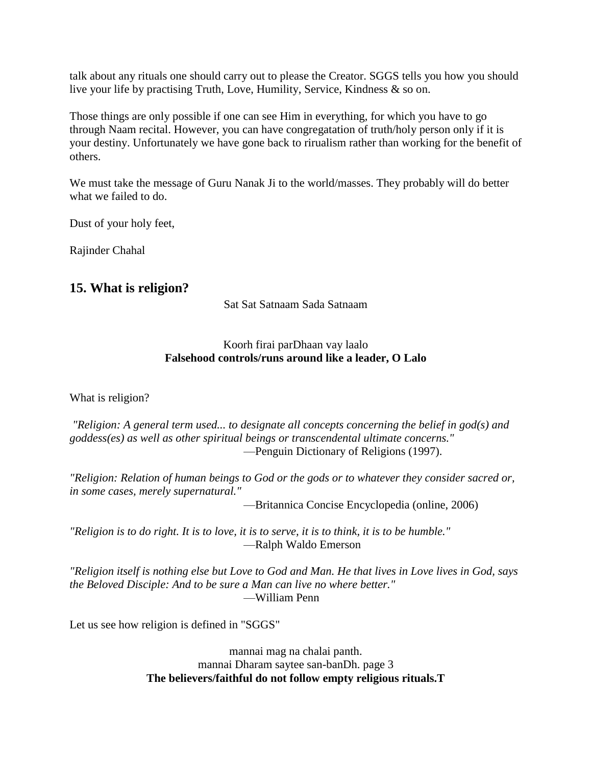talk about any rituals one should carry out to please the Creator. SGGS tells you how you should live your life by practising Truth, Love, Humility, Service, Kindness & so on.

Those things are only possible if one can see Him in everything, for which you have to go through Naam recital. However, you can have congregatation of truth/holy person only if it is your destiny. Unfortunately we have gone back to rirualism rather than working for the benefit of others.

We must take the message of Guru Nanak Ji to the world/masses. They probably will do better what we failed to do.

Dust of your holy feet,

Rajinder Chahal

## 15. What is religion?

Sat Sat Satnaam Sada Satnaam

Koorh firai parDhaan vay laalo
**Falsehood controls/runs around like a leader, O Lalo**

What is religion?

*"Religion: A general term used... to designate all concepts concerning the belief in god(s) and goddess(es) as well as other spiritual beings or transcendental ultimate concerns."*
—Penguin Dictionary of Religions (1997).

*"Religion: Relation of human beings to God or the gods or to whatever they consider sacred or, in some cases, merely supernatural."*
—Britannica Concise Encyclopedia (online, 2006)

*"Religion is to do right. It is to love, it is to serve, it is to think, it is to be humble."*
—Ralph Waldo Emerson

*"Religion itself is nothing else but Love to God and Man. He that lives in Love lives in God, says the Beloved Disciple: And to be sure a Man can live no where better."*
—William Penn

Let us see how religion is defined in "SGGS"

mannai mag na chalai panth.
mannai Dharam saytee san-banDh. page 3
**The believers/faithful do not follow empty religious rituals.T**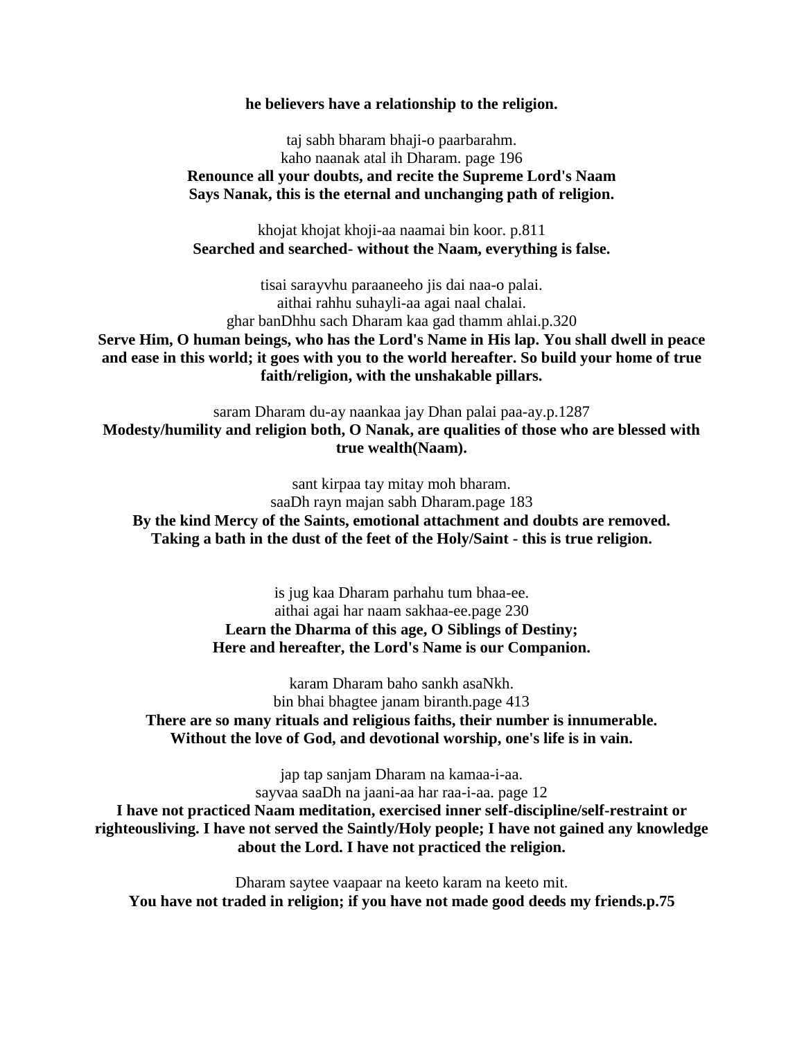**he believers have a relationship to the religion.**

taj sabh bharam bhaji-o paarbarahm.
kaho naanak atal ih Dharam. page 196
**Renounce all your doubts, and recite the Supreme Lord's Naam**
**Says Nanak, this is the eternal and unchanging path of religion.**

khojat khojat khoji-aa naamai bin koor. p.811
**Searched and searched- without the Naam, everything is false.**

tisai sarayvhu paraaneeho jis dai naa-o palai.
aithai rahhu suhayli-aa agai naal chalai.
ghar banDhhu sach Dharam kaa gad thamm ahlai.p.320
**Serve Him, O human beings, who has the Lord's Name in His lap. You shall dwell in peace and ease in this world; it goes with you to the world hereafter. So build your home of true faith/religion, with the unshakable pillars.**

saram Dharam du-ay naankaa jay Dhan palai paa-ay.p.1287
**Modesty/humility and religion both, O Nanak, are qualities of those who are blessed with true wealth(Naam).**

sant kirpaa tay mitay moh bharam.
saaDh rayn majan sabh Dharam.page 183
**By the kind Mercy of the Saints, emotional attachment and doubts are removed.**
**Taking a bath in the dust of the feet of the Holy/Saint - this is true religion.**

is jug kaa Dharam parhahu tum bhaa-ee.
aithai agai har naam sakhaa-ee.page 230
**Learn the Dharma of this age, O Siblings of Destiny;**
**Here and hereafter, the Lord's Name is our Companion.**

karam Dharam baho sankh asaNkh.
bin bhai bhagtee janam biranth.page 413
**There are so many rituals and religious faiths, their number is innumerable.**
**Without the love of God, and devotional worship, one's life is in vain.**

jap tap sanjam Dharam na kamaa-i-aa.
sayvaa saaDh na jaani-aa har raa-i-aa. page 12
**I have not practiced Naam meditation, exercised inner self-discipline/self-restraint or righteousliving. I have not served the Saintly/Holy people; I have not gained any knowledge about the Lord. I have not practiced the religion.**

Dharam saytee vaapaar na keeto karam na keeto mit.
**You have not traded in religion; if you have not made good deeds my friends.p.75**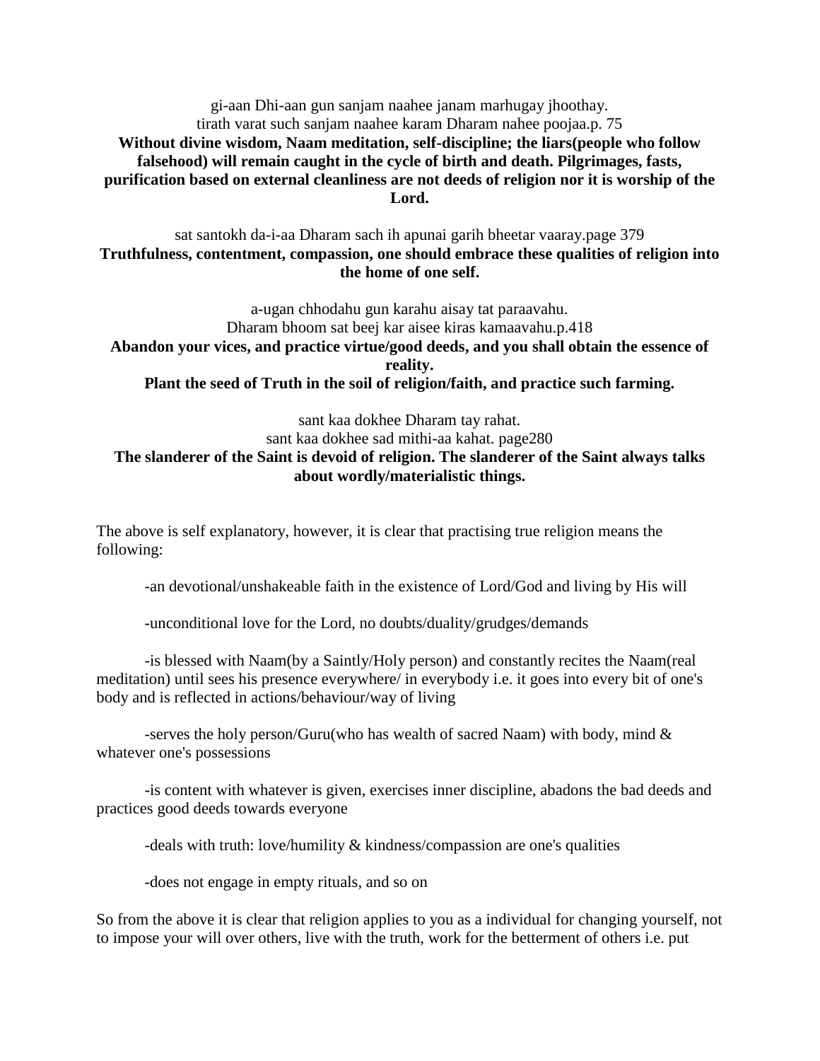gi-aan Dhi-aan gun sanjam naahee janam marhugay jhoothay.
tirath varat such sanjam naahee karam Dharam nahee poojaa.p. 75

**Without divine wisdom, Naam meditation, self-discipline; the liars(people who follow falsehood) will remain caught in the cycle of birth and death. Pilgrimages, fasts, purification based on external cleanliness are not deeds of religion nor it is worship of the Lord.**

sat santokh da-i-aa Dharam sach ih apunai garih bheetar vaaray.page 379

**Truthfulness, contentment, compassion, one should embrace these qualities of religion into the home of one self.**

a-ugan chhodahu gun karahu aisay tat paraavahu.
Dharam bhoom sat beej kar aisee kiras kamaavahu.p.418

**Abandon your vices, and practice virtue/good deeds, and you shall obtain the essence of reality.**
**Plant the seed of Truth in the soil of religion/faith, and practice such farming.**

sant kaa dokhee Dharam tay rahat.
sant kaa dokhee sad mithi-aa kahat. page280

**The slanderer of the Saint is devoid of religion. The slanderer of the Saint always talks about wordly/materialistic things.**

The above is self explanatory, however, it is clear that practising true religion means the following:

-an devotional/unshakeable faith in the existence of Lord/God and living by His will

-unconditional love for the Lord, no doubts/duality/grudges/demands

-is blessed with Naam(by a Saintly/Holy person) and constantly recites the Naam(real meditation) until sees his presence everywhere/ in everybody i.e. it goes into every bit of one's body and is reflected in actions/behaviour/way of living

-serves the holy person/Guru(who has wealth of sacred Naam) with body, mind & whatever one's possessions

-is content with whatever is given, exercises inner discipline, abadons the bad deeds and practices good deeds towards everyone

-deals with truth: love/humility & kindness/compassion are one's qualities

-does not engage in empty rituals, and so on

So from the above it is clear that religion applies to you as a individual for changing yourself, not to impose your will over others, live with the truth, work for the betterment of others i.e. put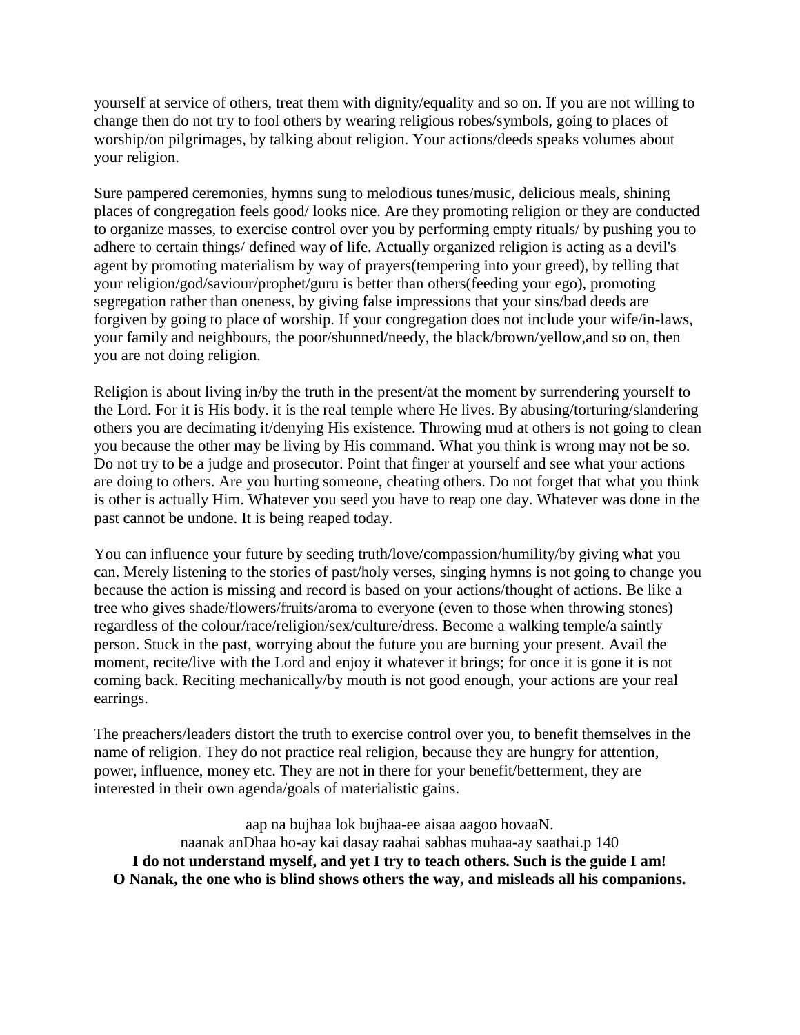yourself at service of others, treat them with dignity/equality and so on. If you are not willing to change then do not try to fool others by wearing religious robes/symbols, going to places of worship/on pilgrimages, by talking about religion. Your actions/deeds speaks volumes about your religion.

Sure pampered ceremonies, hymns sung to melodious tunes/music, delicious meals, shining places of congregation feels good/ looks nice. Are they promoting religion or they are conducted to organize masses, to exercise control over you by performing empty rituals/ by pushing you to adhere to certain things/ defined way of life. Actually organized religion is acting as a devil's agent by promoting materialism by way of prayers(tempering into your greed), by telling that your religion/god/saviour/prophet/guru is better than others(feeding your ego), promoting segregation rather than oneness, by giving false impressions that your sins/bad deeds are forgiven by going to place of worship. If your congregation does not include your wife/in-laws, your family and neighbours, the poor/shunned/needy, the black/brown/yellow,and so on, then you are not doing religion.

Religion is about living in/by the truth in the present/at the moment by surrendering yourself to the Lord. For it is His body. it is the real temple where He lives. By abusing/torturing/slandering others you are decimating it/denying His existence. Throwing mud at others is not going to clean you because the other may be living by His command. What you think is wrong may not be so. Do not try to be a judge and prosecutor. Point that finger at yourself and see what your actions are doing to others. Are you hurting someone, cheating others. Do not forget that what you think is other is actually Him. Whatever you seed you have to reap one day. Whatever was done in the past cannot be undone. It is being reaped today.

You can influence your future by seeding truth/love/compassion/humility/by giving what you can. Merely listening to the stories of past/holy verses, singing hymns is not going to change you because the action is missing and record is based on your actions/thought of actions. Be like a tree who gives shade/flowers/fruits/aroma to everyone (even to those when throwing stones) regardless of the colour/race/religion/sex/culture/dress. Become a walking temple/a saintly person. Stuck in the past, worrying about the future you are burning your present. Avail the moment, recite/live with the Lord and enjoy it whatever it brings; for once it is gone it is not coming back. Reciting mechanically/by mouth is not good enough, your actions are your real earrings.

The preachers/leaders distort the truth to exercise control over you, to benefit themselves in the name of religion. They do not practice real religion, because they are hungry for attention, power, influence, money etc. They are not in there for your benefit/betterment, they are interested in their own agenda/goals of materialistic gains.

aap na bujhaa lok bujhaa-ee aisaa aagoo hovaaN.
naanak anDhaa ho-ay kai dasay raahai sabhas muhaa-ay saathai.p 140
**I do not understand myself, and yet I try to teach others. Such is the guide I am!**
**O Nanak, the one who is blind shows others the way, and misleads all his companions.**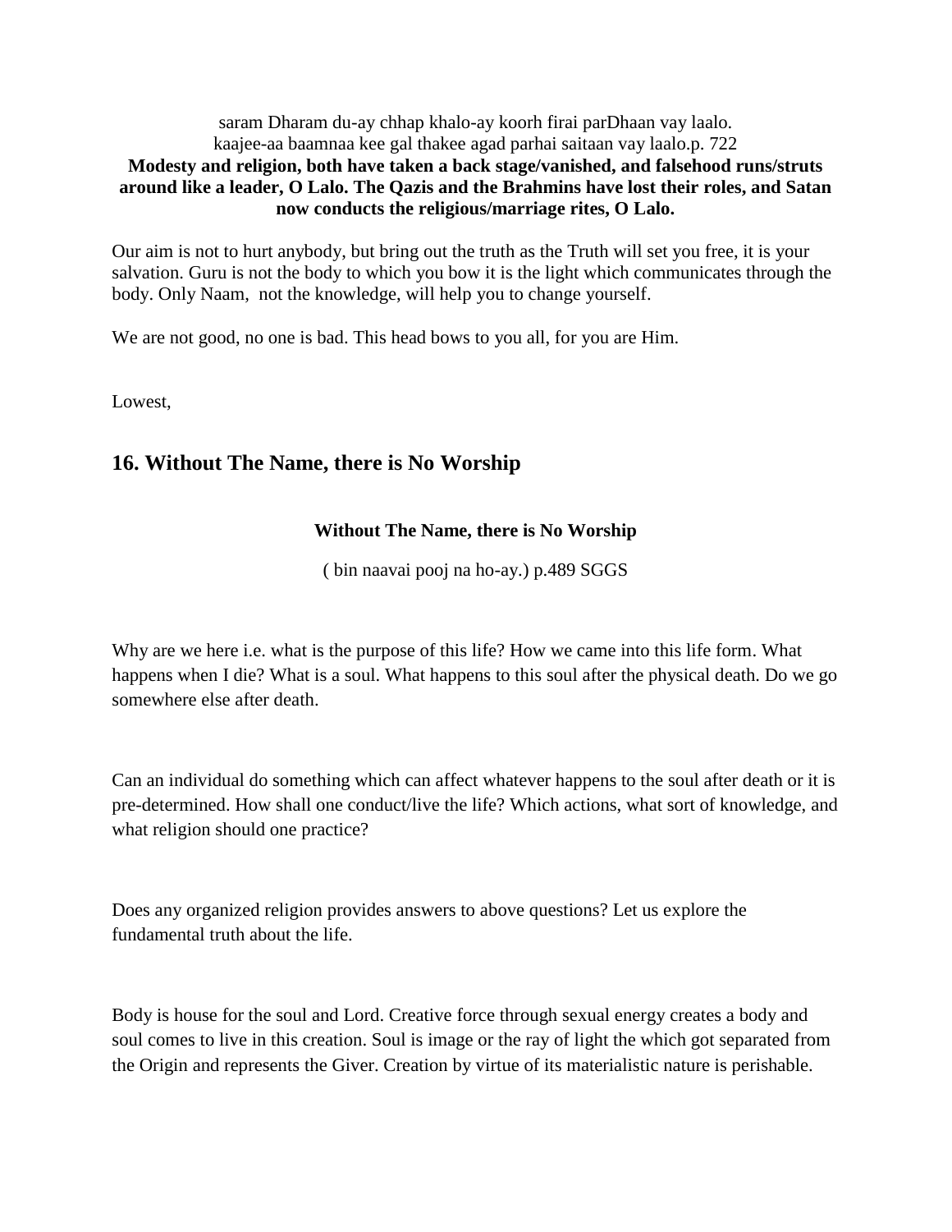saram Dharam du-ay chhap khalo-ay koorh firai parDhaan vay laalo.
kaajee-aa baamnaa kee gal thakee agad parhai saitaan vay laalo.p. 722

**Modesty and religion, both have taken a back stage/vanished, and falsehood runs/struts around like a leader, O Lalo. The Qazis and the Brahmins have lost their roles, and Satan now conducts the religious/marriage rites, O Lalo.**

Our aim is not to hurt anybody, but bring out the truth as the Truth will set you free, it is your salvation. Guru is not the body to which you bow it is the light which communicates through the body. Only Naam, not the knowledge, will help you to change yourself.

We are not good, no one is bad. This head bows to you all, for you are Him.

Lowest,

## 16. Without The Name, there is No Worship

**Without The Name, there is No Worship**

( bin naavai pooj na ho-ay.) p.489 SGGS

Why are we here i.e. what is the purpose of this life? How we came into this life form. What happens when I die? What is a soul. What happens to this soul after the physical death. Do we go somewhere else after death.

Can an individual do something which can affect whatever happens to the soul after death or it is pre-determined. How shall one conduct/live the life? Which actions, what sort of knowledge, and what religion should one practice?

Does any organized religion provides answers to above questions? Let us explore the fundamental truth about the life.

Body is house for the soul and Lord. Creative force through sexual energy creates a body and soul comes to live in this creation. Soul is image or the ray of light the which got separated from the Origin and represents the Giver. Creation by virtue of its materialistic nature is perishable.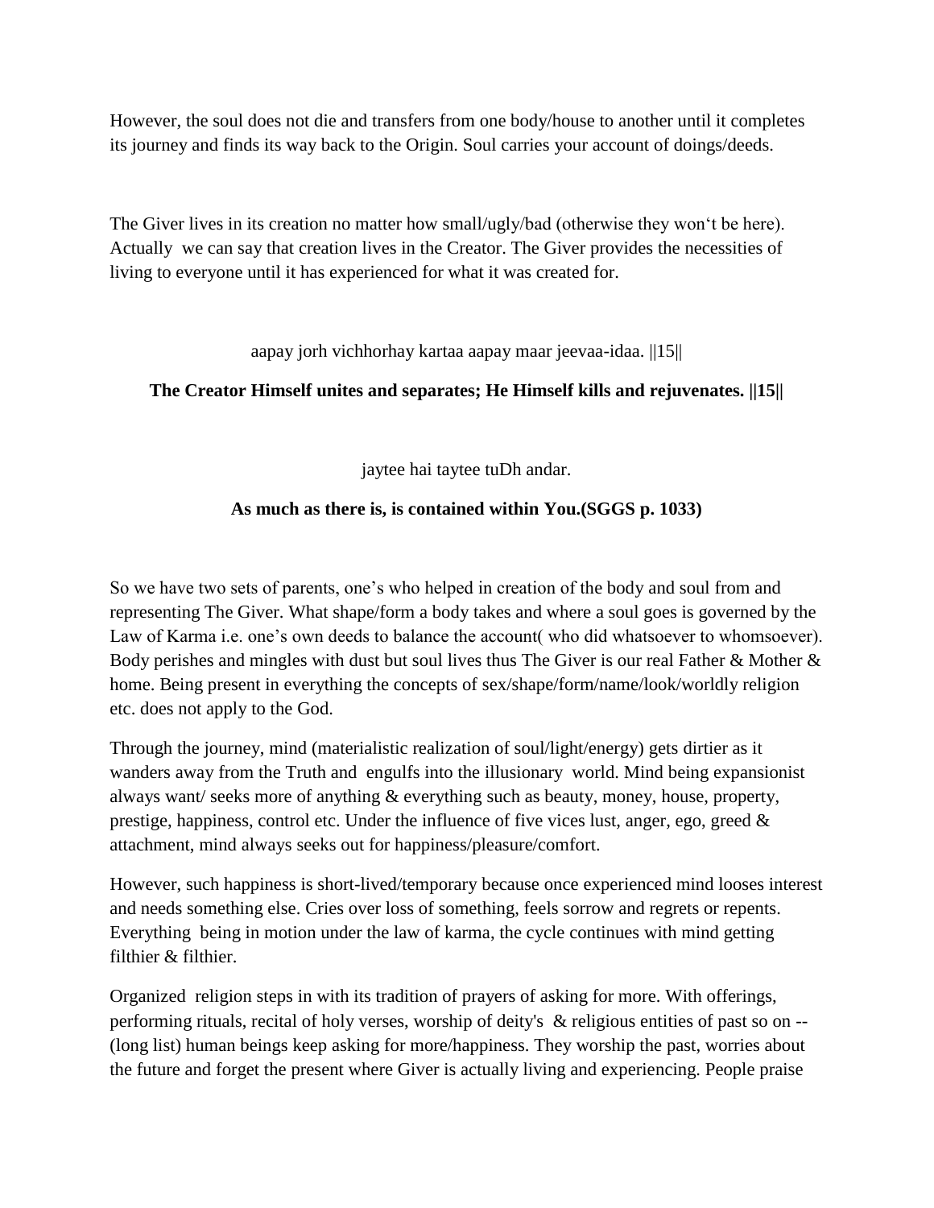However, the soul does not die and transfers from one body/house to another until it completes its journey and finds its way back to the Origin. Soul carries your account of doings/deeds.

The Giver lives in its creation no matter how small/ugly/bad (otherwise they won't be here). Actually we can say that creation lives in the Creator. The Giver provides the necessities of living to everyone until it has experienced for what it was created for.

aapay jorh vichhorhay kartaa aapay maar jeevaa-idaa. ||15||

**The Creator Himself unites and separates; He Himself kills and rejuvenates. ||15||**

jaytee hai taytee tuDh andar.

**As much as there is, is contained within You.(SGGS p. 1033)**

So we have two sets of parents, one's who helped in creation of the body and soul from and representing The Giver. What shape/form a body takes and where a soul goes is governed by the Law of Karma i.e. one's own deeds to balance the account( who did whatsoever to whomsoever). Body perishes and mingles with dust but soul lives thus The Giver is our real Father & Mother & home. Being present in everything the concepts of sex/shape/form/name/look/worldly religion etc. does not apply to the God.

Through the journey, mind (materialistic realization of soul/light/energy) gets dirtier as it wanders away from the Truth and engulfs into the illusionary world. Mind being expansionist always want/ seeks more of anything & everything such as beauty, money, house, property, prestige, happiness, control etc. Under the influence of five vices lust, anger, ego, greed & attachment, mind always seeks out for happiness/pleasure/comfort.

However, such happiness is short-lived/temporary because once experienced mind looses interest and needs something else. Cries over loss of something, feels sorrow and regrets or repents. Everything being in motion under the law of karma, the cycle continues with mind getting filthier & filthier.

Organized religion steps in with its tradition of prayers of asking for more. With offerings, performing rituals, recital of holy verses, worship of deity's & religious entities of past so on -- (long list) human beings keep asking for more/happiness. They worship the past, worries about the future and forget the present where Giver is actually living and experiencing. People praise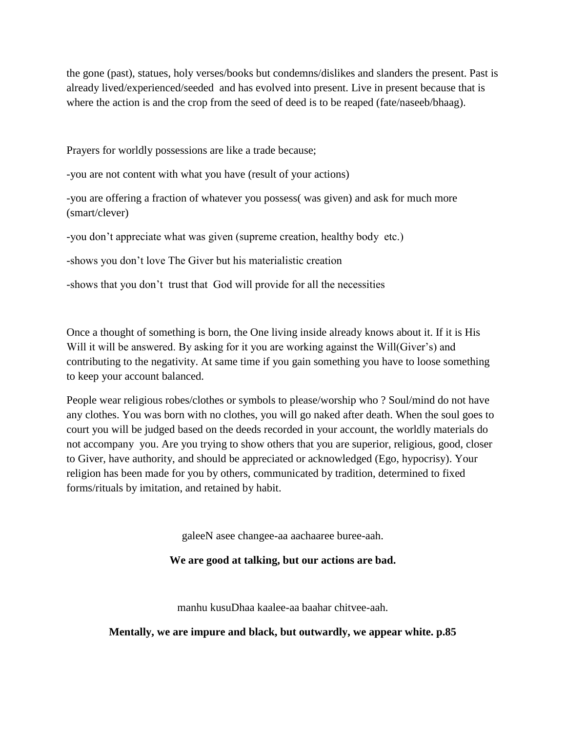the gone (past), statues, holy verses/books but condemns/dislikes and slanders the present. Past is already lived/experienced/seeded and has evolved into present. Live in present because that is where the action is and the crop from the seed of deed is to be reaped (fate/naseeb/bhaag).

Prayers for worldly possessions are like a trade because;

-you are not content with what you have (result of your actions)

-you are offering a fraction of whatever you possess( was given) and ask for much more (smart/clever)

-you don't appreciate what was given (supreme creation, healthy body etc.)

-shows you don't love The Giver but his materialistic creation

-shows that you don't trust that God will provide for all the necessities

Once a thought of something is born, the One living inside already knows about it. If it is His Will it will be answered. By asking for it you are working against the Will(Giver's) and contributing to the negativity. At same time if you gain something you have to loose something to keep your account balanced.

People wear religious robes/clothes or symbols to please/worship who ? Soul/mind do not have any clothes. You was born with no clothes, you will go naked after death. When the soul goes to court you will be judged based on the deeds recorded in your account, the worldly materials do not accompany you. Are you trying to show others that you are superior, religious, good, closer to Giver, have authority, and should be appreciated or acknowledged (Ego, hypocrisy). Your religion has been made for you by others, communicated by tradition, determined to fixed forms/rituals by imitation, and retained by habit.

galeeN asee changee-aa aachaaree buree-aah.

**We are good at talking, but our actions are bad.**

manhu kusuDhaa kaalee-aa baahar chitvee-aah.

**Mentally, we are impure and black, but outwardly, we appear white. p.85**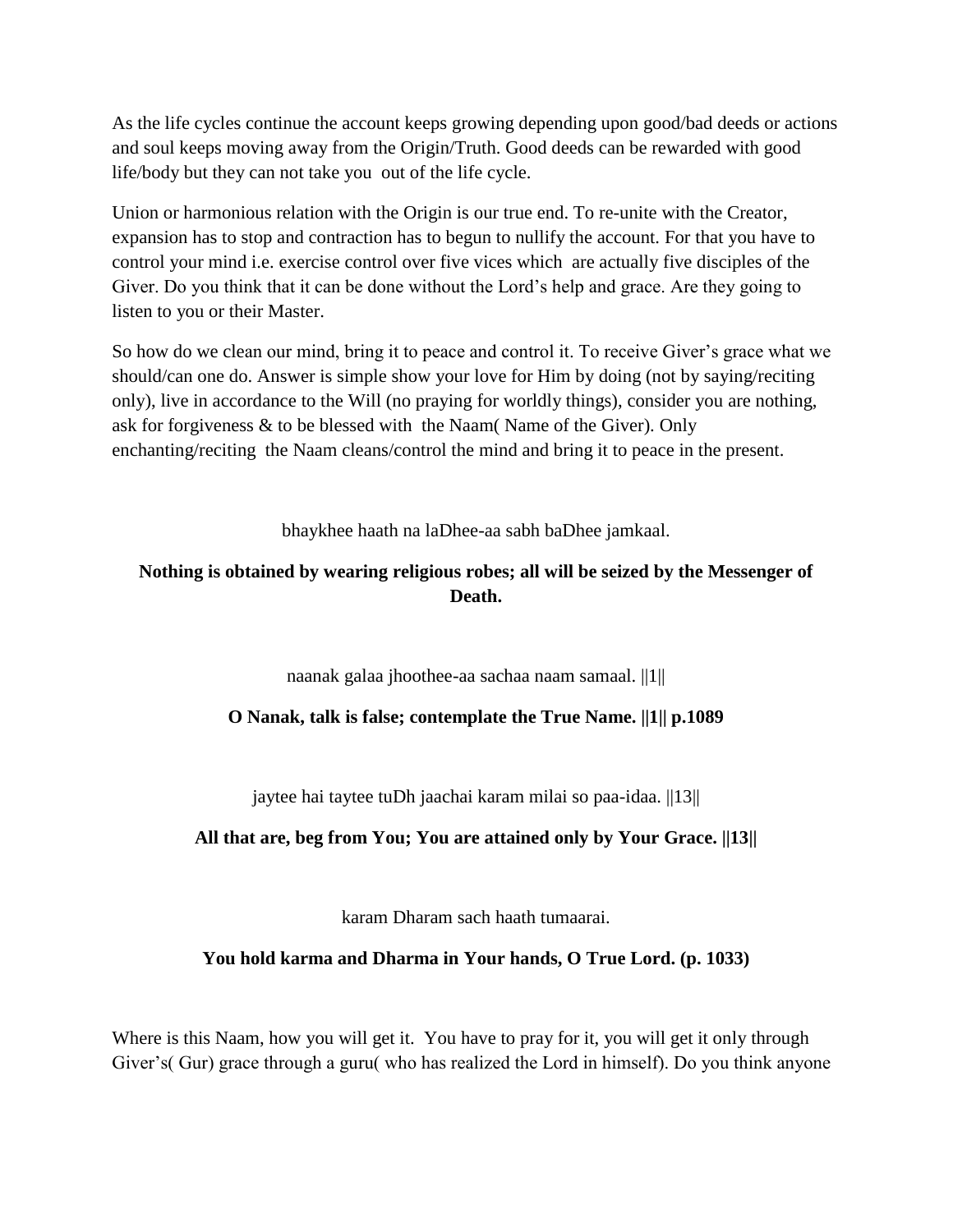As the life cycles continue the account keeps growing depending upon good/bad deeds or actions and soul keeps moving away from the Origin/Truth. Good deeds can be rewarded with good life/body but they can not take you out of the life cycle.

Union or harmonious relation with the Origin is our true end. To re-unite with the Creator, expansion has to stop and contraction has to begun to nullify the account. For that you have to control your mind i.e. exercise control over five vices which are actually five disciples of the Giver. Do you think that it can be done without the Lord's help and grace. Are they going to listen to you or their Master.

So how do we clean our mind, bring it to peace and control it. To receive Giver's grace what we should/can one do. Answer is simple show your love for Him by doing (not by saying/reciting only), live in accordance to the Will (no praying for worldly things), consider you are nothing, ask for forgiveness & to be blessed with the Naam( Name of the Giver). Only enchanting/reciting the Naam cleans/control the mind and bring it to peace in the present.

bhaykhee haath na laDhee-aa sabh baDhee jamkaal.

**Nothing is obtained by wearing religious robes; all will be seized by the Messenger of Death.**

naanak galaa jhoothee-aa sachaa naam samaal. ||1||

**O Nanak, talk is false; contemplate the True Name. ||1|| p.1089**

jaytee hai taytee tuDh jaachai karam milai so paa-idaa. ||13||

**All that are, beg from You; You are attained only by Your Grace. ||13||**

karam Dharam sach haath tumaarai.

**You hold karma and Dharma in Your hands, O True Lord. (p. 1033)**

Where is this Naam, how you will get it. You have to pray for it, you will get it only through Giver's( Gur) grace through a guru( who has realized the Lord in himself). Do you think anyone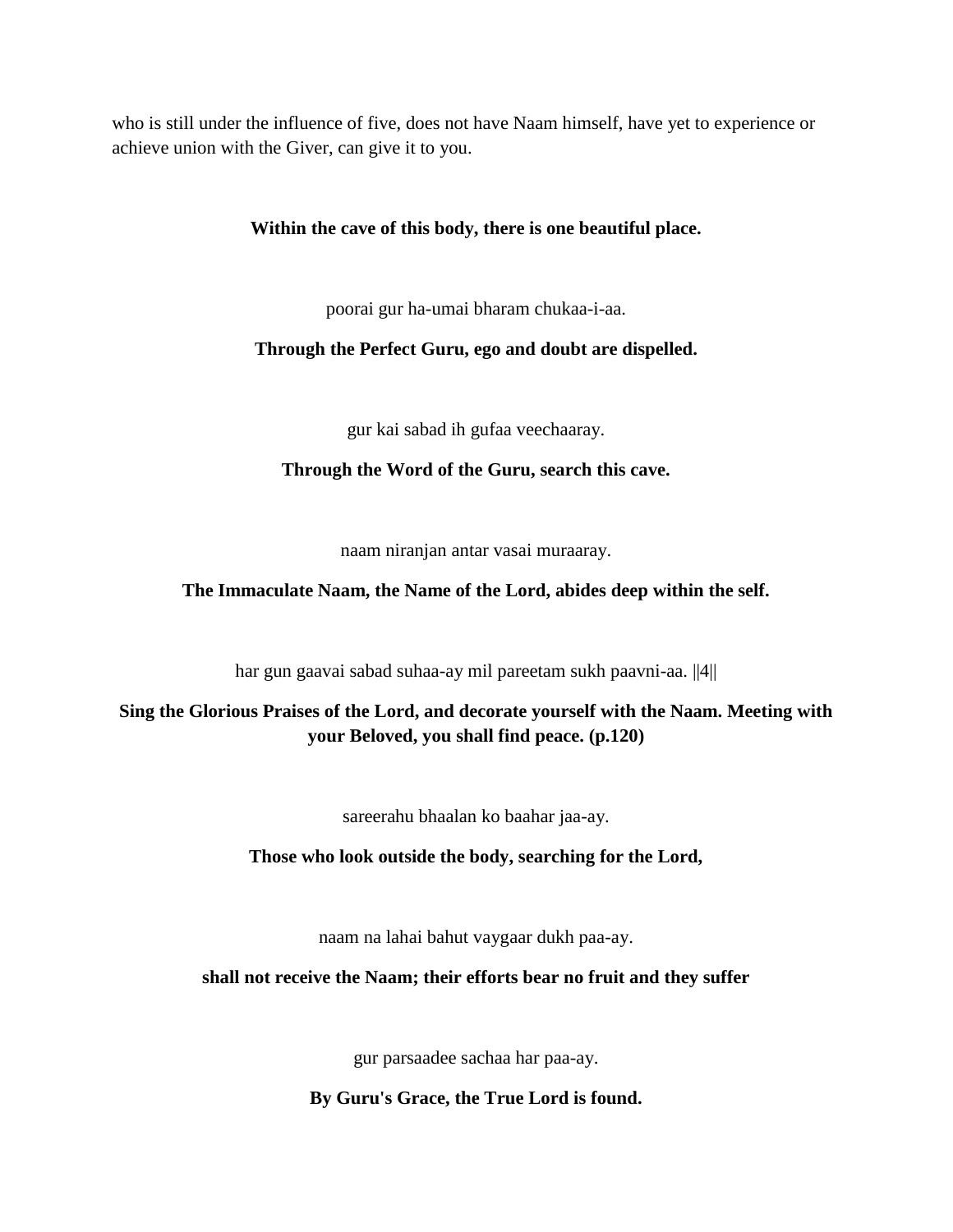who is still under the influence of five, does not have Naam himself, have yet to experience or achieve union with the Giver, can give it to you.

**Within the cave of this body, there is one beautiful place.**

poorai gur ha-umai bharam chukaa-i-aa.

**Through the Perfect Guru, ego and doubt are dispelled.**

gur kai sabad ih gufaa veechaaray.

**Through the Word of the Guru, search this cave.**

naam niranjan antar vasai muraaray.

**The Immaculate Naam, the Name of the Lord, abides deep within the self.**

har gun gaavai sabad suhaa-ay mil pareetam sukh paavni-aa. ||4||

**Sing the Glorious Praises of the Lord, and decorate yourself with the Naam. Meeting with your Beloved, you shall find peace. (p.120)**

sareerahu bhaalan ko baahar jaa-ay.

**Those who look outside the body, searching for the Lord,**

naam na lahai bahut vaygaar dukh paa-ay.

**shall not receive the Naam; their efforts bear no fruit and they suffer**

gur parsaadee sachaa har paa-ay.

**By Guru's Grace, the True Lord is found.**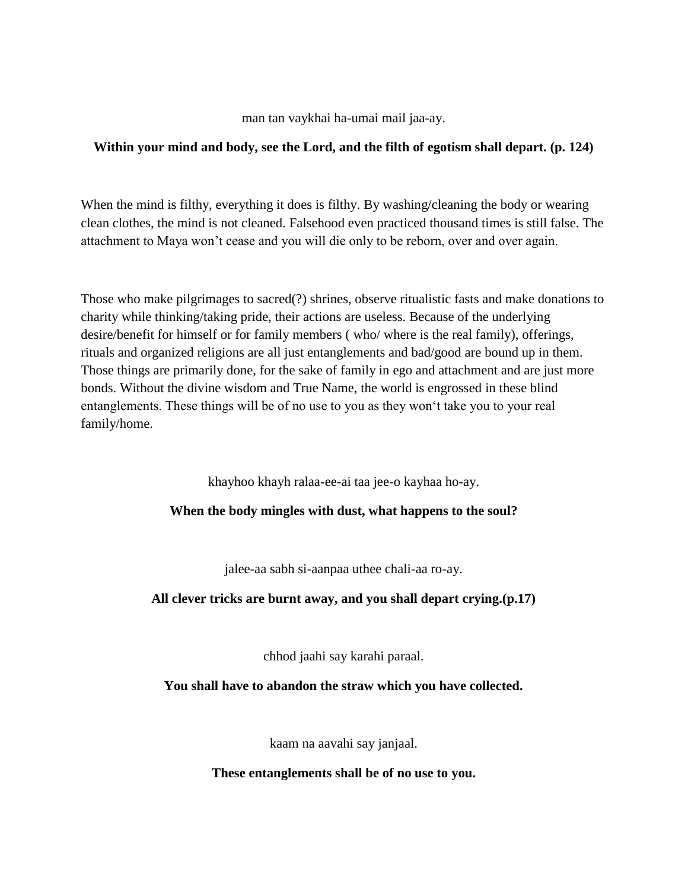man tan vaykhai ha-umai mail jaa-ay.

**Within your mind and body, see the Lord, and the filth of egotism shall depart. (p. 124)**

When the mind is filthy, everything it does is filthy. By washing/cleaning the body or wearing clean clothes, the mind is not cleaned. Falsehood even practiced thousand times is still false. The attachment to Maya won't cease and you will die only to be reborn, over and over again.

Those who make pilgrimages to sacred(?) shrines, observe ritualistic fasts and make donations to charity while thinking/taking pride, their actions are useless. Because of the underlying desire/benefit for himself or for family members ( who/ where is the real family), offerings, rituals and organized religions are all just entanglements and bad/good are bound up in them. Those things are primarily done, for the sake of family in ego and attachment and are just more bonds. Without the divine wisdom and True Name, the world is engrossed in these blind entanglements. These things will be of no use to you as they won't take you to your real family/home.

khayhoo khayh ralaa-ee-ai taa jee-o kayhaa ho-ay.

**When the body mingles with dust, what happens to the soul?**

jalee-aa sabh si-aanpaa uthee chali-aa ro-ay.

**All clever tricks are burnt away, and you shall depart crying.(p.17)**

chhod jaahi say karahi paraal.

**You shall have to abandon the straw which you have collected.**

kaam na aavahi say janjaal.

**These entanglements shall be of no use to you.**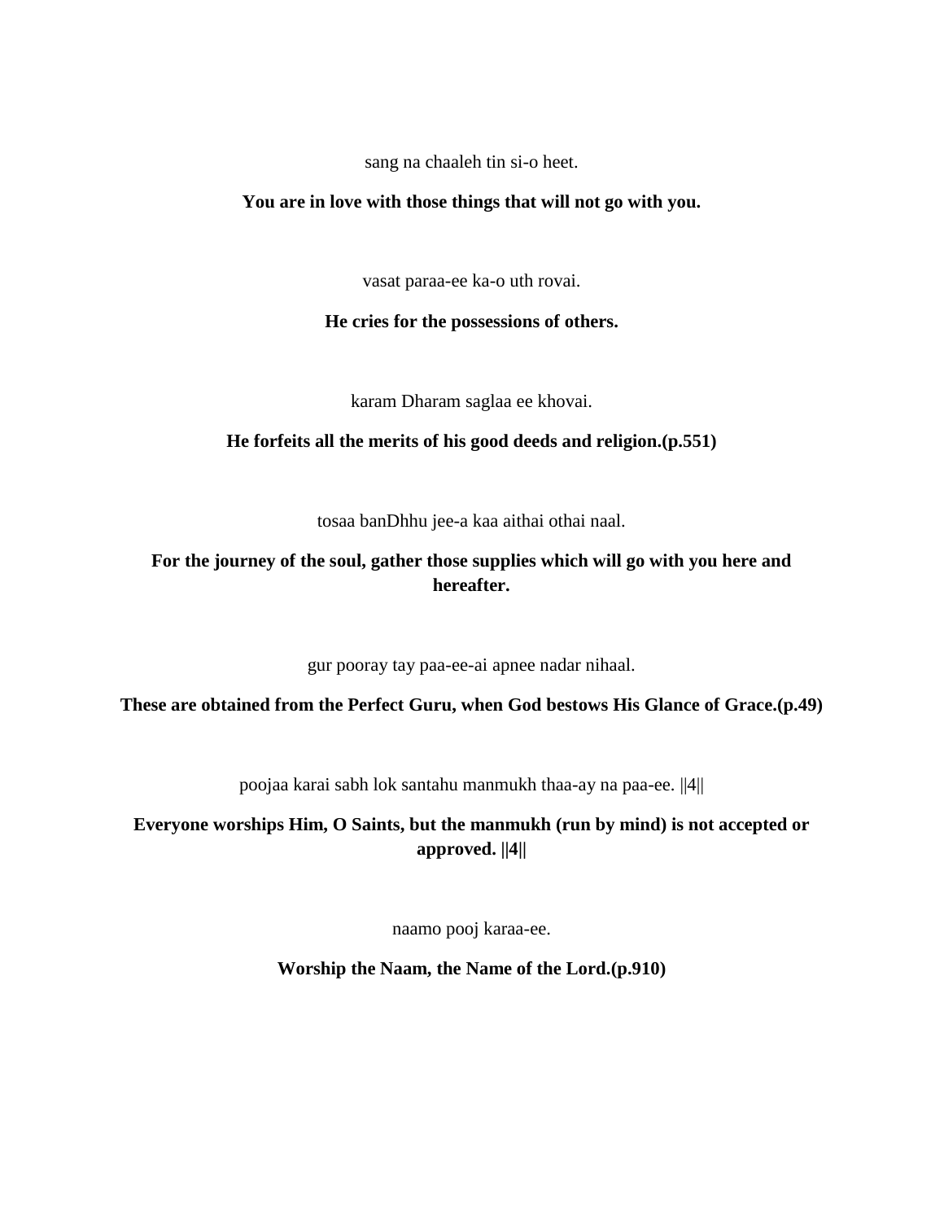sang na chaaleh tin si-o heet.

**You are in love with those things that will not go with you.**

vasat paraa-ee ka-o uth rovai.

**He cries for the possessions of others.**

karam Dharam saglaa ee khovai.

**He forfeits all the merits of his good deeds and religion.(p.551)**

tosaa banDhhu jee-a kaa aithai othai naal.

**For the journey of the soul, gather those supplies which will go with you here and hereafter.**

gur pooray tay paa-ee-ai apnee nadar nihaal.

**These are obtained from the Perfect Guru, when God bestows His Glance of Grace.(p.49)**

poojaa karai sabh lok santahu manmukh thaa-ay na paa-ee. ||4||

**Everyone worships Him, O Saints, but the manmukh (run by mind) is not accepted or approved. ||4||**

naamo pooj karaa-ee.

**Worship the Naam, the Name of the Lord.(p.910)**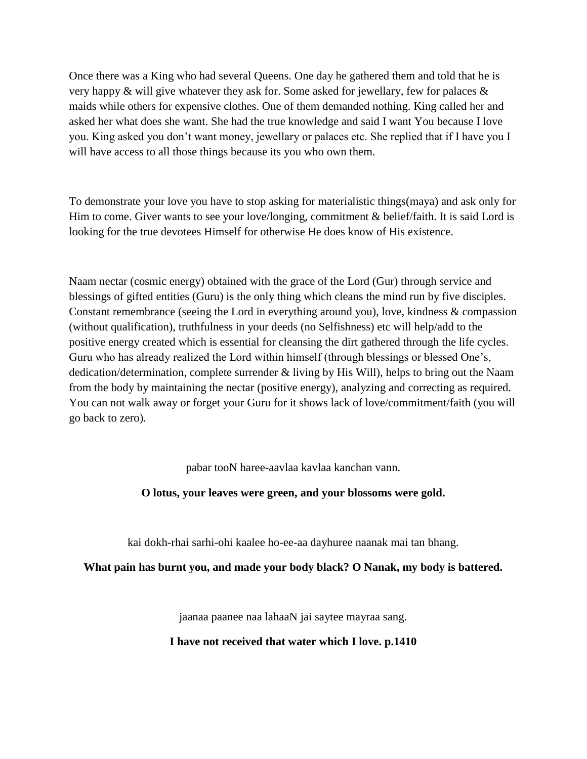Once there was a King who had several Queens. One day he gathered them and told that he is very happy & will give whatever they ask for. Some asked for jewellary, few for palaces & maids while others for expensive clothes. One of them demanded nothing. King called her and asked her what does she want. She had the true knowledge and said I want You because I love you. King asked you don't want money, jewellary or palaces etc. She replied that if I have you I will have access to all those things because its you who own them.

To demonstrate your love you have to stop asking for materialistic things(maya) and ask only for Him to come. Giver wants to see your love/longing, commitment & belief/faith. It is said Lord is looking for the true devotees Himself for otherwise He does know of His existence.

Naam nectar (cosmic energy) obtained with the grace of the Lord (Gur) through service and blessings of gifted entities (Guru) is the only thing which cleans the mind run by five disciples. Constant remembrance (seeing the Lord in everything around you), love, kindness & compassion (without qualification), truthfulness in your deeds (no Selfishness) etc will help/add to the positive energy created which is essential for cleansing the dirt gathered through the life cycles. Guru who has already realized the Lord within himself (through blessings or blessed One's, dedication/determination, complete surrender & living by His Will), helps to bring out the Naam from the body by maintaining the nectar (positive energy), analyzing and correcting as required. You can not walk away or forget your Guru for it shows lack of love/commitment/faith (you will go back to zero).

pabar tooN haree-aavlaa kavlaa kanchan vann.

**O lotus, your leaves were green, and your blossoms were gold.**

kai dokh-rhai sarhi-ohi kaalee ho-ee-aa dayhuree naanak mai tan bhang.

**What pain has burnt you, and made your body black? O Nanak, my body is battered.**

jaanaa paanee naa lahaaN jai saytee mayraa sang.

**I have not received that water which I love. p.1410**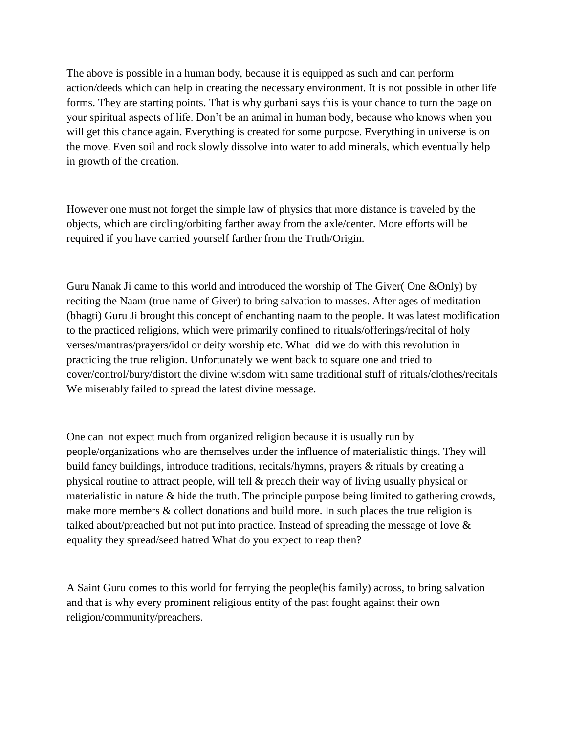The above is possible in a human body, because it is equipped as such and can perform action/deeds which can help in creating the necessary environment. It is not possible in other life forms. They are starting points. That is why gurbani says this is your chance to turn the page on your spiritual aspects of life. Don't be an animal in human body, because who knows when you will get this chance again. Everything is created for some purpose. Everything in universe is on the move. Even soil and rock slowly dissolve into water to add minerals, which eventually help in growth of the creation.

However one must not forget the simple law of physics that more distance is traveled by the objects, which are circling/orbiting farther away from the axle/center. More efforts will be required if you have carried yourself farther from the Truth/Origin.

Guru Nanak Ji came to this world and introduced the worship of The Giver( One &Only) by reciting the Naam (true name of Giver) to bring salvation to masses. After ages of meditation (bhagti) Guru Ji brought this concept of enchanting naam to the people. It was latest modification to the practiced religions, which were primarily confined to rituals/offerings/recital of holy verses/mantras/prayers/idol or deity worship etc. What did we do with this revolution in practicing the true religion. Unfortunately we went back to square one and tried to cover/control/bury/distort the divine wisdom with same traditional stuff of rituals/clothes/recitals We miserably failed to spread the latest divine message.

One can not expect much from organized religion because it is usually run by people/organizations who are themselves under the influence of materialistic things. They will build fancy buildings, introduce traditions, recitals/hymns, prayers & rituals by creating a physical routine to attract people, will tell & preach their way of living usually physical or materialistic in nature & hide the truth. The principle purpose being limited to gathering crowds, make more members & collect donations and build more. In such places the true religion is talked about/preached but not put into practice. Instead of spreading the message of love & equality they spread/seed hatred What do you expect to reap then?

A Saint Guru comes to this world for ferrying the people(his family) across, to bring salvation and that is why every prominent religious entity of the past fought against their own religion/community/preachers.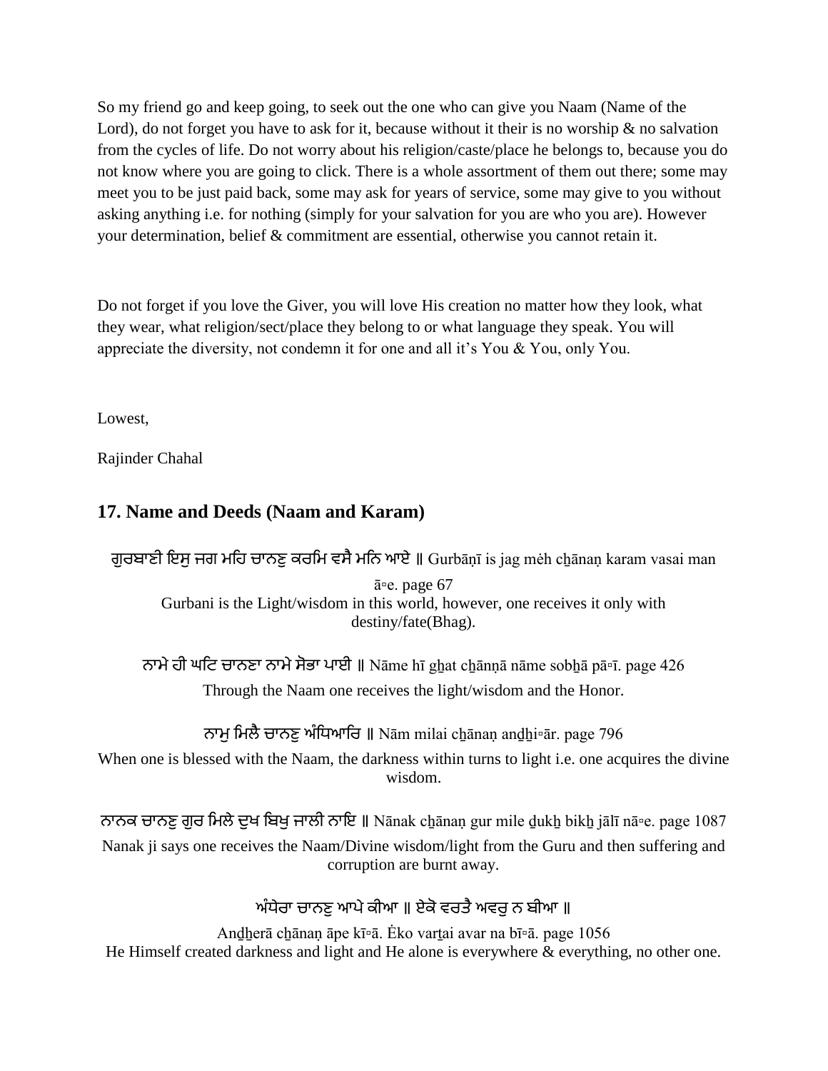So my friend go and keep going, to seek out the one who can give you Naam (Name of the Lord), do not forget you have to ask for it, because without it their is no worship & no salvation from the cycles of life. Do not worry about his religion/caste/place he belongs to, because you do not know where you are going to click. There is a whole assortment of them out there; some may meet you to be just paid back, some may ask for years of service, some may give to you without asking anything i.e. for nothing (simply for your salvation for you are who you are). However your determination, belief & commitment are essential, otherwise you cannot retain it.

Do not forget if you love the Giver, you will love His creation no matter how they look, what they wear, what religion/sect/place they belong to or what language they speak. You will appreciate the diversity, not condemn it for one and all it's You & You, only You.

Lowest,

Rajinder Chahal

## 17. Name and Deeds (Naam and Karam)

ਗੁਰਬਾਣੀ ਇਸੁ ਜਗ ਮਹਿ ਚਾਨਣੁ ਕਰਮਿ ਵਸੈ ਮਨਿ ਆਏ ॥ Gurbāṇī is jag mėh cẖānaṇ karam vasai man ā▫e. page 67

Gurbani is the Light/wisdom in this world, however, one receives it only with destiny/fate(Bhag).

ਨਾਮੇ ਹੀ ਘਟਿ ਚਾਨਣਾ ਨਾਮੇ ਸੋਭਾ ਪਾਈ ॥ Nāme hī gẖat cẖānṇā nāme sobẖā pā▫ī. page 426

Through the Naam one receives the light/wisdom and the Honor.

ਨਾਮੁ ਮਿਲੈ ਚਾਨਣੁ ਅੰਧਿਆਰਿ ॥ Nām milai cẖānaṇ anḏẖi▫ār. page 796

When one is blessed with the Naam, the darkness within turns to light i.e. one acquires the divine wisdom.

ਨਾਨਕ ਚਾਨਣੁ ਗੁਰ ਮਿਲੇ ਦੁਖ ਬਿਖੁ ਜਾਲੀ ਨਾਇ ॥ Nānak cẖānaṇ gur mile ḏukẖ bikẖ jālī nā▫e. page 1087

Nanak ji says one receives the Naam/Divine wisdom/light from the Guru and then suffering and corruption are burnt away.

ਅੰਧੇਰਾ ਚਾਨਣੁ ਆਪੇ ਕੀਆ ॥ ਏਕੋ ਵਰਤੈ ਅਵਰੁ ਨ ਬੀਆ ॥

Anḏẖerā cẖānaṇ āpe kī▫ā. Ėko varṯai avar na bī▫ā. page 1056

He Himself created darkness and light and He alone is everywhere & everything, no other one.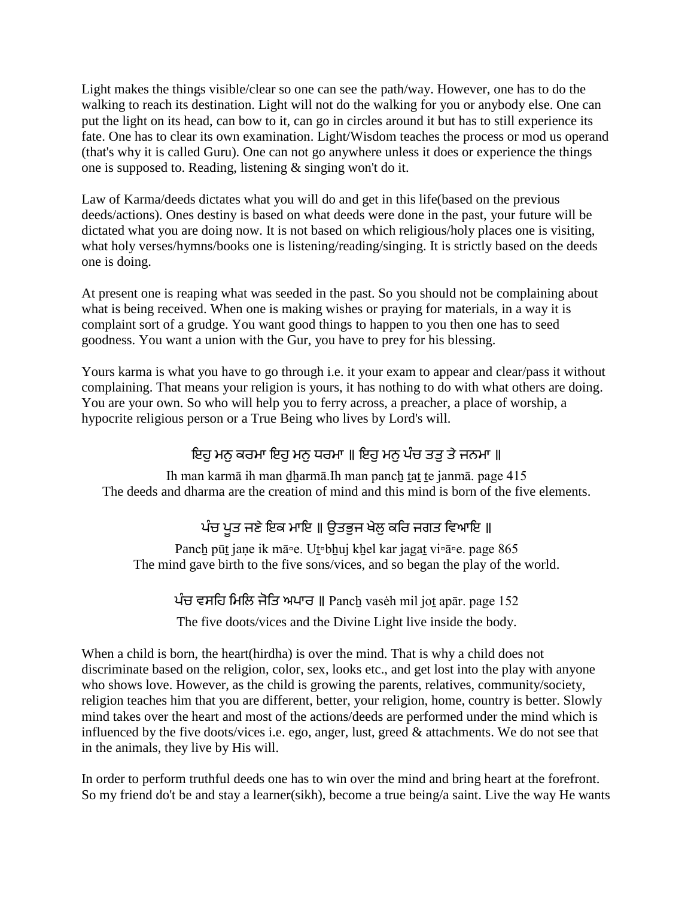Light makes the things visible/clear so one can see the path/way. However, one has to do the walking to reach its destination. Light will not do the walking for you or anybody else. One can put the light on its head, can bow to it, can go in circles around it but has to still experience its fate. One has to clear its own examination. Light/Wisdom teaches the process or mod us operand (that's why it is called Guru). One can not go anywhere unless it does or experience the things one is supposed to. Reading, listening & singing won't do it.

Law of Karma/deeds dictates what you will do and get in this life(based on the previous deeds/actions). Ones destiny is based on what deeds were done in the past, your future will be dictated what you are doing now. It is not based on which religious/holy places one is visiting, what holy verses/hymns/books one is listening/reading/singing. It is strictly based on the deeds one is doing.

At present one is reaping what was seeded in the past. So you should not be complaining about what is being received. When one is making wishes or praying for materials, in a way it is complaint sort of a grudge. You want good things to happen to you then one has to seed goodness. You want a union with the Gur, you have to prey for his blessing.

Yours karma is what you have to go through i.e. it your exam to appear and clear/pass it without complaining. That means your religion is yours, it has nothing to do with what others are doing. You are your own. So who will help you to ferry across, a preacher, a place of worship, a hypocrite religious person or a True Being who lives by Lord's will.

ਇਹੁ ਮਨੁ ਕਰਮਾ ਇਹੁ ਮਨੁ ਧਰਮਾ ॥ ਇਹੁ ਮਨੁ ਪੰਚ ਤਤੁ ਤੇ ਜਨਮਾ ॥

Ih man karmā ih man ḏẖarmā.Ih man pancẖ ṯaṯ ṯe janmā. page 415
The deeds and dharma are the creation of mind and this mind is born of the five elements.

ਪੰਚ ਪੂਤ ਜਣੇ ਇਕ ਮਾਇ ॥ ਉਤਭੁਜ ਖੇਲੁ ਕਰਿ ਜਗਤ ਵਿਆਇ ॥

Pancẖ pūṯ jaṇe ik mā▫e. Uṯ▫bẖuj kẖel kar jagaṯ vi▫ā▫e. page 865
The mind gave birth to the five sons/vices, and so began the play of the world.

ਪੰਚ ਵਸਹਿ ਮਿਲਿ ਜੋਤਿ ਅਪਾਰ ॥ Pancẖ vasėh mil joṯ apār. page 152

The five doots/vices and the Divine Light live inside the body.

When a child is born, the heart(hirdha) is over the mind. That is why a child does not discriminate based on the religion, color, sex, looks etc., and get lost into the play with anyone who shows love. However, as the child is growing the parents, relatives, community/society, religion teaches him that you are different, better, your religion, home, country is better. Slowly mind takes over the heart and most of the actions/deeds are performed under the mind which is influenced by the five doots/vices i.e. ego, anger, lust, greed & attachments. We do not see that in the animals, they live by His will.

In order to perform truthful deeds one has to win over the mind and bring heart at the forefront. So my friend do't be and stay a learner(sikh), become a true being/a saint. Live the way He wants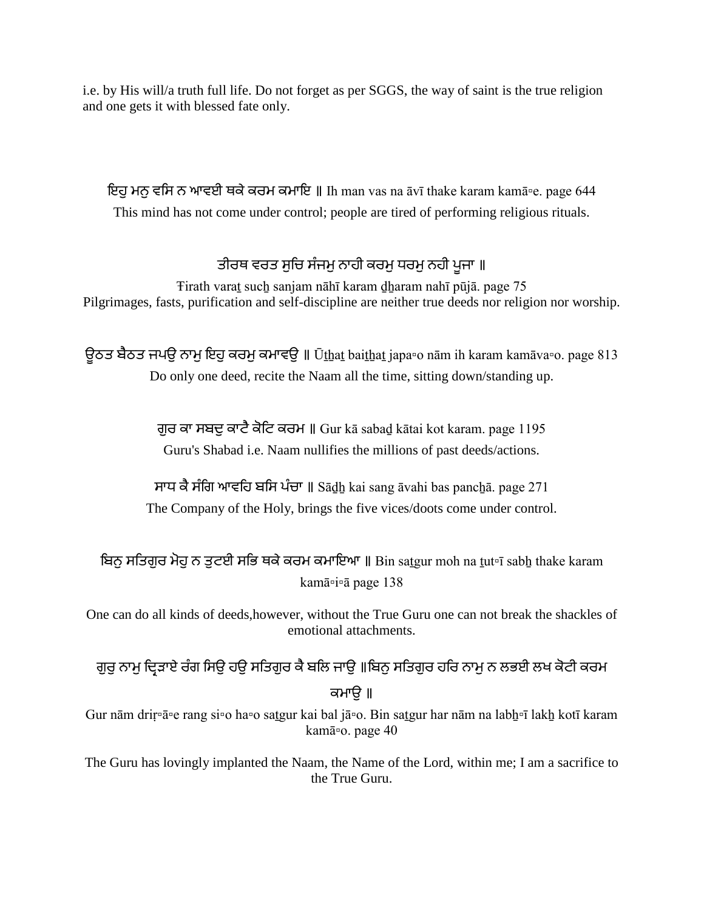i.e. by His will/a truth full life. Do not forget as per SGGS, the way of saint is the true religion and one gets it with blessed fate only.

ਇਹੁ ਮਨੁ ਵਸਿ ਨ ਆਵਈ ਥਕੇ ਕਰਮ ਕਮਾਇ ॥ Ih man vas na āvī thake karam kamā▫e. page 644

This mind has not come under control; people are tired of performing religious rituals.

ਤੀਰਥ ਵਰਤ ਸੁਚਿ ਸੰਜਮੁ ਨਾਹੀ ਕਰਮੁ ਧਰਮੁ ਨਹੀ ਪੂਜਾ ॥

Ŧirath varaṯ sucẖ sanjam nāhī karam ḏẖaram nahī pūjā. page 75

Pilgrimages, fasts, purification and self-discipline are neither true deeds nor religion nor worship.

ਊਠਤ ਬੈਠਤ ਜਪਉ ਨਾਮੁ ਇਹੁ ਕਰਮੁ ਕਮਾਵਉ ॥ Ūṯẖaṯ baiṯẖaṯ japa▫o nām ih karam kamāva▫o. page 813

Do only one deed, recite the Naam all the time, sitting down/standing up.

ਗੁਰ ਕਾ ਸਬਦੁ ਕਾਟੈ ਕੋਟਿ ਕਰਮ ॥ Gur kā sabaḏ kātai kot karam. page 1195

Guru's Shabad i.e. Naam nullifies the millions of past deeds/actions.

ਸਾਧ ਕੈ ਸੰਗਿ ਆਵਹਿ ਬਸਿ ਪੰਚਾ ॥ Sāḏẖ kai sang āvahi bas pancẖā. page 271

The Company of the Holy, brings the five vices/doots come under control.

ਬਿਨੁ ਸਤਿਗੁਰ ਮੋਹੁ ਨ ਤੁਟਈ ਸਭਿ ਥਕੇ ਕਰਮ ਕਮਾਇਆ ॥ Bin saṯgur moh na ṯut▫ī sabẖ thake karam kamā▫i▫ā page 138

One can do all kinds of deeds,however, without the True Guru one can not break the shackles of emotional attachments.

ਗੁਰੁ ਨਾਮੁ ਦ੍ਰਿੜਾਏ ਰੰਗ ਸਿਉ ਹਉ ਸਤਿਗੁਰ ਕੈ ਬਲਿ ਜਾਉ ॥ਬਿਨੁ ਸਤਿਗੁਰ ਹਰਿ ਨਾਮੁ ਨ ਲਭਈ ਲਖ ਕੋਟੀ ਕਰਮ ਕਮਾਉ ॥

Gur nām driṛ▫ā▫e rang si▫o ha▫o saṯgur kai bal jā▫o. Bin saṯgur har nām na labẖ▫ī lakẖ kotī karam kamā▫o. page 40

The Guru has lovingly implanted the Naam, the Name of the Lord, within me; I am a sacrifice to the True Guru.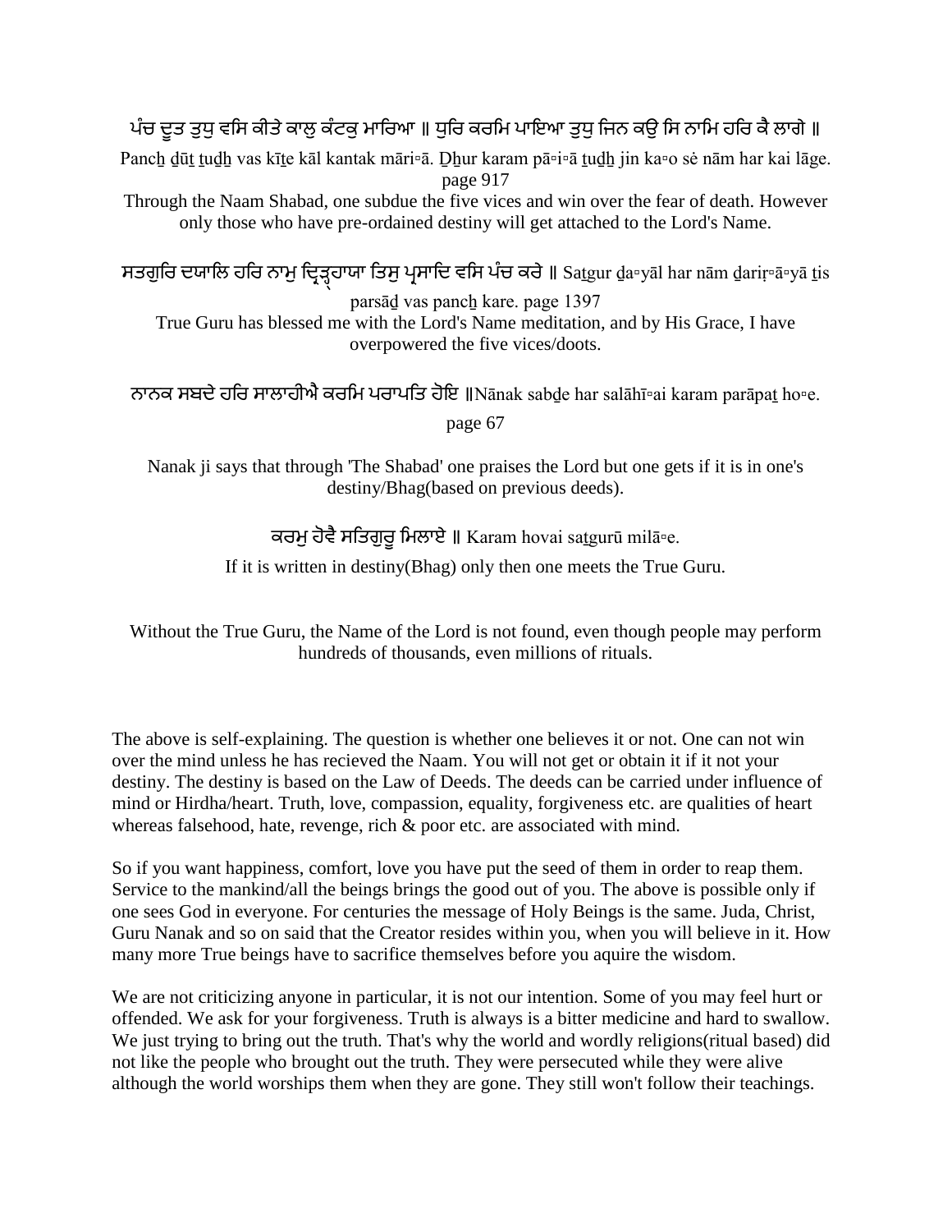ਪੰਚ ਦੂਤ ਤੁਧੁ ਵਸਿ ਕੀਤੇ ਕਾਲੁ ਕੰਟਕੁ ਮਾਰਿਆ ॥ ਧੁਰਿ ਕਰਮਿ ਪਾਇਆ ਤੁਧੁ ਜਿਨ ਕਉ ਸਿ ਨਾਮਿ ਹਰਿ ਕੈ ਲਾਗੇ ॥

Panch ḏūṯ ṯuḏh vas kīṯe kāl kantak māri▫ā. Ḏhur karam pā▫i▫ā ṯuḏh jin ka▫o sė nām har kai lāge. page 917

Through the Naam Shabad, one subdue the five vices and win over the fear of death. However only those who have pre-ordained destiny will get attached to the Lord's Name.

ਸਤਗੁਰਿ ਦਯਾਲਿ ਹਰਿ ਨਾਮੁ ਦ੍ਰਿੜ੍ਹਾਇਆ ਤਿਸੁ ਪ੍ਰਸਾਦਿ ਵਸਿ ਪੰਚ ਕਰੇ ॥ Saṯgur ḏa▫yāl har nām ḏariṛ▫ā▫yā ṯis parsāḏ vas panch kare. page 1397

True Guru has blessed me with the Lord's Name meditation, and by His Grace, I have overpowered the five vices/doots.

ਨਾਨਕ ਸਬਦੇ ਹਰਿ ਸਾਲਾਹੀਐ ਕਰਮਿ ਪਰਾਪਤਿ ਹੋਇ ॥Nānak sabḏe har salāhī▫ai karam parāpaṯ ho▫e. page 67

Nanak ji says that through 'The Shabad' one praises the Lord but one gets if it is in one's destiny/Bhag(based on previous deeds).

ਕਰਮੁ ਹੋਵੈ ਸਤਿਗੁਰੂ ਮਿਲਾਏ ॥ Karam hovai saṯgurū milā▫e.

If it is written in destiny(Bhag) only then one meets the True Guru.

Without the True Guru, the Name of the Lord is not found, even though people may perform hundreds of thousands, even millions of rituals.

The above is self-explaining. The question is whether one believes it or not. One can not win over the mind unless he has recieved the Naam. You will not get or obtain it if it not your destiny. The destiny is based on the Law of Deeds. The deeds can be carried under influence of mind or Hirdha/heart. Truth, love, compassion, equality, forgiveness etc. are qualities of heart whereas falsehood, hate, revenge, rich & poor etc. are associated with mind.

So if you want happiness, comfort, love you have put the seed of them in order to reap them. Service to the mankind/all the beings brings the good out of you. The above is possible only if one sees God in everyone. For centuries the message of Holy Beings is the same. Juda, Christ, Guru Nanak and so on said that the Creator resides within you, when you will believe in it. How many more True beings have to sacrifice themselves before you aquire the wisdom.

We are not criticizing anyone in particular, it is not our intention. Some of you may feel hurt or offended. We ask for your forgiveness. Truth is always is a bitter medicine and hard to swallow. We just trying to bring out the truth. That's why the world and wordly religions(ritual based) did not like the people who brought out the truth. They were persecuted while they were alive although the world worships them when they are gone. They still won't follow their teachings.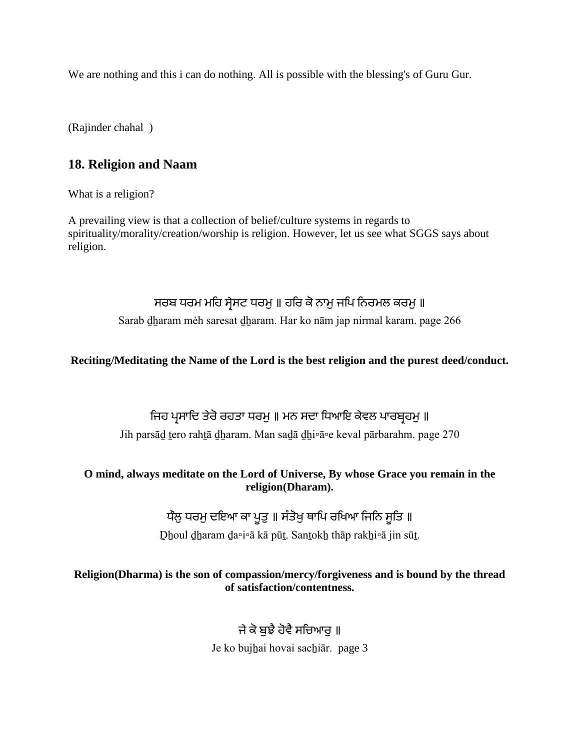We are nothing and this i can do nothing. All is possible with the blessing's of Guru Gur.

(Rajinder chahal )

## 18. Religion and Naam

What is a religion?

A prevailing view is that a collection of belief/culture systems in regards to spirituality/morality/creation/worship is religion. However, let us see what SGGS says about religion.

ਸਰਬ ਧਰਮ ਮਹਿ ਸ੍ਰੇਸਟ ਧਰਮੁ ॥ ਹਰਿ ਕੋ ਨਾਮੁ ਜਪਿ ਨਿਰਮਲ ਕਰਮੁ ॥

Sarab ḏẖaram mėh saresat ḏẖaram. Har ko nām jap nirmal karam. page 266

**Reciting/Meditating the Name of the Lord is the best religion and the purest deed/conduct.**

ਜਿਹ ਪ੍ਰਸਾਦਿ ਤੇਰੋ ਰਹਤਾ ਧਰਮੁ ॥ ਮਨ ਸਦਾ ਧਿਆਇ ਕੇਵਲ ਪਾਰਬ੍ਰਹਮੁ ॥

Jih parsāḏ ṯero rahṯā ḏẖaram. Man saḏā ḏẖi▫ā▫e keval pārbarahm. page 270

**O mind, always meditate on the Lord of Universe, By whose Grace you remain in the religion(Dharam).**

ਧੌਲੁ ਧਰਮੁ ਦਇਆ ਕਾ ਪੂਤੁ ॥ ਸੰਤੋਖੁ ਥਾਪਿ ਰਖਿਆ ਜਿਨਿ ਸੂਤਿ ॥

Ḏẖoul ḏẖaram ḏa▫i▫ā kā pūṯ. Sanṯokẖ thāp rakẖi▫ā jin sūṯ.

**Religion(Dharma) is the son of compassion/mercy/forgiveness and is bound by the thread of satisfaction/contentness.**

ਜੇ ਕੋ ਬੁਝੈ ਹੋਵੈ ਸਚਿਆਰੁ ॥

Je ko bujẖai hovai sacẖiār. page 3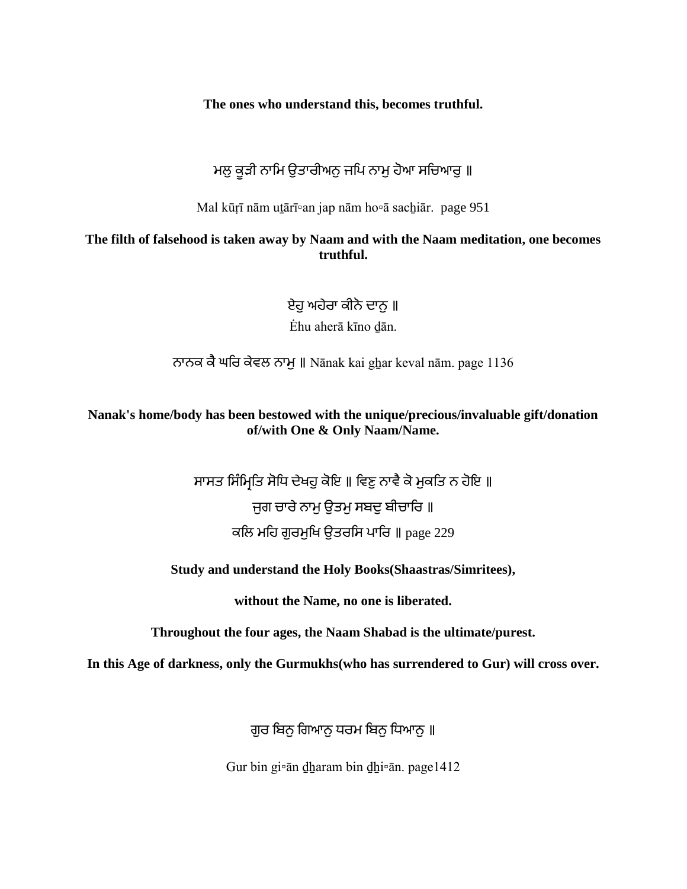**The ones who understand this, becomes truthful.**

ਮਲੁ ਕੂੜੀ ਨਾਮਿ ਉਤਾਰੀਅਨੁ ਜਪਿ ਨਾਮੁ ਹੋਆ ਸਚਿਆਰੁ ॥

Mal kūṛī nām uṯārī▫an jap nām ho▫ā sacẖiār.  page 951

**The filth of falsehood is taken away by Naam and with the Naam meditation, one becomes truthful.**

ਏਹੁ ਅਹੇਰਾ ਕੀਨੋ ਦਾਨੁ ॥

Ėhu aherā kīno ḏān.

ਨਾਨਕ ਕੈ ਘਰਿ ਕੇਵਲ ਨਾਮੁ ॥ Nānak kai gẖar keval nām. page 1136

**Nanak's home/body has been bestowed with the unique/precious/invaluable gift/donation of/with One & Only Naam/Name.**

ਸਾਸਤ ਸਿੰਮ੍ਰਿਤਿ ਸੋਧਿ ਦੇਖਹੁ ਕੋਇ ॥ ਵਿਣੁ ਨਾਵੈ ਕੋ ਮੁਕਤਿ ਨ ਹੋਇ ॥

ਜੁਗ ਚਾਰੇ ਨਾਮੁ ਉਤਮੁ ਸਬਦੁ ਬੀਚਾਰਿ ॥

ਕਲਿ ਮਹਿ ਗੁਰਮੁਖਿ ਉਤਰਸਿ ਪਾਰਿ ॥ page 229

**Study and understand the Holy Books(Shaastras/Simritees),**

**without the Name, no one is liberated.**

**Throughout the four ages, the Naam Shabad is the ultimate/purest.**

**In this Age of darkness, only the Gurmukhs(who has surrendered to Gur) will cross over.**

ਗੁਰ ਬਿਨੁ ਗਿਆਨੁ ਧਰਮ ਬਿਨੁ ਧਿਆਨੁ ॥

Gur bin gi▫ān ḏẖaram bin ḏẖi▫ān. page1412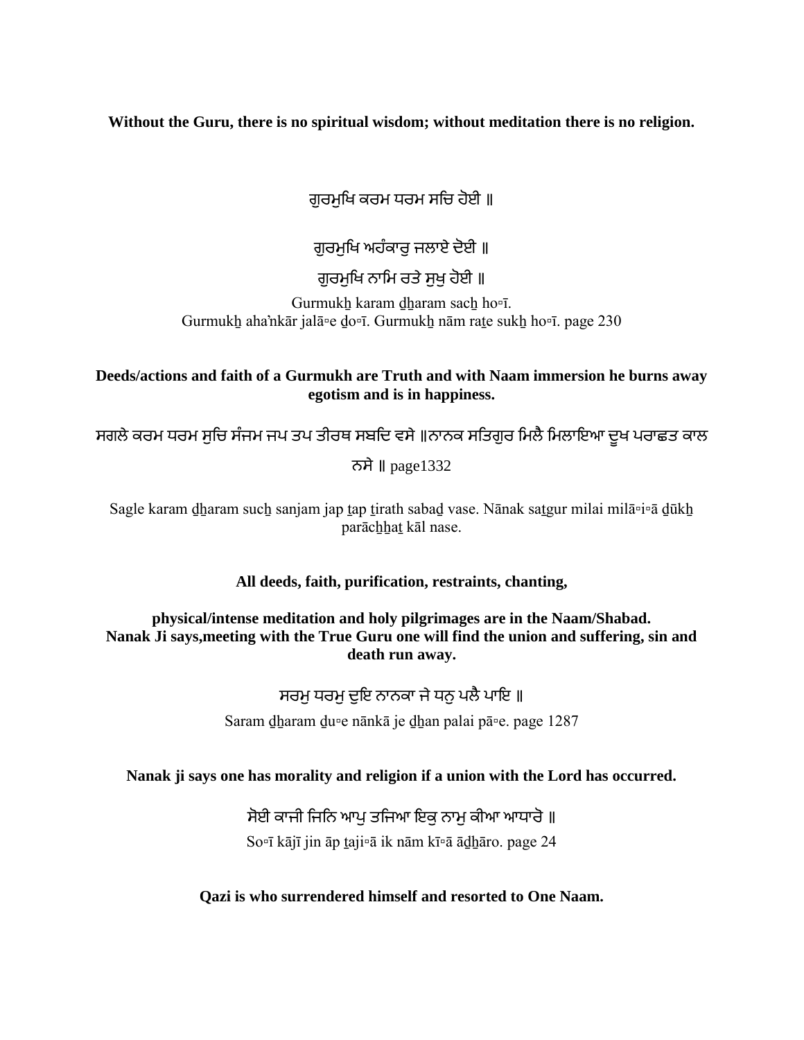**Without the Guru, there is no spiritual wisdom; without meditation there is no religion.**

ਗੁਰਮੁਖਿ ਕਰਮ ਧਰਮ ਸਚਿ ਹੋਈ ॥

ਗੁਰਮੁਖਿ ਅਹੰਕਾਰੁ ਜਲਾਏ ਦੋਈ ॥

ਗੁਰਮੁਖਿ ਨਾਮਿ ਰਤੇ ਸੁਖੁ ਹੋਈ ॥

Gurmukẖ karam ḏẖaram sacẖ ho▫ī.
Gurmukẖ aha▫nkār jalā▫e ḏo▫ī. Gurmukẖ nām raṯe sukẖ ho▫ī. page 230

**Deeds/actions and faith of a Gurmukh are Truth and with Naam immersion he burns away egotism and is in happiness.**

ਸਗਲੇ ਕਰਮ ਧਰਮ ਸੁਚਿ ਸੰਜਮ ਜਪ ਤਪ ਤੀਰਥ ਸਬਦਿ ਵਸੇ ॥ਨਾਨਕ ਸਤਿਗੁਰ ਮਿਲੈ ਮਿਲਾਇਆ ਦੂਖ ਪਰਾਛਤ ਕਾਲ ਨਸੇ ॥ page1332

Sagle karam ḏẖaram sucẖ sanjam jap ṯap ṯirath sabaḏ vase. Nānak saṯgur milai milā▫i▫ā ḏūkẖ parācẖẖaṯ kāl nase.

**All deeds, faith, purification, restraints, chanting,**

**physical/intense meditation and holy pilgrimages are in the Naam/Shabad.**
**Nanak Ji says,meeting with the True Guru one will find the union and suffering, sin and death run away.**

ਸਰਮੁ ਧਰਮੁ ਦੁਇ ਨਾਨਕਾ ਜੇ ਧਨੁ ਪਲੈ ਪਾਇ ॥

Saram ḏẖaram ḏu▫e nānkā je ḏẖan palai pā▫e. page 1287

**Nanak ji says one has morality and religion if a union with the Lord has occurred.**

ਸੋਈ ਕਾਜੀ ਜਿਨਿ ਆਪੁ ਤਜਿਆ ਇਕੁ ਨਾਮੁ ਕੀਆ ਆਧਾਰੋ ॥

So▫ī kājī jin āp ṯaji▫ā ik nām kī▫ā āḏẖāro. page 24

**Qazi is who surrendered himself and resorted to One Naam.**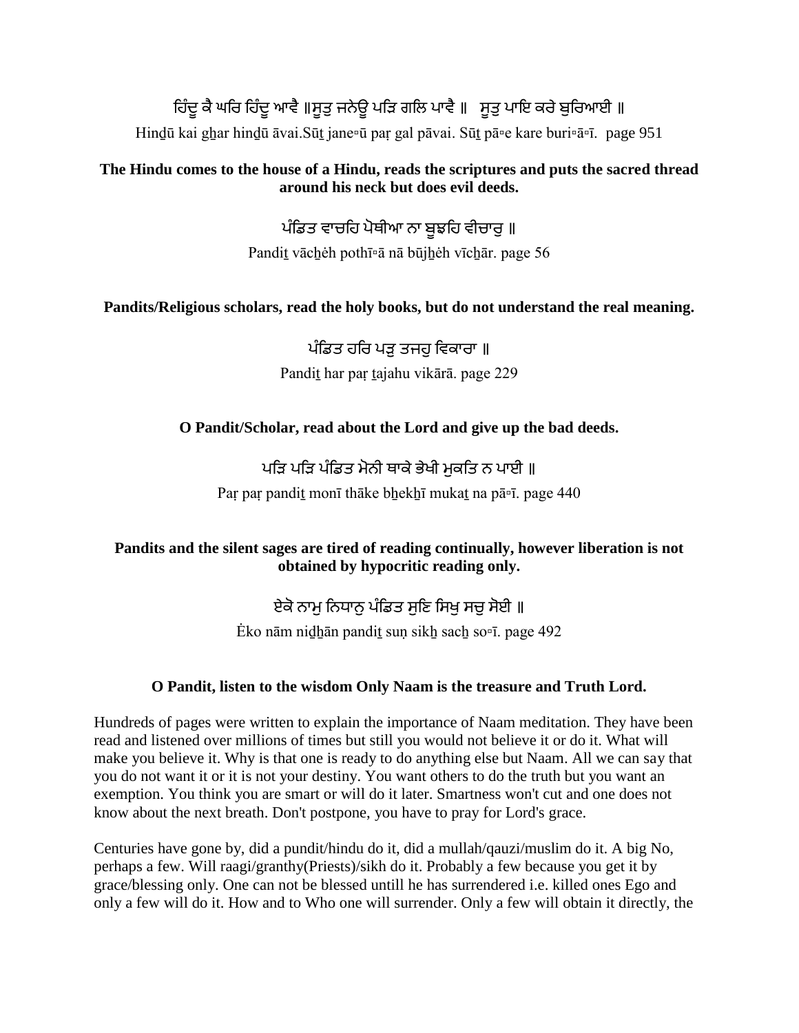ਹਿੰਦੂ ਕੈ ਘਰਿ ਹਿੰਦੂ ਆਵੈ ॥ਸੂਤੁ ਜਨੇਊ ਪੜਿ ਗਲਿ ਪਾਵੈ ॥ ਸੂਤੁ ਪਾਇ ਕਰੇ ਬੁਰਿਆਈ ॥

Hinḏū kai gẖar hinḏū āvai.Sūṯ jane▫ū paṛ gal pāvai. Sūṯ pā▫e kare buri▫ā▫ī. page 951

**The Hindu comes to the house of a Hindu, reads the scriptures and puts the sacred thread around his neck but does evil deeds.**

ਪੰਡਿਤ ਵਾਚਹਿ ਪੋਥੀਆ ਨਾ ਬੂਝਹਿ ਵੀਚਾਰੁ ॥

Pandiṯ vācẖėh pothī▫ā nā būjẖėh vīcẖār. page 56

**Pandits/Religious scholars, read the holy books, but do not understand the real meaning.**

ਪੰਡਿਤ ਹਰਿ ਪੜੁ ਤਜਹੁ ਵਿਕਾਰਾ ॥

Pandiṯ har paṛ ṯajahu vikārā. page 229

**O Pandit/Scholar, read about the Lord and give up the bad deeds.**

ਪੜਿ ਪੜਿ ਪੰਡਿਤ ਮੋਨੀ ਥਾਕੇ ਭੇਖੀ ਮੁਕਤਿ ਨ ਪਾਈ ॥

Paṛ paṛ pandiṯ monī thāke bẖekẖī mukaṯ na pā▫ī. page 440

**Pandits and the silent sages are tired of reading continually, however liberation is not obtained by hypocritic reading only.**

ਏਕੋ ਨਾਮੁ ਨਿਧਾਨੁ ਪੰਡਿਤ ਸੁਣਿ ਸਿਖੁ ਸਚੁ ਸੋਈ ॥

Ėko nām niḏẖān pandiṯ suṇ sikẖ sacẖ so▫ī. page 492

**O Pandit, listen to the wisdom Only Naam is the treasure and Truth Lord.**

Hundreds of pages were written to explain the importance of Naam meditation. They have been read and listened over millions of times but still you would not believe it or do it. What will make you believe it. Why is that one is ready to do anything else but Naam. All we can say that you do not want it or it is not your destiny. You want others to do the truth but you want an exemption. You think you are smart or will do it later. Smartness won't cut and one does not know about the next breath. Don't postpone, you have to pray for Lord's grace.

Centuries have gone by, did a pundit/hindu do it, did a mullah/qauzi/muslim do it. A big No, perhaps a few. Will raagi/granthy(Priests)/sikh do it. Probably a few because you get it by grace/blessing only. One can not be blessed untill he has surrendered i.e. killed ones Ego and only a few will do it. How and to Who one will surrender. Only a few will obtain it directly, the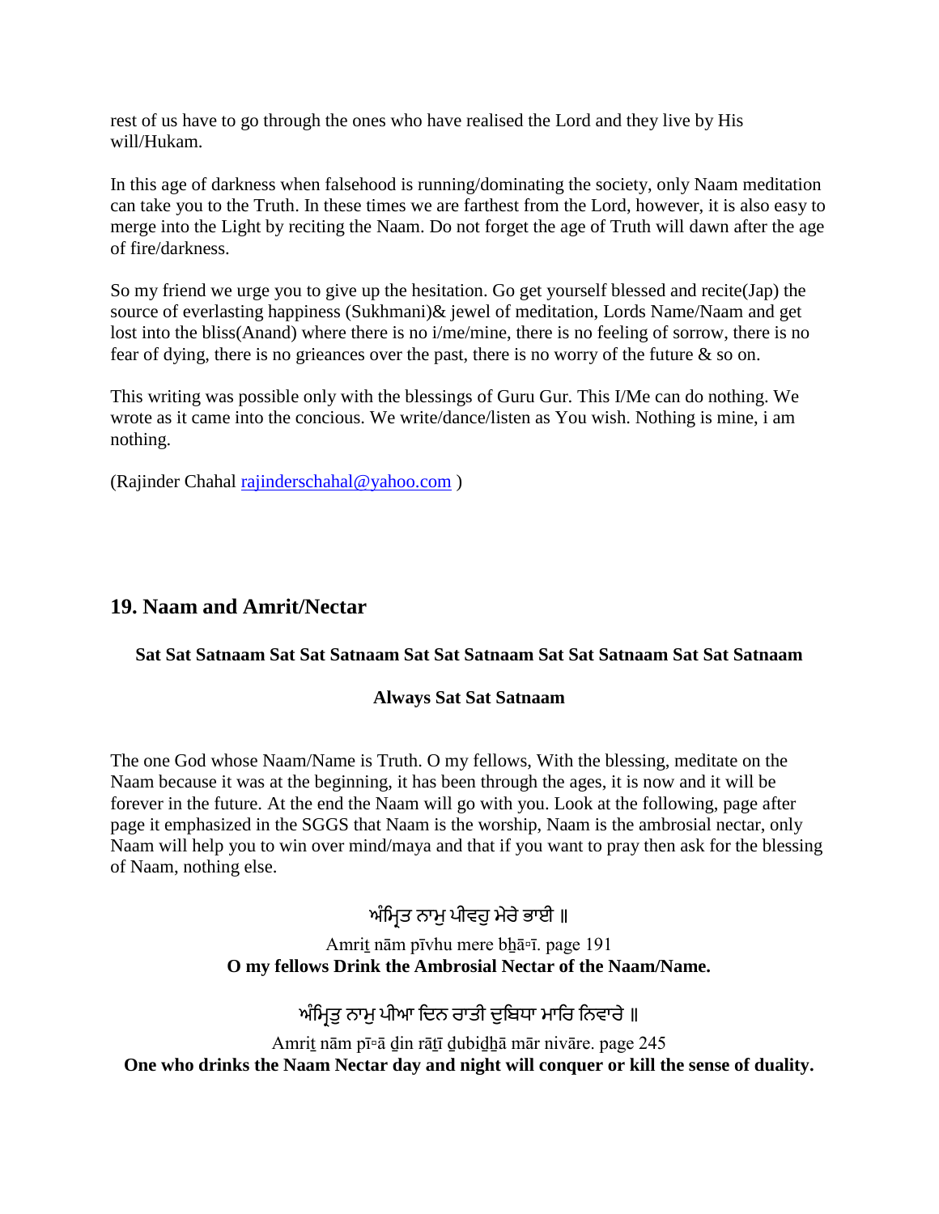rest of us have to go through the ones who have realised the Lord and they live by His will/Hukam.

In this age of darkness when falsehood is running/dominating the society, only Naam meditation can take you to the Truth. In these times we are farthest from the Lord, however, it is also easy to merge into the Light by reciting the Naam. Do not forget the age of Truth will dawn after the age of fire/darkness.

So my friend we urge you to give up the hesitation. Go get yourself blessed and recite(Jap) the source of everlasting happiness (Sukhmani)& jewel of meditation, Lords Name/Naam and get lost into the bliss(Anand) where there is no i/me/mine, there is no feeling of sorrow, there is no fear of dying, there is no grieances over the past, there is no worry of the future & so on.

This writing was possible only with the blessings of Guru Gur. This I/Me can do nothing. We wrote as it came into the concious. We write/dance/listen as You wish. Nothing is mine, i am nothing.

(Rajinder Chahal rajinderschahal@yahoo.com )

## 19. Naam and Amrit/Nectar

**Sat Sat Satnaam Sat Sat Satnaam Sat Sat Satnaam Sat Sat Satnaam Sat Sat Satnaam**

**Always Sat Sat Satnaam**

The one God whose Naam/Name is Truth. O my fellows, With the blessing, meditate on the Naam because it was at the beginning, it has been through the ages, it is now and it will be forever in the future. At the end the Naam will go with you. Look at the following, page after page it emphasized in the SGGS that Naam is the worship, Naam is the ambrosial nectar, only Naam will help you to win over mind/maya and that if you want to pray then ask for the blessing of Naam, nothing else.

ਅੰਮ੍ਰਿਤ ਨਾਮੁ ਪੀਵਹੁ ਮੇਰੇ ਭਾਈ ॥

Amriṯ nām pīvhu mere bẖā▫ī. page 191
**O my fellows Drink the Ambrosial Nectar of the Naam/Name.**

ਅੰਮ੍ਰਿਤੁ ਨਾਮੁ ਪੀਆ ਦਿਨ ਰਾਤੀ ਦੁਬਿਧਾ ਮਾਰਿ ਨਿਵਾਰੇ ॥

Amriṯ nām pī▫ā ḏin rāṯī ḏubiḏẖā mār nivāre. page 245
**One who drinks the Naam Nectar day and night will conquer or kill the sense of duality.**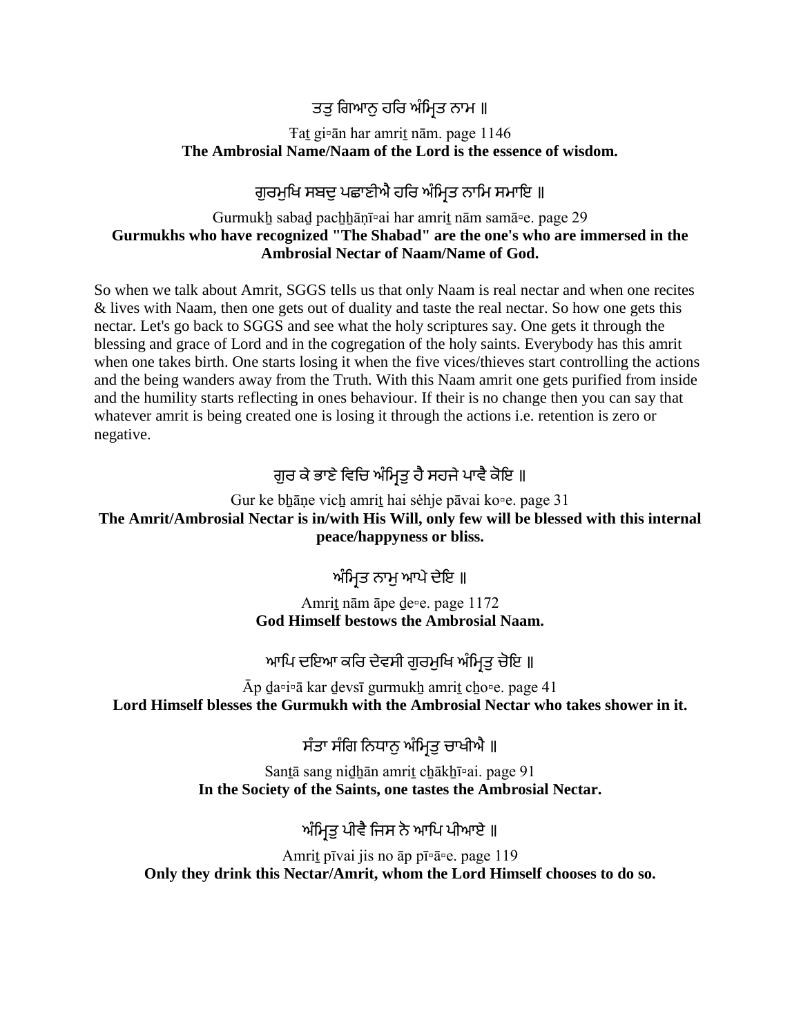ਤਤੁ ਗਿਆਨੁ ਹਰਿ ਅੰਮ੍ਰਿਤ ਨਾਮ ॥

Ŧaṯ gi▫ān har amriṯ nām. page 1146
**The Ambrosial Name/Naam of the Lord is the essence of wisdom.**

ਗੁਰਮੁਖਿ ਸਬਦੁ ਪਛਾਣੀਐ ਹਰਿ ਅੰਮ੍ਰਿਤ ਨਾਮਿ ਸਮਾਇ ॥

Gurmukẖ sabaḏ pacẖẖāṇī▫ai har amriṯ nām samā▫e. page 29
**Gurmukhs who have recognized "The Shabad" are the one's who are immersed in the Ambrosial Nectar of Naam/Name of God.**

So when we talk about Amrit, SGGS tells us that only Naam is real nectar and when one recites & lives with Naam, then one gets out of duality and taste the real nectar. So how one gets this nectar. Let's go back to SGGS and see what the holy scriptures say. One gets it through the blessing and grace of Lord and in the cogregation of the holy saints. Everybody has this amrit when one takes birth. One starts losing it when the five vices/thieves start controlling the actions and the being wanders away from the Truth. With this Naam amrit one gets purified from inside and the humility starts reflecting in ones behaviour. If their is no change then you can say that whatever amrit is being created one is losing it through the actions i.e. retention is zero or negative.

ਗੁਰ ਕੇ ਭਾਣੇ ਵਿਚਿ ਅੰਮ੍ਰਿਤੁ ਹੈ ਸਹਜੇ ਪਾਵੈ ਕੋਇ ॥

Gur ke bẖāṇe vicẖ amriṯ hai sėhje pāvai ko▫e. page 31
**The Amrit/Ambrosial Nectar is in/with His Will, only few will be blessed with this internal peace/happyness or bliss.**

ਅੰਮ੍ਰਿਤ ਨਾਮੁ ਆਪੇ ਦੇਇ ॥

Amriṯ nām āpe ḏe▫e. page 1172
**God Himself bestows the Ambrosial Naam.**

ਆਪਿ ਦਇਆ ਕਰਿ ਦੇਵਸੀ ਗੁਰਮੁਖਿ ਅੰਮ੍ਰਿਤੁ ਚੋਇ ॥

Āp ḏa▫i▫ā kar ḏevsī gurmukẖ amriṯ cẖo▫e. page 41
**Lord Himself blesses the Gurmukh with the Ambrosial Nectar who takes shower in it.**

ਸੰਤਾ ਸੰਗਿ ਨਿਧਾਨੁ ਅੰਮ੍ਰਿਤੁ ਚਾਖੀਐ ॥

Sanṯā sang niḏẖān amriṯ cẖākẖī▫ai. page 91
**In the Society of the Saints, one tastes the Ambrosial Nectar.**

ਅੰਮ੍ਰਿਤੁ ਪੀਵੈ ਜਿਸ ਨੋ ਆਪਿ ਪੀਆਏ ॥

Amriṯ pīvai jis no āp pī▫ā▫e. page 119
**Only they drink this Nectar/Amrit, whom the Lord Himself chooses to do so.**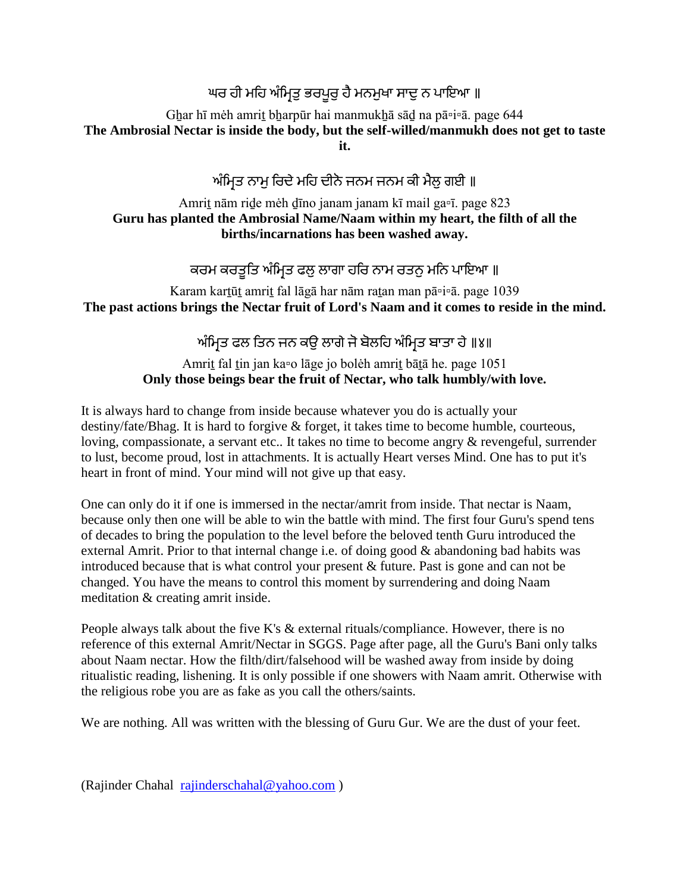ਘਰ ਹੀ ਮਹਿ ਅੰਮ੍ਰਿਤੁ ਭਰਪੂਰੁ ਹੈ ਮਨਮੁਖਾ ਸਾਦੁ ਨ ਪਾਇਆ ॥

Gẖar hī mėh amriṯ bẖarpūr hai manmukẖā sāḏ na pā▫i▫ā. page 644
**The Ambrosial Nectar is inside the body, but the self-willed/manmukh does not get to taste it.**

ਅੰਮ੍ਰਿਤ ਨਾਮੁ ਰਿਦੇ ਮਹਿ ਦੀਨੋ ਜਨਮ ਜਨਮ ਕੀ ਮੈਲੁ ਗਈ ॥

Amriṯ nām riḏe mėh ḏīno janam janam kī mail ga▫ī. page 823
**Guru has planted the Ambrosial Name/Naam within my heart, the filth of all the births/incarnations has been washed away.**

ਕਰਮ ਕਰਤੂਤਿ ਅੰਮ੍ਰਿਤ ਫਲੁ ਲਾਗਾ ਹਰਿ ਨਾਮ ਰਤਨੁ ਮਨਿ ਪਾਇਆ ॥

Karam karṯūṯ amriṯ fal lāgā har nām raṯan man pā▫i▫ā. page 1039
**The past actions brings the Nectar fruit of Lord's Naam and it comes to reside in the mind.**

ਅੰਮ੍ਰਿਤ ਫਲ ਤਿਨ ਜਨ ਕਉ ਲਾਗੇ ਜੋ ਬੋਲਹਿ ਅੰਮ੍ਰਿਤ ਬਾਤਾ ਹੇ ॥੪॥

Amriṯ fal ṯin jan ka▫o lāge jo bolėh amriṯ bāṯā he. page 1051
**Only those beings bear the fruit of Nectar, who talk humbly/with love.**

It is always hard to change from inside because whatever you do is actually your destiny/fate/Bhag. It is hard to forgive & forget, it takes time to become humble, courteous, loving, compassionate, a servant etc.. It takes no time to become angry & revengeful, surrender to lust, become proud, lost in attachments. It is actually Heart verses Mind. One has to put it's heart in front of mind. Your mind will not give up that easy.

One can only do it if one is immersed in the nectar/amrit from inside. That nectar is Naam, because only then one will be able to win the battle with mind. The first four Guru's spend tens of decades to bring the population to the level before the beloved tenth Guru introduced the external Amrit. Prior to that internal change i.e. of doing good & abandoning bad habits was introduced because that is what control your present & future. Past is gone and can not be changed. You have the means to control this moment by surrendering and doing Naam meditation & creating amrit inside.

People always talk about the five K's & external rituals/compliance. However, there is no reference of this external Amrit/Nectar in SGGS. Page after page, all the Guru's Bani only talks about Naam nectar. How the filth/dirt/falsehood will be washed away from inside by doing ritualistic reading, lishening. It is only possible if one showers with Naam amrit. Otherwise with the religious robe you are as fake as you call the others/saints.

We are nothing. All was written with the blessing of Guru Gur. We are the dust of your feet.

(Rajinder Chahal rajinderschahal@yahoo.com )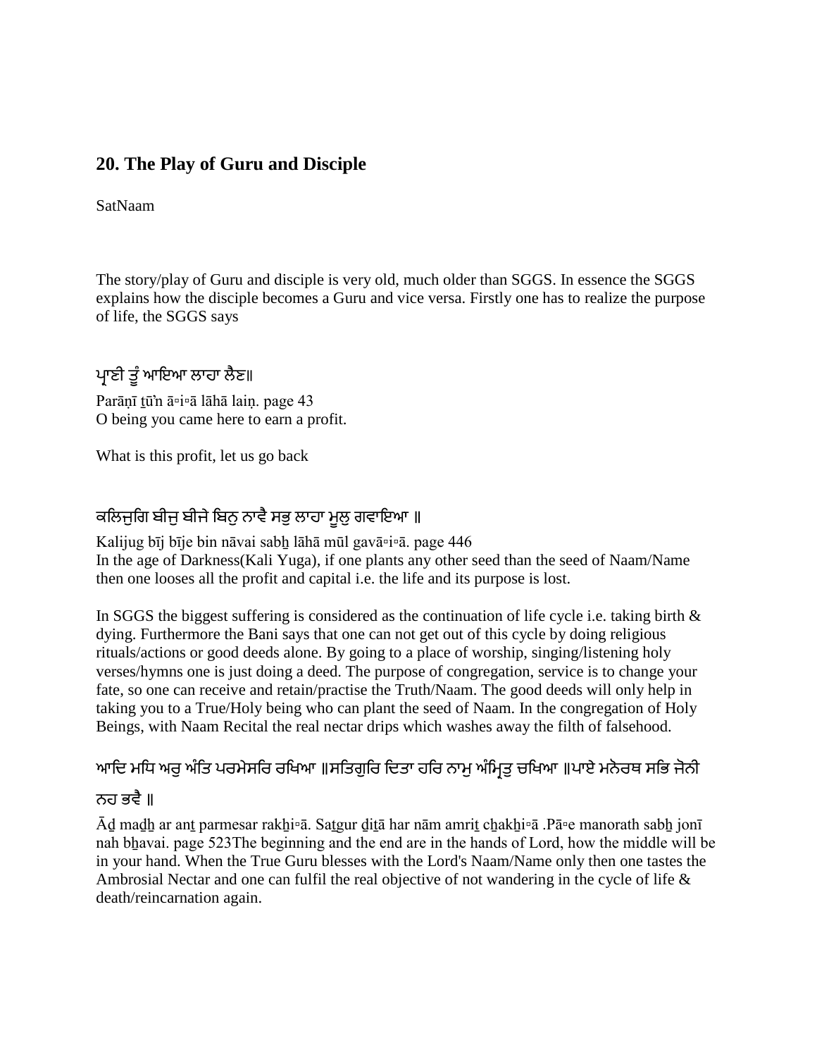## 20. The Play of Guru and Disciple

SatNaam

The story/play of Guru and disciple is very old, much older than SGGS. In essence the SGGS explains how the disciple becomes a Guru and vice versa. Firstly one has to realize the purpose of life, the SGGS says

ਪ੍ਰਾਣੀ ਤੂੰ ਆਇਆ ਲਾਹਾ ਲੈਣ॥

Parāṇī ṯūʼn ā▫i▫ā lāhā laiṇ. page 43
O being you came here to earn a profit.

What is this profit, let us go back

ਕਲਿਜੁਗਿ ਬੀਜੁ ਬੀਜੇ ਬਿਨੁ ਨਾਵੈ ਸਭੁ ਲਾਹਾ ਮੂਲੁ ਗਵਾਇਆ ॥

Kalijug bīj bīje bin nāvai sabẖ lāhā mūl gavā▫i▫ā. page 446
In the age of Darkness(Kali Yuga), if one plants any other seed than the seed of Naam/Name then one looses all the profit and capital i.e. the life and its purpose is lost.

In SGGS the biggest suffering is considered as the continuation of life cycle i.e. taking birth & dying. Furthermore the Bani says that one can not get out of this cycle by doing religious rituals/actions or good deeds alone. By going to a place of worship, singing/listening holy verses/hymns one is just doing a deed. The purpose of congregation, service is to change your fate, so one can receive and retain/practise the Truth/Naam. The good deeds will only help in taking you to a True/Holy being who can plant the seed of Naam. In the congregation of Holy Beings, with Naam Recital the real nectar drips which washes away the filth of falsehood.

ਆਦਿ ਮਧਿ ਅਰੁ ਅੰਤਿ ਪਰਮੇਸਰਿ ਰਖਿਆ ॥ਸਤਿਗੁਰਿ ਦਿਤਾ ਹਰਿ ਨਾਮੁ ਅੰਮ੍ਰਿਤੁ ਚਖਿਆ ॥ਪਾਏ ਮਨੋਰਥ ਸਭਿ ਜੋਨੀ ਨਹ ਭਵੈ ॥

Āḏ maḏẖ ar anṯ parmesar rakẖi▫ā. Saṯgur ḏiṯā har nām amriṯ cẖakẖi▫ā .Pā▫e manorath sabẖ jonī nah bẖavai. page 523The beginning and the end are in the hands of Lord, how the middle will be in your hand. When the True Guru blesses with the Lord's Naam/Name only then one tastes the Ambrosial Nectar and one can fulfil the real objective of not wandering in the cycle of life & death/reincarnation again.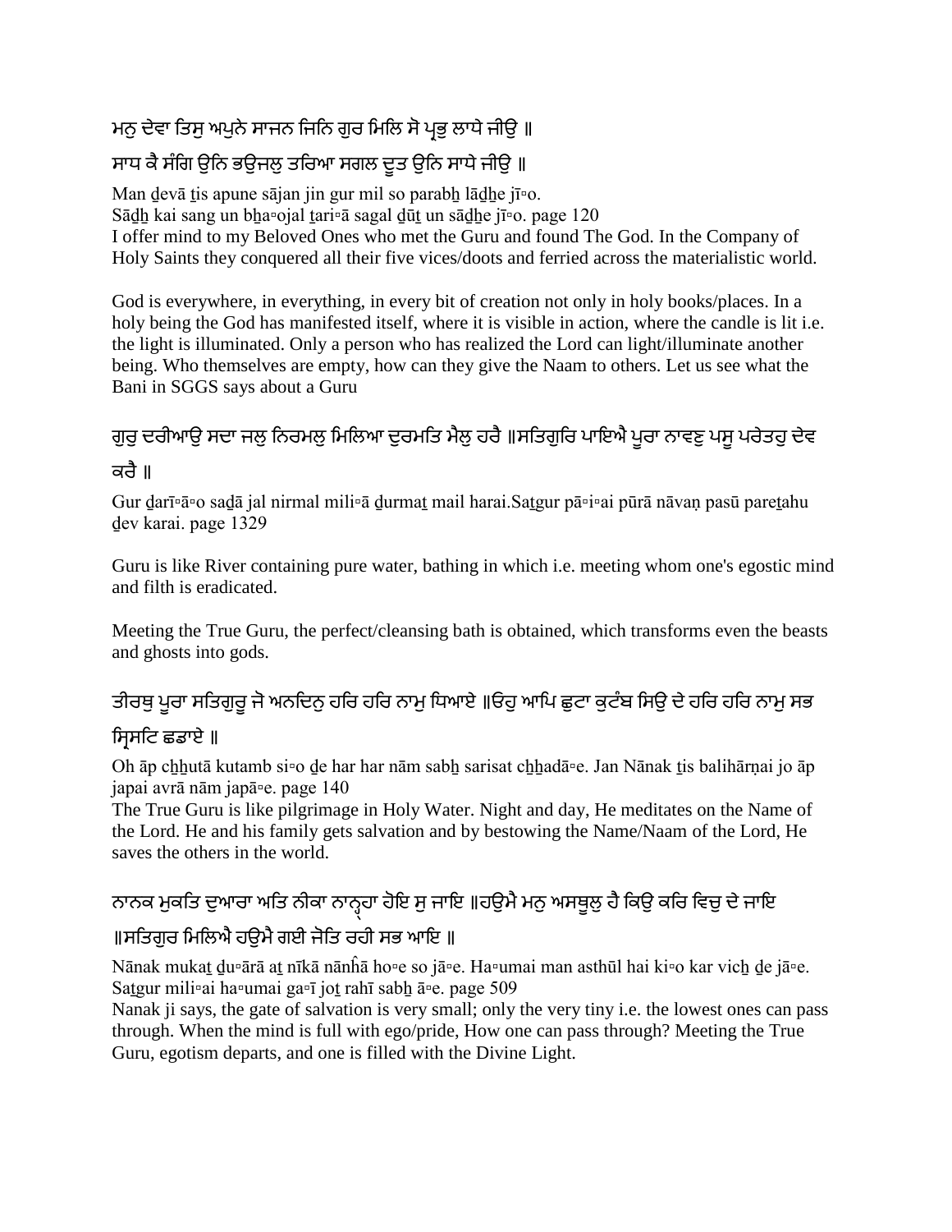ਮਨੁ ਦੇਵਾ ਤਿਸੁ ਅਪੁਨੇ ਸਾਜਨ ਜਿਨਿ ਗੁਰ ਮਿਲਿ ਸੋ ਪ੍ਰਭੁ ਲਾਧੇ ਜੀਉ ॥

ਸਾਧ ਕੈ ਸੰਗਿ ਉਨਿ ਭਉਜਲੁ ਤਰਿਆ ਸਗਲ ਦੂਤ ਉਨਿ ਸਾਧੇ ਜੀਉ ॥

Man ḏevā ṯis apune sājan jin gur mil so parabẖ lāḏẖe jī▫o.
Sāḏẖ kai sang un bẖa▫ojal ṯari▫ā sagal ḏūṯ un sāḏẖe jī▫o. page 120
I offer mind to my Beloved Ones who met the Guru and found The God. In the Company of Holy Saints they conquered all their five vices/doots and ferried across the materialistic world.

God is everywhere, in everything, in every bit of creation not only in holy books/places. In a holy being the God has manifested itself, where it is visible in action, where the candle is lit i.e. the light is illuminated. Only a person who has realized the Lord can light/illuminate another being. Who themselves are empty, how can they give the Naam to others. Let us see what the Bani in SGGS says about a Guru

ਗੁਰੁ ਦਰੀਆਉ ਸਦਾ ਜਲੁ ਨਿਰਮਲੁ ਮਿਲਿਆ ਦੁਰਮਤਿ ਮੈਲੁ ਹਰੈ ॥ਸਤਿਗੁਰਿ ਪਾਇਐ ਪੂਰਾ ਨਾਵਣੁ ਪਸੂ ਪਰੇਤਹੁ ਦੇਵ ਕਰੈ ॥

Gur ḏarī▫ā▫o saḏā jal nirmal mili▫ā ḏurmaṯ mail harai.Saṯgur pā▫i▫ai pūrā nāvaṇ pasū pareṯahu ḏev karai. page 1329

Guru is like River containing pure water, bathing in which i.e. meeting whom one's egostic mind and filth is eradicated.

Meeting the True Guru, the perfect/cleansing bath is obtained, which transforms even the beasts and ghosts into gods.

ਤੀਰਥੁ ਪੂਰਾ ਸਤਿਗੁਰੂ ਜੋ ਅਨਦਿਨੁ ਹਰਿ ਹਰਿ ਨਾਮੁ ਧਿਆਏ ॥ਓਹੁ ਆਪਿ ਛੁਟਾ ਕੁਟੰਬ ਸਿਉ ਦੇ ਹਰਿ ਹਰਿ ਨਾਮੁ ਸਭ ਸ੍ਰਿਸਟਿ ਛਡਾਏ ॥

Oh āp cẖẖutā kutamb si▫o ḏe har har nām sabẖ sarisat cẖẖadā▫e. Jan Nānak ṯis balihārṇai jo āp japai avrā nām japā▫e. page 140
The True Guru is like pilgrimage in Holy Water. Night and day, He meditates on the Name of the Lord. He and his family gets salvation and by bestowing the Name/Naam of the Lord, He saves the others in the world.

ਨਾਨਕ ਮੁਕਤਿ ਦੁਆਰਾ ਅਤਿ ਨੀਕਾ ਨਾਨ੍ਹ੍ਹਾ ਹੋਇ ਸੁ ਜਾਇ ॥ਹਉਮੈ ਮਨੁ ਅਸਥੂਲੁ ਹੈ ਕਿਉ ਕਰਿ ਵਿਚੁ ਦੇ ਜਾਇ ॥ਸਤਿਗੁਰ ਮਿਲਿਐ ਹਉਮੈ ਗਈ ਜੋਤਿ ਰਹੀ ਸਭ ਆਇ ॥

Nānak mukaṯ ḏu▫ārā aṯ nīkā nānĥā ho▫e so jā▫e. Ha▫umai man asthūl hai ki▫o kar vicẖ ḏe jā▫e. Saṯgur mili▫ai ha▫umai ga▫ī joṯ rahī sabẖ ā▫e. page 509
Nanak ji says, the gate of salvation is very small; only the very tiny i.e. the lowest ones can pass through. When the mind is full with ego/pride, How one can pass through? Meeting the True Guru, egotism departs, and one is filled with the Divine Light.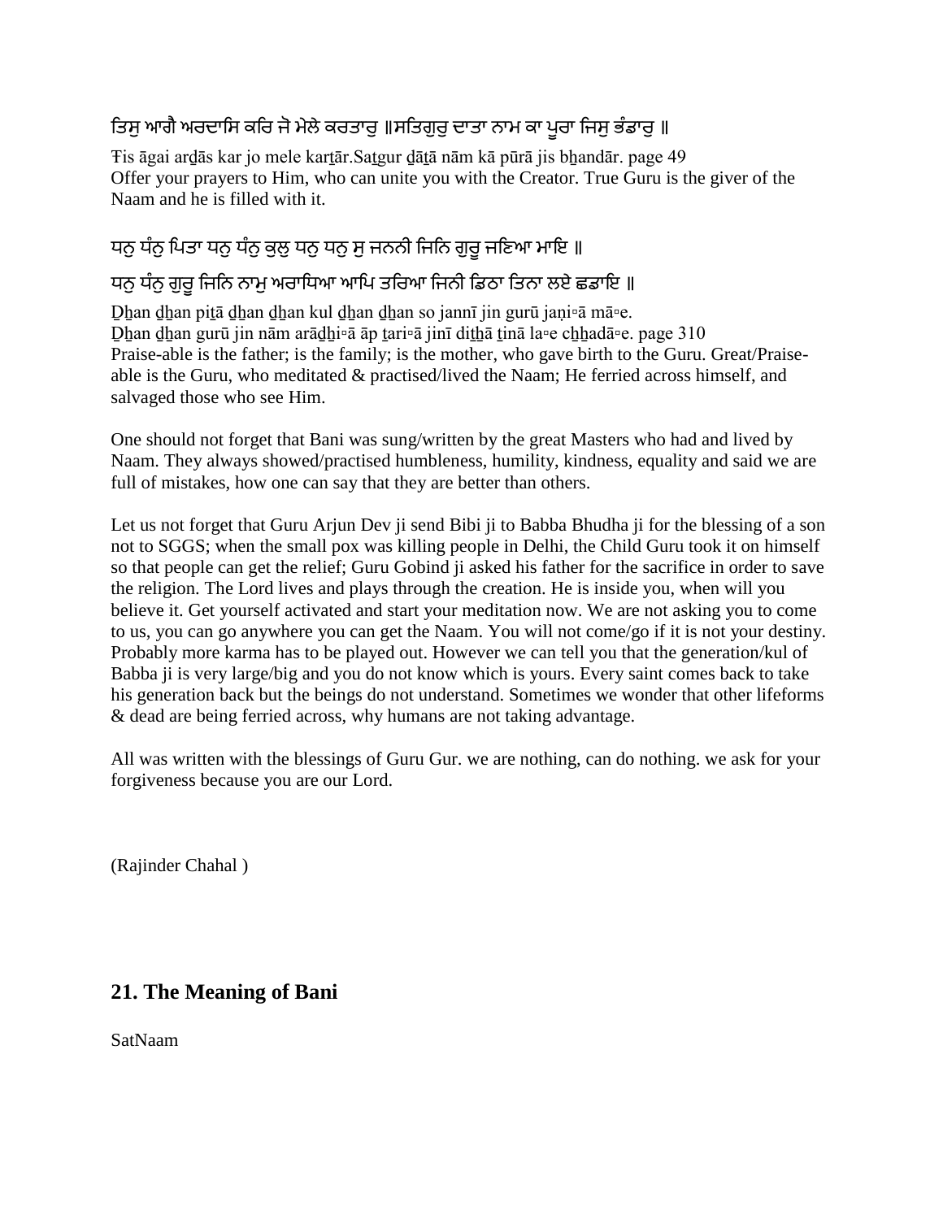ਤਿਸੁ ਆਗੈ ਅਰਦਾਸਿ ਕਰਿ ਜੋ ਮੇਲੇ ਕਰਤਾਰੁ ॥ਸਤਿਗੁਰੁ ਦਾਤਾ ਨਾਮ ਕਾ ਪੂਰਾ ਜਿਸੁ ਭੰਡਾਰੁ ॥

Ŧis āgai arḏās kar jo mele karṯār.Saṯgur ḏāṯā nām kā pūrā jis bẖandār. page 49
Offer your prayers to Him, who can unite you with the Creator. True Guru is the giver of the Naam and he is filled with it.

ਧਨੁ ਧੰਨੁ ਪਿਤਾ ਧਨੁ ਧੰਨੁ ਕੁਲੁ ਧਨੁ ਧਨੁ ਸੁ ਜਨਨੀ ਜਿਨਿ ਗੁਰੂ ਜਣਿਆ ਮਾਇ ॥

ਧਨੁ ਧੰਨੁ ਗੁਰੂ ਜਿਨਿ ਨਾਮੁ ਅਰਾਧਿਆ ਆਪਿ ਤਰਿਆ ਜਿਨੀ ਡਿਠਾ ਤਿਨਾ ਲਏ ਛਡਾਇ ॥

Ḏẖan ḏẖan piṯā ḏẖan ḏẖan kul ḏẖan ḏẖan so jannī jin gurū jaṇi▫ā mā▫e.
Ḏẖan ḏẖan gurū jin nām arāḏẖi▫ā āp ṯari▫ā jinī diṯẖā ṯinā la▫e cẖẖadā▫e. page 310
Praise-able is the father; is the family; is the mother, who gave birth to the Guru. Great/Praise-able is the Guru, who meditated & practised/lived the Naam; He ferried across himself, and salvaged those who see Him.

One should not forget that Bani was sung/written by the great Masters who had and lived by Naam. They always showed/practised humbleness, humility, kindness, equality and said we are full of mistakes, how one can say that they are better than others.

Let us not forget that Guru Arjun Dev ji send Bibi ji to Babba Bhudha ji for the blessing of a son not to SGGS; when the small pox was killing people in Delhi, the Child Guru took it on himself so that people can get the relief; Guru Gobind ji asked his father for the sacrifice in order to save the religion. The Lord lives and plays through the creation. He is inside you, when will you believe it. Get yourself activated and start your meditation now. We are not asking you to come to us, you can go anywhere you can get the Naam. You will not come/go if it is not your destiny. Probably more karma has to be played out. However we can tell you that the generation/kul of Babba ji is very large/big and you do not know which is yours. Every saint comes back to take his generation back but the beings do not understand. Sometimes we wonder that other lifeforms & dead are being ferried across, why humans are not taking advantage.

All was written with the blessings of Guru Gur. we are nothing, can do nothing. we ask for your forgiveness because you are our Lord.

(Rajinder Chahal )

## 21. The Meaning of Bani

SatNaam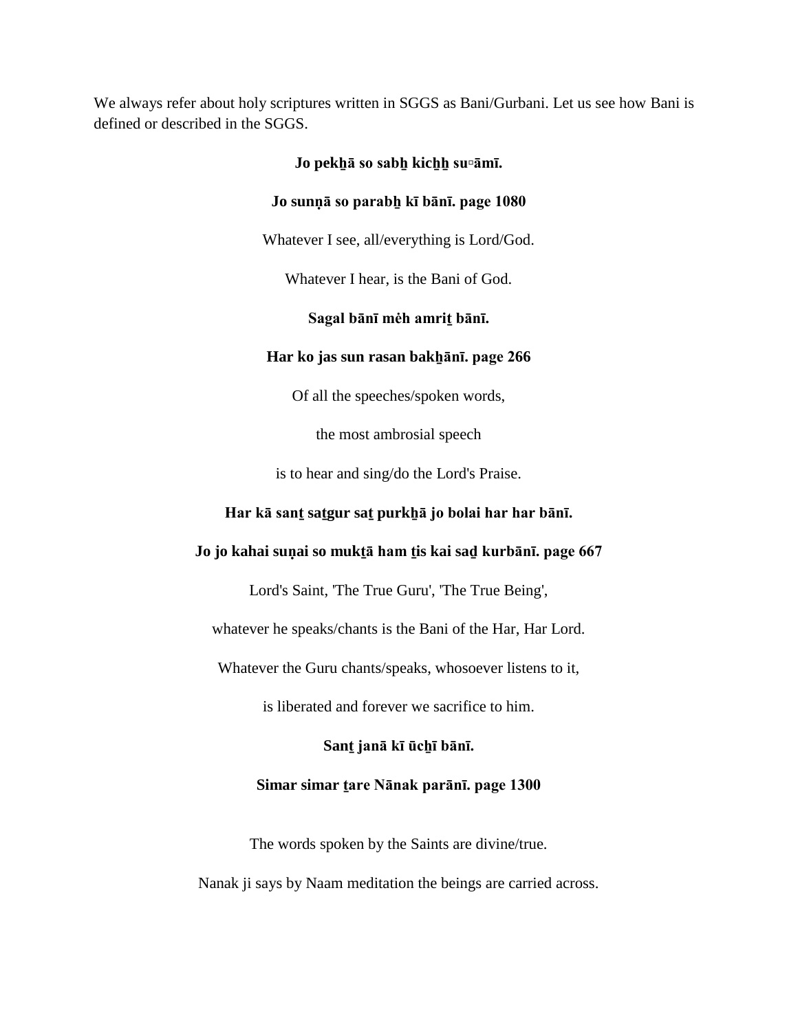We always refer about holy scriptures written in SGGS as Bani/Gurbani. Let us see how Bani is defined or described in the SGGS.

**Jo pekẖā so sabẖ kicẖẖ su▫āmī.**

**Jo sunṇā so parabẖ kī bāṇī. page 1080**

Whatever I see, all/everything is Lord/God.

Whatever I hear, is the Bani of God.

**Sagal bāṇī mėh amriṯ bāṇī.**

**Har ko jas sun rasan bakẖāṇī. page 266**

Of all the speeches/spoken words,

the most ambrosial speech

is to hear and sing/do the Lord's Praise.

**Har kā sanṯ saṯgur saṯ purkẖā jo bolai har har bāṇī.**

**Jo jo kahai suṇai so mukṯā ham ṯis kai saḏ kurbāṇī. page 667**

Lord's Saint, 'The True Guru', 'The True Being',

whatever he speaks/chants is the Bani of the Har, Har Lord.

Whatever the Guru chants/speaks, whosoever listens to it,

is liberated and forever we sacrifice to him.

**Sanṯ janā kī ūcẖī bāṇī.**

**Simar simar ṯare Nānak parāṇī. page 1300**

The words spoken by the Saints are divine/true.

Nanak ji says by Naam meditation the beings are carried across.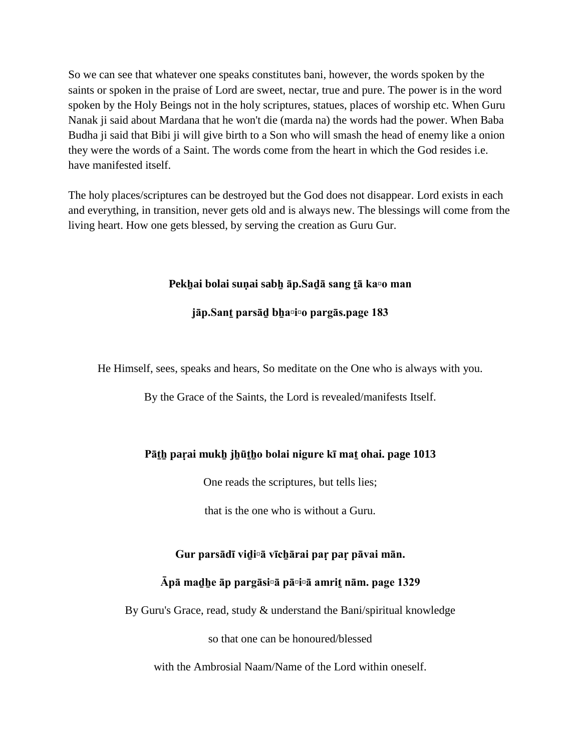So we can see that whatever one speaks constitutes bani, however, the words spoken by the saints or spoken in the praise of Lord are sweet, nectar, true and pure. The power is in the word spoken by the Holy Beings not in the holy scriptures, statues, places of worship etc. When Guru Nanak ji said about Mardana that he won't die (marda na) the words had the power. When Baba Budha ji said that Bibi ji will give birth to a Son who will smash the head of enemy like a onion they were the words of a Saint. The words come from the heart in which the God resides i.e. have manifested itself.

The holy places/scriptures can be destroyed but the God does not disappear. Lord exists in each and everything, in transition, never gets old and is always new. The blessings will come from the living heart. How one gets blessed, by serving the creation as Guru Gur.

**Pekẖai bolai suṇai sabẖ āp.Saḏā sang ṯā ka▫o man**

**jāp.Sanṯ parsāḏ bẖa▫i▫o pargās.page 183**

He Himself, sees, speaks and hears, So meditate on the One who is always with you.

By the Grace of the Saints, the Lord is revealed/manifests Itself.

**Pāṯẖ paṛai mukẖ jẖūṯẖo bolai nigure kī maṯ ohai. page 1013**

One reads the scriptures, but tells lies;

that is the one who is without a Guru.

**Gur parsādī viḏi▫ā vīcẖārai paṛ paṛ pāvai mān.**

**Āpā maḏẖe āp pargāsi▫ā pā▫i▫ā amriṯ nām. page 1329**

By Guru's Grace, read, study & understand the Bani/spiritual knowledge

so that one can be honoured/blessed

with the Ambrosial Naam/Name of the Lord within oneself.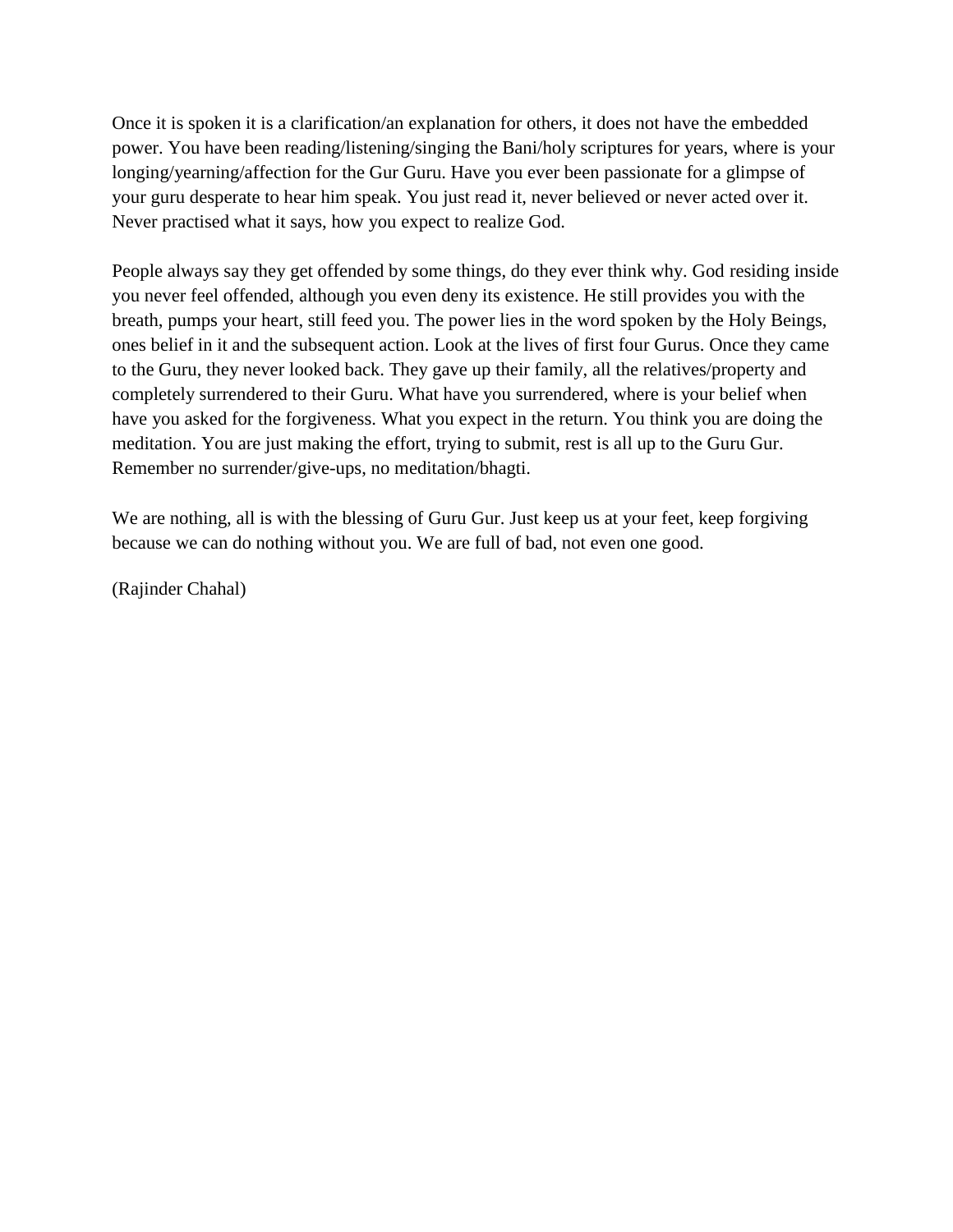Once it is spoken it is a clarification/an explanation for others, it does not have the embedded power. You have been reading/listening/singing the Bani/holy scriptures for years, where is your longing/yearning/affection for the Gur Guru. Have you ever been passionate for a glimpse of your guru desperate to hear him speak. You just read it, never believed or never acted over it. Never practised what it says, how you expect to realize God.

People always say they get offended by some things, do they ever think why. God residing inside you never feel offended, although you even deny its existence. He still provides you with the breath, pumps your heart, still feed you. The power lies in the word spoken by the Holy Beings, ones belief in it and the subsequent action. Look at the lives of first four Gurus. Once they came to the Guru, they never looked back. They gave up their family, all the relatives/property and completely surrendered to their Guru. What have you surrendered, where is your belief when have you asked for the forgiveness. What you expect in the return. You think you are doing the meditation. You are just making the effort, trying to submit, rest is all up to the Guru Gur. Remember no surrender/give-ups, no meditation/bhagti.

We are nothing, all is with the blessing of Guru Gur. Just keep us at your feet, keep forgiving because we can do nothing without you. We are full of bad, not even one good.

(Rajinder Chahal)